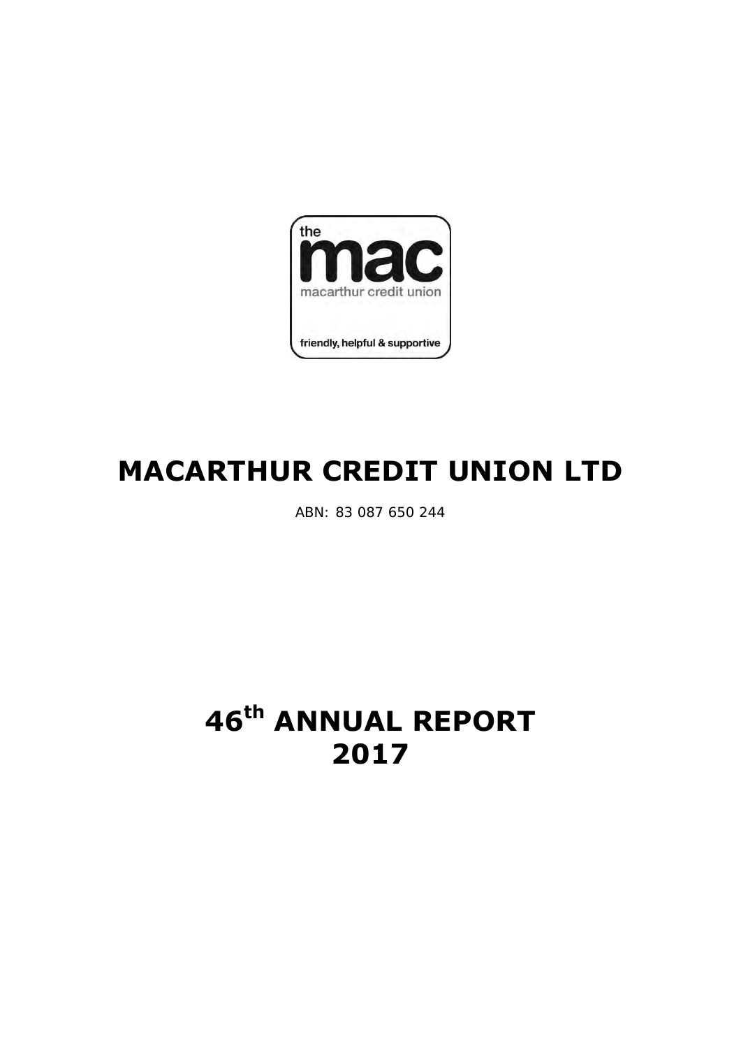the

mac

macarthur credit union

friendly, helpful & supportive

# MACARTHUR CREDIT UNION LTD

ABN: 83 087 650 244

# 46th ANNUAL REPORT 2017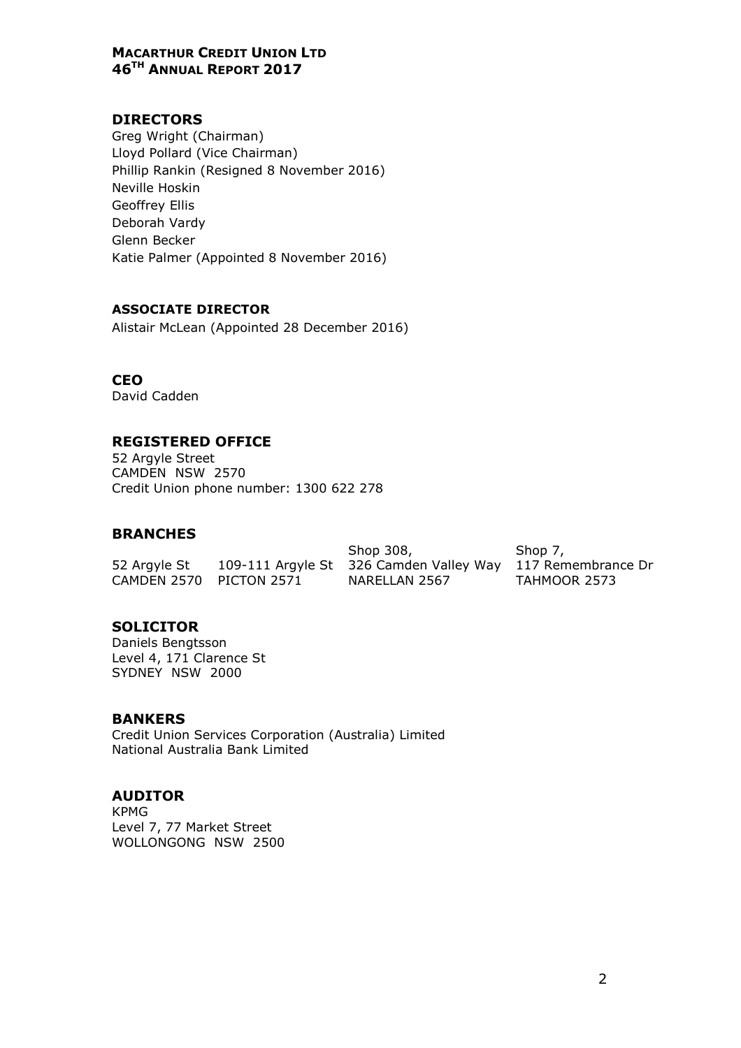**MACARTHUR CREDIT UNION LTD**
**46TH ANNUAL REPORT 2017**

## DIRECTORS

Greg Wright (Chairman)
Lloyd Pollard (Vice Chairman)
Phillip Rankin (Resigned 8 November 2016)
Neville Hoskin
Geoffrey Ellis
Deborah Vardy
Glenn Becker
Katie Palmer (Appointed 8 November 2016)

### ASSOCIATE DIRECTOR

Alistair McLean (Appointed 28 December 2016)

## CEO

David Cadden

## REGISTERED OFFICE

52 Argyle Street
CAMDEN NSW 2570
Credit Union phone number: 1300 622 278

## BRANCHES

| | | | |
|---|---|---|---|
| | | Shop 308, | Shop 7, |
| 52 Argyle St | 109-111 Argyle St | 326 Camden Valley Way | 117 Remembrance Dr |
| CAMDEN 2570 | PICTON 2571 | NARELLAN 2567 | TAHMOOR 2573 |

## SOLICITOR

Daniels Bengtsson
Level 4, 171 Clarence St
SYDNEY NSW 2000

## BANKERS

Credit Union Services Corporation (Australia) Limited
National Australia Bank Limited

## AUDITOR

KPMG
Level 7, 77 Market Street
WOLLONGONG NSW 2500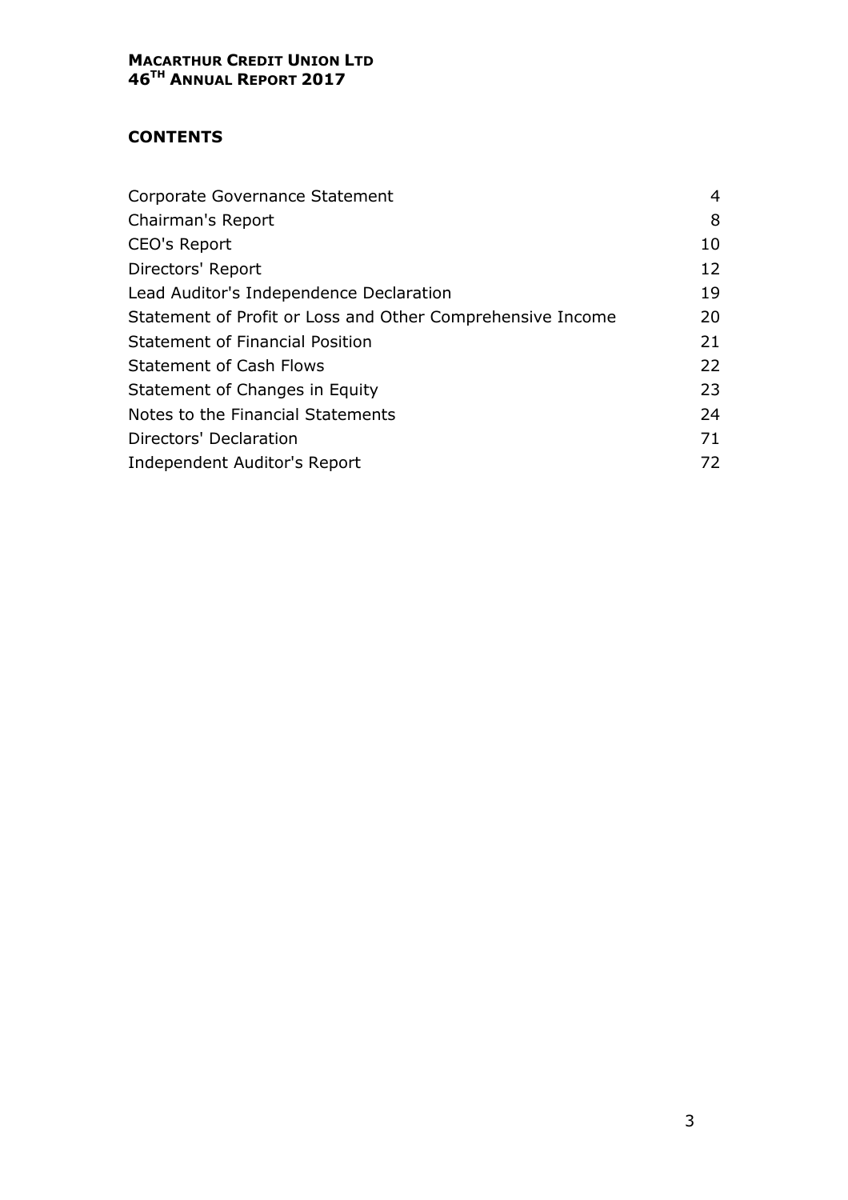**MACARTHUR CREDIT UNION LTD**
**46TH ANNUAL REPORT 2017**

## CONTENTS

| | |
|---|---|
| Corporate Governance Statement | 4 |
| Chairman's Report | 8 |
| CEO's Report | 10 |
| Directors' Report | 12 |
| Lead Auditor's Independence Declaration | 19 |
| Statement of Profit or Loss and Other Comprehensive Income | 20 |
| Statement of Financial Position | 21 |
| Statement of Cash Flows | 22 |
| Statement of Changes in Equity | 23 |
| Notes to the Financial Statements | 24 |
| Directors' Declaration | 71 |
| Independent Auditor's Report | 72 |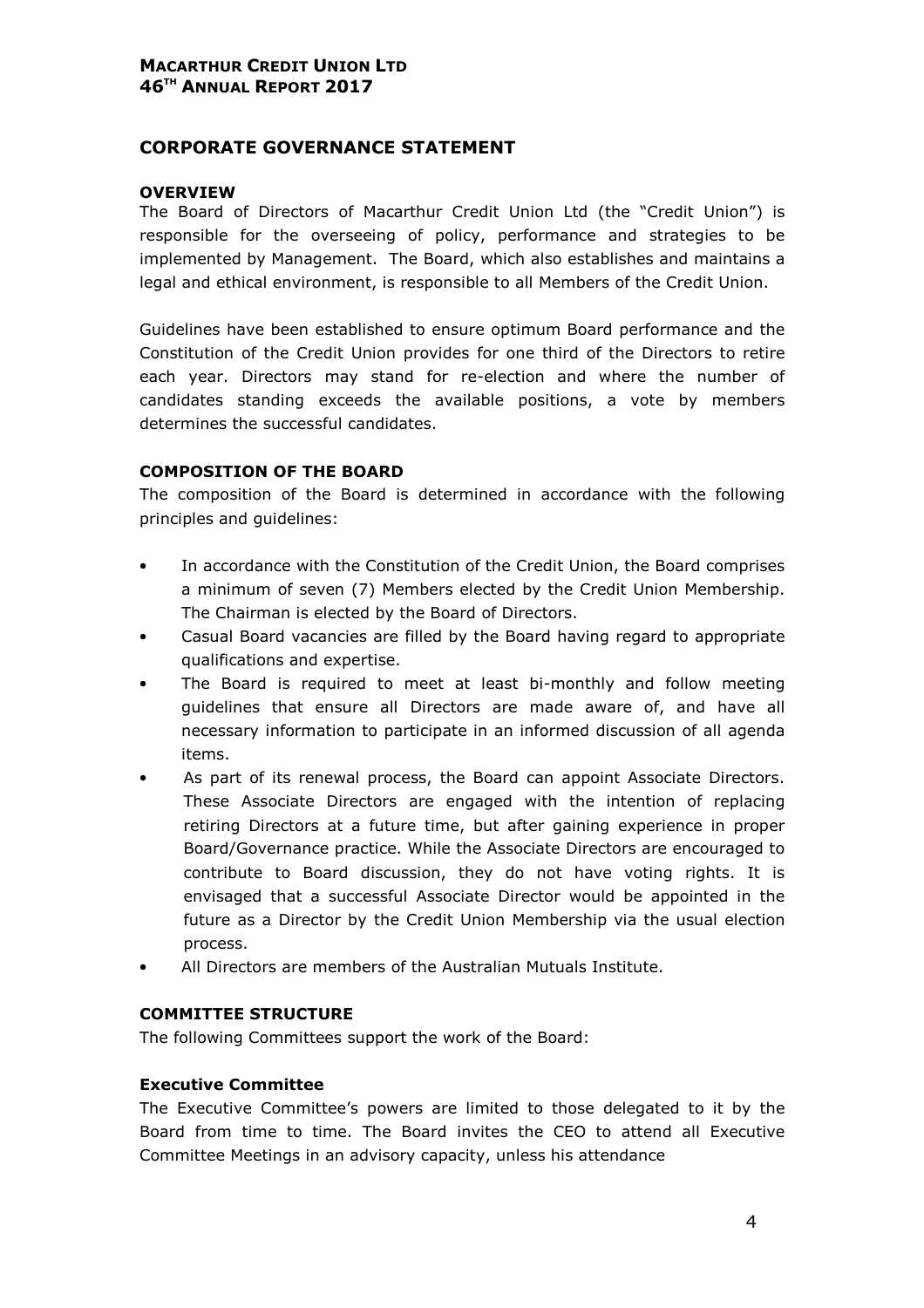## CORPORATE GOVERNANCE STATEMENT

### OVERVIEW

The Board of Directors of Macarthur Credit Union Ltd (the "Credit Union") is responsible for the overseeing of policy, performance and strategies to be implemented by Management. The Board, which also establishes and maintains a legal and ethical environment, is responsible to all Members of the Credit Union.

Guidelines have been established to ensure optimum Board performance and the Constitution of the Credit Union provides for one third of the Directors to retire each year. Directors may stand for re-election and where the number of candidates standing exceeds the available positions, a vote by members determines the successful candidates.

### COMPOSITION OF THE BOARD

The composition of the Board is determined in accordance with the following principles and guidelines:

- In accordance with the Constitution of the Credit Union, the Board comprises a minimum of seven (7) Members elected by the Credit Union Membership. The Chairman is elected by the Board of Directors.
- Casual Board vacancies are filled by the Board having regard to appropriate qualifications and expertise.
- The Board is required to meet at least bi-monthly and follow meeting guidelines that ensure all Directors are made aware of, and have all necessary information to participate in an informed discussion of all agenda items.
- As part of its renewal process, the Board can appoint Associate Directors. These Associate Directors are engaged with the intention of replacing retiring Directors at a future time, but after gaining experience in proper Board/Governance practice. While the Associate Directors are encouraged to contribute to Board discussion, they do not have voting rights. It is envisaged that a successful Associate Director would be appointed in the future as a Director by the Credit Union Membership via the usual election process.
- All Directors are members of the Australian Mutuals Institute.

### COMMITTEE STRUCTURE

The following Committees support the work of the Board:

#### Executive Committee

The Executive Committee's powers are limited to those delegated to it by the Board from time to time. The Board invites the CEO to attend all Executive Committee Meetings in an advisory capacity, unless his attendance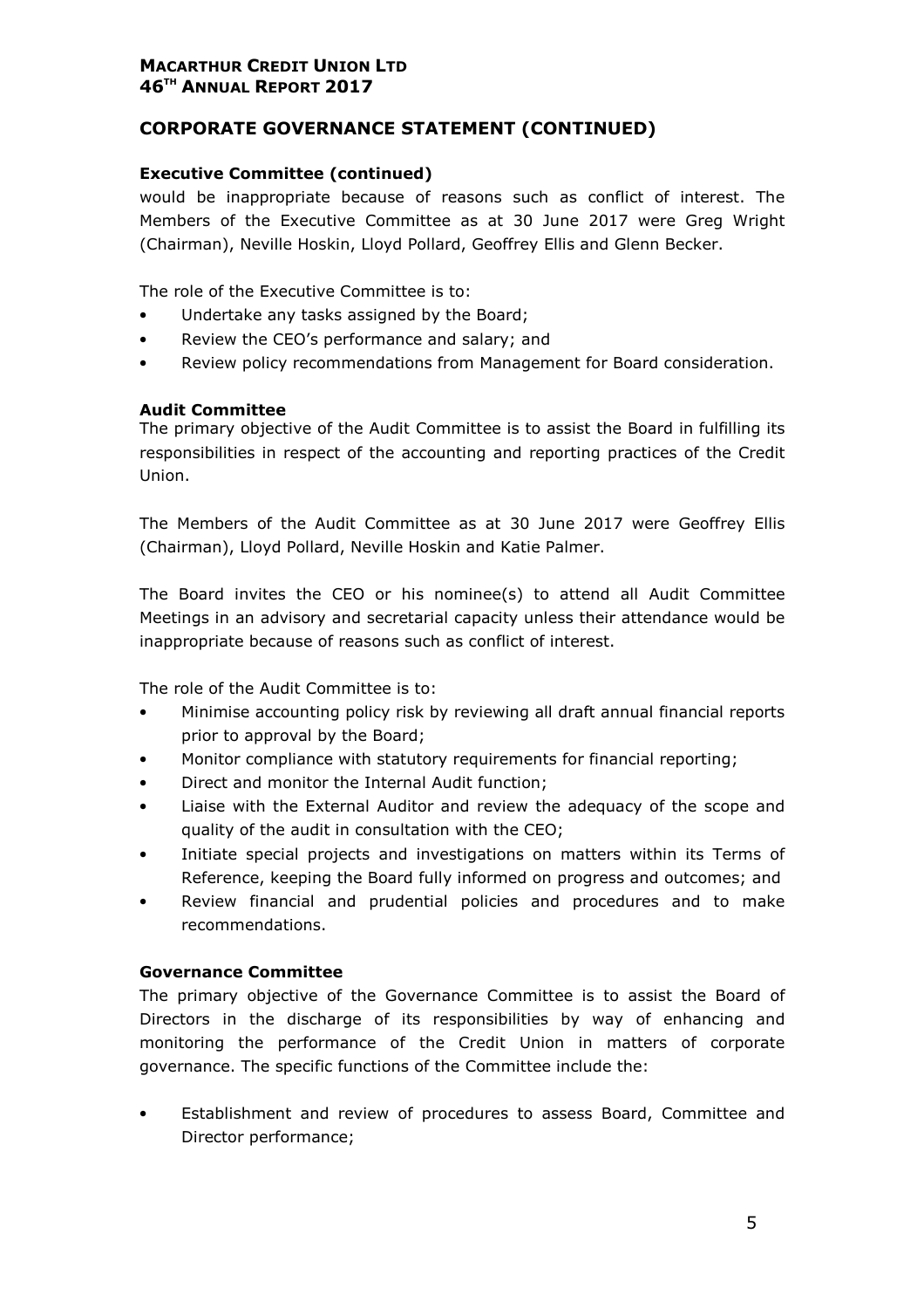## CORPORATE GOVERNANCE STATEMENT (CONTINUED)

### Executive Committee (continued)

would be inappropriate because of reasons such as conflict of interest. The Members of the Executive Committee as at 30 June 2017 were Greg Wright (Chairman), Neville Hoskin, Lloyd Pollard, Geoffrey Ellis and Glenn Becker.

The role of the Executive Committee is to:

- Undertake any tasks assigned by the Board;
- Review the CEO's performance and salary; and
- Review policy recommendations from Management for Board consideration.

### Audit Committee

The primary objective of the Audit Committee is to assist the Board in fulfilling its responsibilities in respect of the accounting and reporting practices of the Credit Union.

The Members of the Audit Committee as at 30 June 2017 were Geoffrey Ellis (Chairman), Lloyd Pollard, Neville Hoskin and Katie Palmer.

The Board invites the CEO or his nominee(s) to attend all Audit Committee Meetings in an advisory and secretarial capacity unless their attendance would be inappropriate because of reasons such as conflict of interest.

The role of the Audit Committee is to:

- Minimise accounting policy risk by reviewing all draft annual financial reports prior to approval by the Board;
- Monitor compliance with statutory requirements for financial reporting;
- Direct and monitor the Internal Audit function;
- Liaise with the External Auditor and review the adequacy of the scope and quality of the audit in consultation with the CEO;
- Initiate special projects and investigations on matters within its Terms of Reference, keeping the Board fully informed on progress and outcomes; and
- Review financial and prudential policies and procedures and to make recommendations.

### Governance Committee

The primary objective of the Governance Committee is to assist the Board of Directors in the discharge of its responsibilities by way of enhancing and monitoring the performance of the Credit Union in matters of corporate governance. The specific functions of the Committee include the:

- Establishment and review of procedures to assess Board, Committee and Director performance;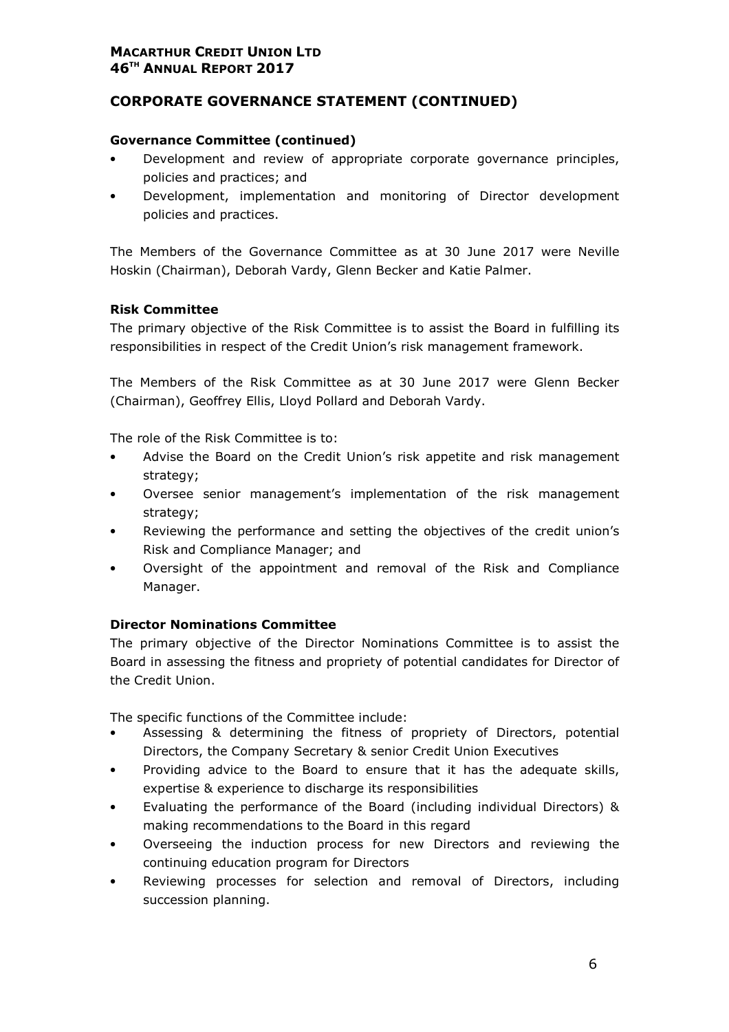## CORPORATE GOVERNANCE STATEMENT (CONTINUED)

**Governance Committee (continued)**

- Development and review of appropriate corporate governance principles, policies and practices; and
- Development, implementation and monitoring of Director development policies and practices.

The Members of the Governance Committee as at 30 June 2017 were Neville Hoskin (Chairman), Deborah Vardy, Glenn Becker and Katie Palmer.

**Risk Committee**

The primary objective of the Risk Committee is to assist the Board in fulfilling its responsibilities in respect of the Credit Union's risk management framework.

The Members of the Risk Committee as at 30 June 2017 were Glenn Becker (Chairman), Geoffrey Ellis, Lloyd Pollard and Deborah Vardy.

The role of the Risk Committee is to:

- Advise the Board on the Credit Union's risk appetite and risk management strategy;
- Oversee senior management's implementation of the risk management strategy;
- Reviewing the performance and setting the objectives of the credit union's Risk and Compliance Manager; and
- Oversight of the appointment and removal of the Risk and Compliance Manager.

**Director Nominations Committee**

The primary objective of the Director Nominations Committee is to assist the Board in assessing the fitness and propriety of potential candidates for Director of the Credit Union.

The specific functions of the Committee include:

- Assessing & determining the fitness of propriety of Directors, potential Directors, the Company Secretary & senior Credit Union Executives
- Providing advice to the Board to ensure that it has the adequate skills, expertise & experience to discharge its responsibilities
- Evaluating the performance of the Board (including individual Directors) & making recommendations to the Board in this regard
- Overseeing the induction process for new Directors and reviewing the continuing education program for Directors
- Reviewing processes for selection and removal of Directors, including succession planning.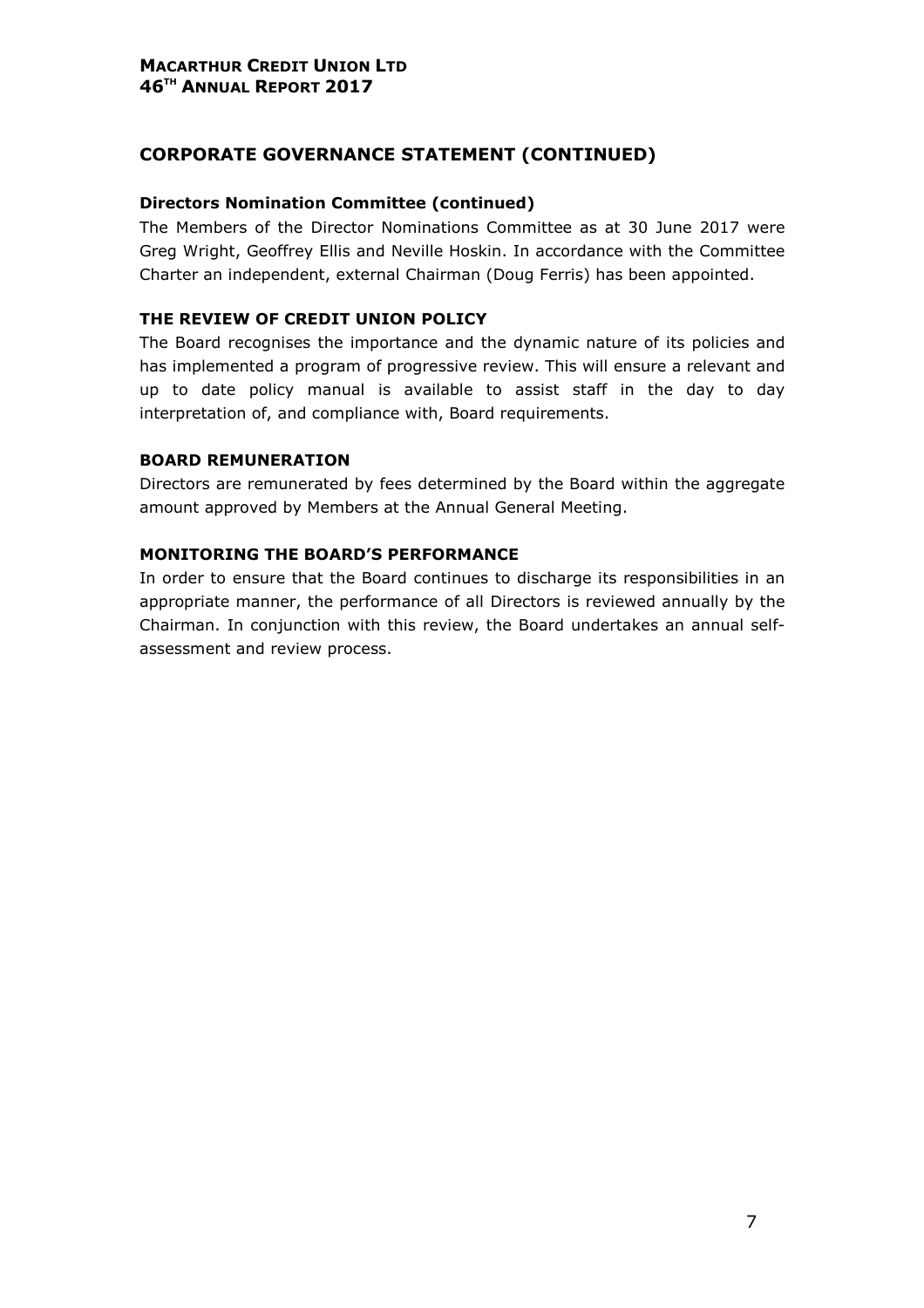## CORPORATE GOVERNANCE STATEMENT (CONTINUED)

### Directors Nomination Committee (continued)

The Members of the Director Nominations Committee as at 30 June 2017 were Greg Wright, Geoffrey Ellis and Neville Hoskin. In accordance with the Committee Charter an independent, external Chairman (Doug Ferris) has been appointed.

### THE REVIEW OF CREDIT UNION POLICY

The Board recognises the importance and the dynamic nature of its policies and has implemented a program of progressive review. This will ensure a relevant and up to date policy manual is available to assist staff in the day to day interpretation of, and compliance with, Board requirements.

### BOARD REMUNERATION

Directors are remunerated by fees determined by the Board within the aggregate amount approved by Members at the Annual General Meeting.

### MONITORING THE BOARD'S PERFORMANCE

In order to ensure that the Board continues to discharge its responsibilities in an appropriate manner, the performance of all Directors is reviewed annually by the Chairman. In conjunction with this review, the Board undertakes an annual self-assessment and review process.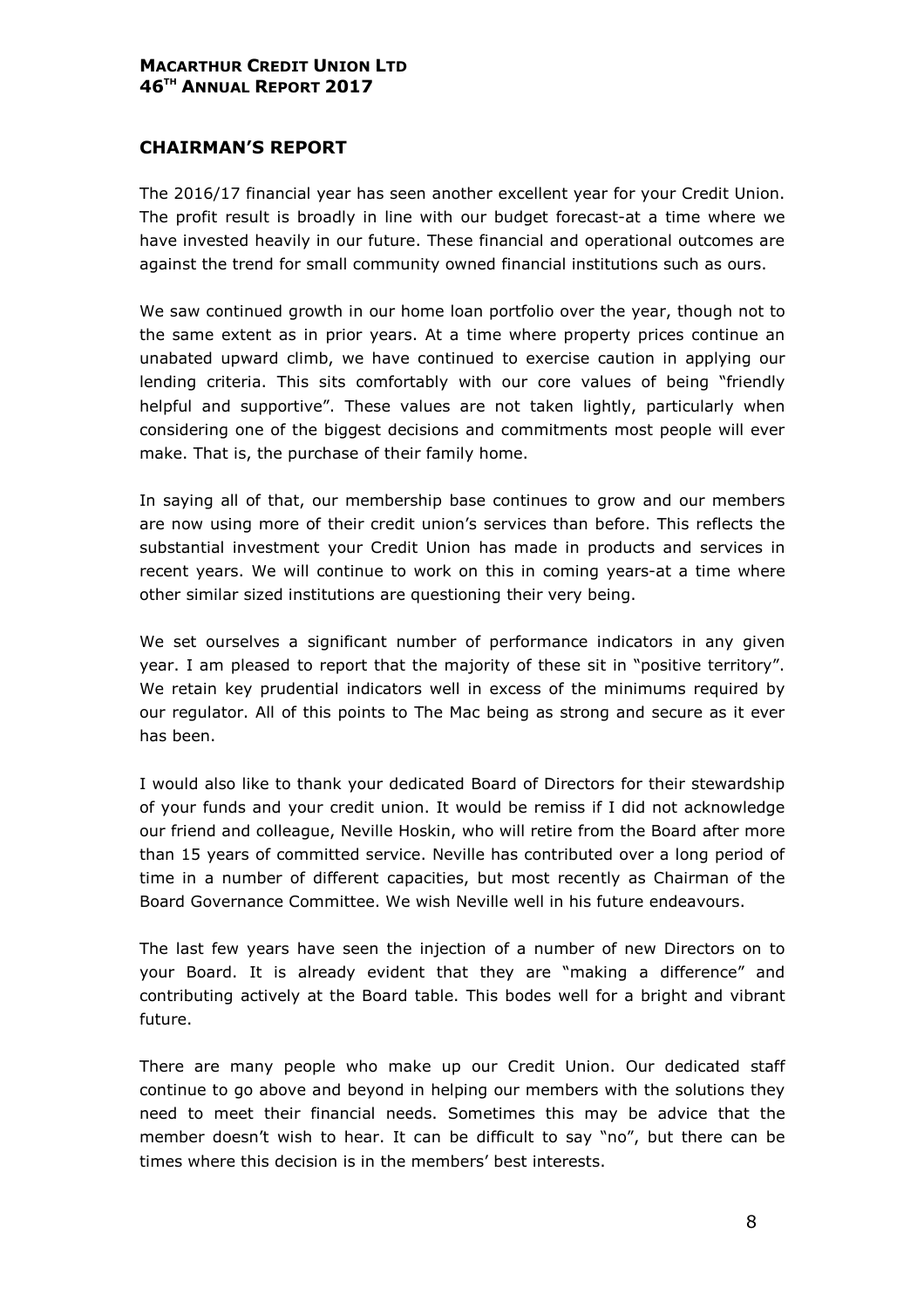## CHAIRMAN'S REPORT

The 2016/17 financial year has seen another excellent year for your Credit Union. The profit result is broadly in line with our budget forecast-at a time where we have invested heavily in our future. These financial and operational outcomes are against the trend for small community owned financial institutions such as ours.

We saw continued growth in our home loan portfolio over the year, though not to the same extent as in prior years. At a time where property prices continue an unabated upward climb, we have continued to exercise caution in applying our lending criteria. This sits comfortably with our core values of being "friendly helpful and supportive". These values are not taken lightly, particularly when considering one of the biggest decisions and commitments most people will ever make. That is, the purchase of their family home.

In saying all of that, our membership base continues to grow and our members are now using more of their credit union's services than before. This reflects the substantial investment your Credit Union has made in products and services in recent years. We will continue to work on this in coming years-at a time where other similar sized institutions are questioning their very being.

We set ourselves a significant number of performance indicators in any given year. I am pleased to report that the majority of these sit in "positive territory". We retain key prudential indicators well in excess of the minimums required by our regulator. All of this points to The Mac being as strong and secure as it ever has been.

I would also like to thank your dedicated Board of Directors for their stewardship of your funds and your credit union. It would be remiss if I did not acknowledge our friend and colleague, Neville Hoskin, who will retire from the Board after more than 15 years of committed service. Neville has contributed over a long period of time in a number of different capacities, but most recently as Chairman of the Board Governance Committee. We wish Neville well in his future endeavours.

The last few years have seen the injection of a number of new Directors on to your Board. It is already evident that they are "making a difference" and contributing actively at the Board table. This bodes well for a bright and vibrant future.

There are many people who make up our Credit Union. Our dedicated staff continue to go above and beyond in helping our members with the solutions they need to meet their financial needs. Sometimes this may be advice that the member doesn't wish to hear. It can be difficult to say "no", but there can be times where this decision is in the members' best interests.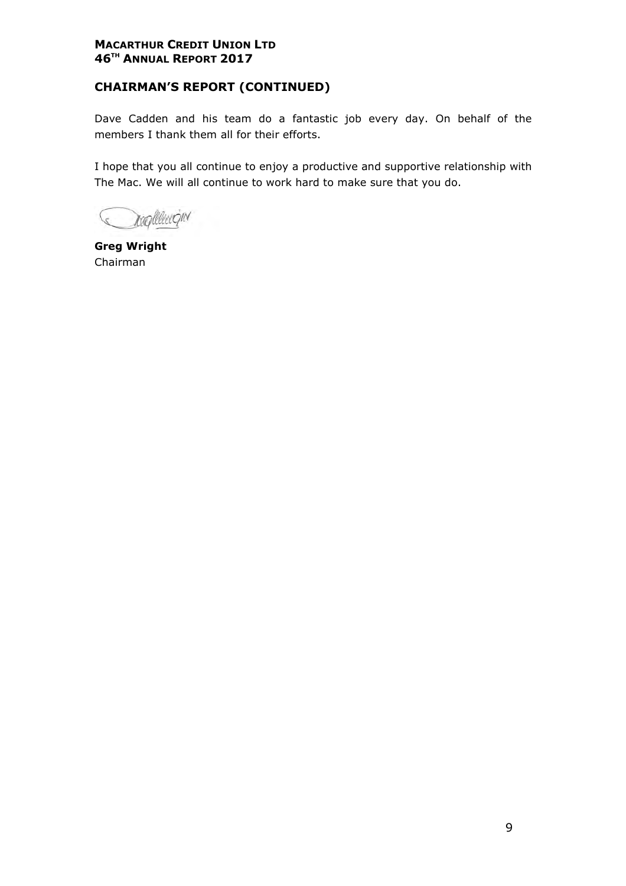## CHAIRMAN'S REPORT (CONTINUED)

Dave Cadden and his team do a fantastic job every day. On behalf of the members I thank them all for their efforts.

I hope that you all continue to enjoy a productive and supportive relationship with The Mac. We will all continue to work hard to make sure that you do.

**Greg Wright**
Chairman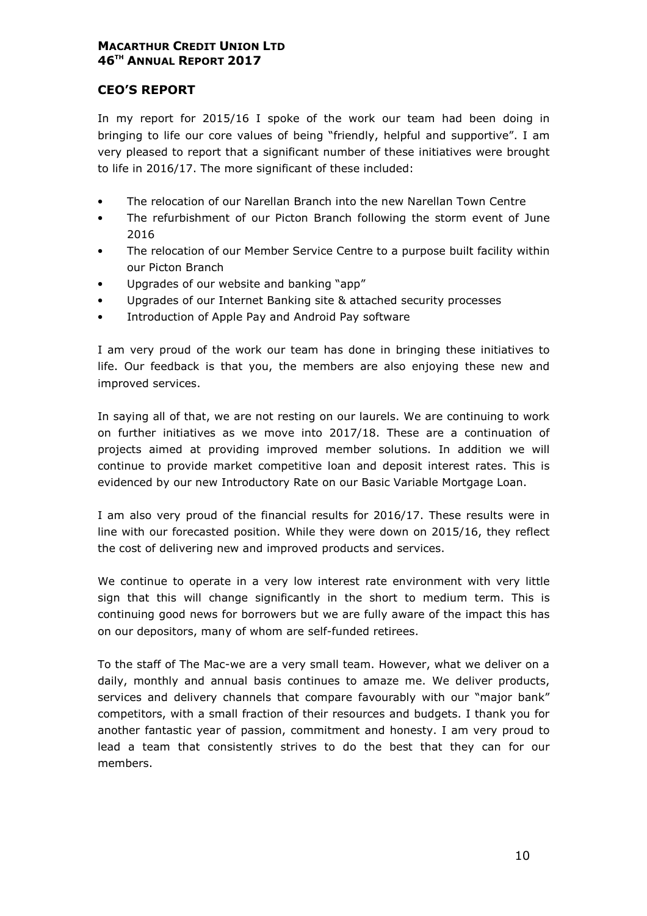## CEO'S REPORT

In my report for 2015/16 I spoke of the work our team had been doing in bringing to life our core values of being "friendly, helpful and supportive". I am very pleased to report that a significant number of these initiatives were brought to life in 2016/17. The more significant of these included:

- The relocation of our Narellan Branch into the new Narellan Town Centre
- The refurbishment of our Picton Branch following the storm event of June 2016
- The relocation of our Member Service Centre to a purpose built facility within our Picton Branch
- Upgrades of our website and banking "app"
- Upgrades of our Internet Banking site & attached security processes
- Introduction of Apple Pay and Android Pay software

I am very proud of the work our team has done in bringing these initiatives to life. Our feedback is that you, the members are also enjoying these new and improved services.

In saying all of that, we are not resting on our laurels. We are continuing to work on further initiatives as we move into 2017/18. These are a continuation of projects aimed at providing improved member solutions. In addition we will continue to provide market competitive loan and deposit interest rates. This is evidenced by our new Introductory Rate on our Basic Variable Mortgage Loan.

I am also very proud of the financial results for 2016/17. These results were in line with our forecasted position. While they were down on 2015/16, they reflect the cost of delivering new and improved products and services.

We continue to operate in a very low interest rate environment with very little sign that this will change significantly in the short to medium term. This is continuing good news for borrowers but we are fully aware of the impact this has on our depositors, many of whom are self-funded retirees.

To the staff of The Mac-we are a very small team. However, what we deliver on a daily, monthly and annual basis continues to amaze me. We deliver products, services and delivery channels that compare favourably with our "major bank" competitors, with a small fraction of their resources and budgets. I thank you for another fantastic year of passion, commitment and honesty. I am very proud to lead a team that consistently strives to do the best that they can for our members.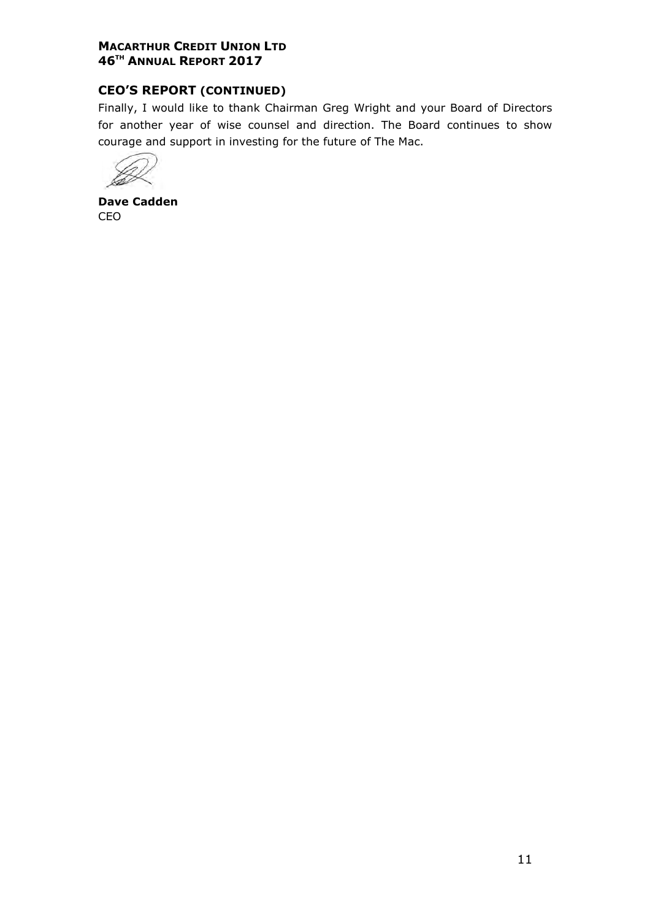## CEO'S REPORT (CONTINUED)

Finally, I would like to thank Chairman Greg Wright and your Board of Directors for another year of wise counsel and direction. The Board continues to show courage and support in investing for the future of The Mac.

**Dave Cadden**
CEO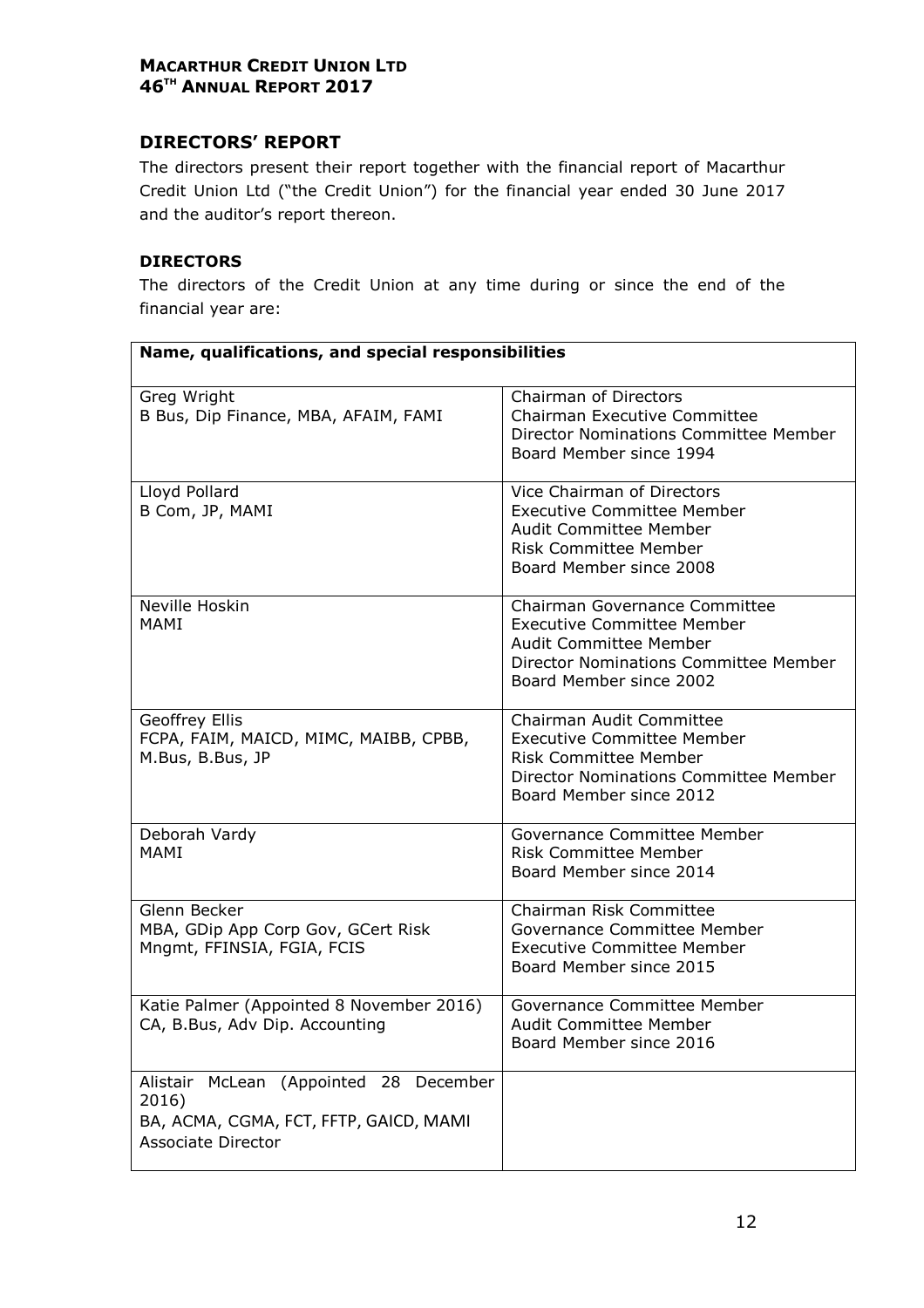## DIRECTORS' REPORT

The directors present their report together with the financial report of Macarthur Credit Union Ltd ("the Credit Union") for the financial year ended 30 June 2017 and the auditor's report thereon.

### DIRECTORS

The directors of the Credit Union at any time during or since the end of the financial year are:

| Name, qualifications, and special responsibilities | |
|---|---|
| Greg Wright<br>B Bus, Dip Finance, MBA, AFAIM, FAMI | Chairman of Directors<br>Chairman Executive Committee<br>Director Nominations Committee Member<br>Board Member since 1994 |
| Lloyd Pollard<br>B Com, JP, MAMI | Vice Chairman of Directors<br>Executive Committee Member<br>Audit Committee Member<br>Risk Committee Member<br>Board Member since 2008 |
| Neville Hoskin<br>MAMI | Chairman Governance Committee<br>Executive Committee Member<br>Audit Committee Member<br>Director Nominations Committee Member<br>Board Member since 2002 |
| Geoffrey Ellis<br>FCPA, FAIM, MAICD, MIMC, MAIBB, CPBB, M.Bus, B.Bus, JP | Chairman Audit Committee<br>Executive Committee Member<br>Risk Committee Member<br>Director Nominations Committee Member<br>Board Member since 2012 |
| Deborah Vardy<br>MAMI | Governance Committee Member<br>Risk Committee Member<br>Board Member since 2014 |
| Glenn Becker<br>MBA, GDip App Corp Gov, GCert Risk Mngmt, FFINSIA, FGIA, FCIS | Chairman Risk Committee<br>Governance Committee Member<br>Executive Committee Member<br>Board Member since 2015 |
| Katie Palmer (Appointed 8 November 2016)<br>CA, B.Bus, Adv Dip. Accounting | Governance Committee Member<br>Audit Committee Member<br>Board Member since 2016 |
| Alistair McLean (Appointed 28 December 2016)<br>BA, ACMA, CGMA, FCT, FFTP, GAICD, MAMI<br>Associate Director | |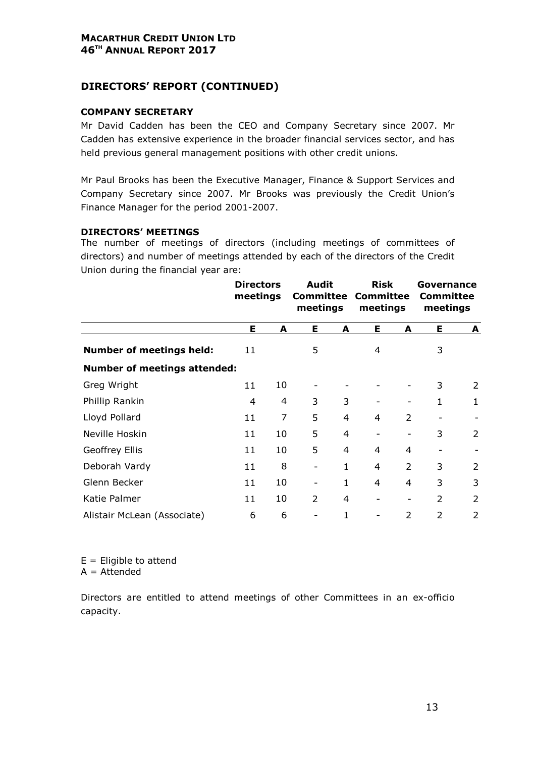## DIRECTORS' REPORT (CONTINUED)

### COMPANY SECRETARY

Mr David Cadden has been the CEO and Company Secretary since 2007. Mr Cadden has extensive experience in the broader financial services sector, and has held previous general management positions with other credit unions.

Mr Paul Brooks has been the Executive Manager, Finance & Support Services and Company Secretary since 2007. Mr Brooks was previously the Credit Union's Finance Manager for the period 2001-2007.

### DIRECTORS' MEETINGS

The number of meetings of directors (including meetings of committees of directors) and number of meetings attended by each of the directors of the Credit Union during the financial year are:

| | Directors meetings | | Audit Committee meetings | | Risk Committee meetings | | Governance Committee meetings | |
|---|---|---|---|---|---|---|---|---|
| | **E** | **A** | **E** | **A** | **E** | **A** | **E** | **A** |
| **Number of meetings held:** | 11 | | 5 | | 4 | | 3 | |
| **Number of meetings attended:** | | | | | | | | |
| Greg Wright | 11 | 10 | - | - | - | - | 3 | 2 |
| Phillip Rankin | 4 | 4 | 3 | 3 | - | - | 1 | 1 |
| Lloyd Pollard | 11 | 7 | 5 | 4 | 4 | 2 | - | - |
| Neville Hoskin | 11 | 10 | 5 | 4 | - | - | 3 | 2 |
| Geoffrey Ellis | 11 | 10 | 5 | 4 | 4 | 4 | - | - |
| Deborah Vardy | 11 | 8 | - | 1 | 4 | 2 | 3 | 2 |
| Glenn Becker | 11 | 10 | - | 1 | 4 | 4 | 3 | 3 |
| Katie Palmer | 11 | 10 | 2 | 4 | - | - | 2 | 2 |
| Alistair McLean (Associate) | 6 | 6 | - | 1 | - | 2 | 2 | 2 |

E = Eligible to attend
A = Attended

Directors are entitled to attend meetings of other Committees in an ex-officio capacity.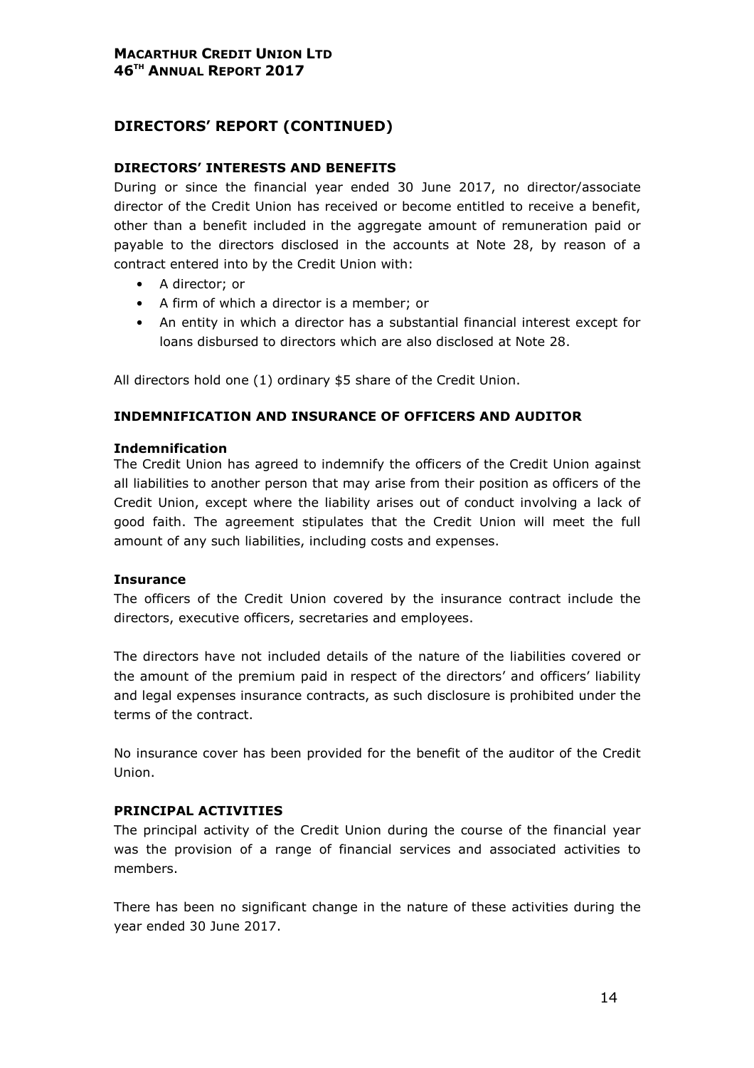## DIRECTORS' REPORT (CONTINUED)

### DIRECTORS' INTERESTS AND BENEFITS

During or since the financial year ended 30 June 2017, no director/associate director of the Credit Union has received or become entitled to receive a benefit, other than a benefit included in the aggregate amount of remuneration paid or payable to the directors disclosed in the accounts at Note 28, by reason of a contract entered into by the Credit Union with:

- A director; or
- A firm of which a director is a member; or
- An entity in which a director has a substantial financial interest except for loans disbursed to directors which are also disclosed at Note 28.

All directors hold one (1) ordinary $5 share of the Credit Union.

### INDEMNIFICATION AND INSURANCE OF OFFICERS AND AUDITOR

**Indemnification**

The Credit Union has agreed to indemnify the officers of the Credit Union against all liabilities to another person that may arise from their position as officers of the Credit Union, except where the liability arises out of conduct involving a lack of good faith. The agreement stipulates that the Credit Union will meet the full amount of any such liabilities, including costs and expenses.

**Insurance**

The officers of the Credit Union covered by the insurance contract include the directors, executive officers, secretaries and employees.

The directors have not included details of the nature of the liabilities covered or the amount of the premium paid in respect of the directors' and officers' liability and legal expenses insurance contracts, as such disclosure is prohibited under the terms of the contract.

No insurance cover has been provided for the benefit of the auditor of the Credit Union.

### PRINCIPAL ACTIVITIES

The principal activity of the Credit Union during the course of the financial year was the provision of a range of financial services and associated activities to members.

There has been no significant change in the nature of these activities during the year ended 30 June 2017.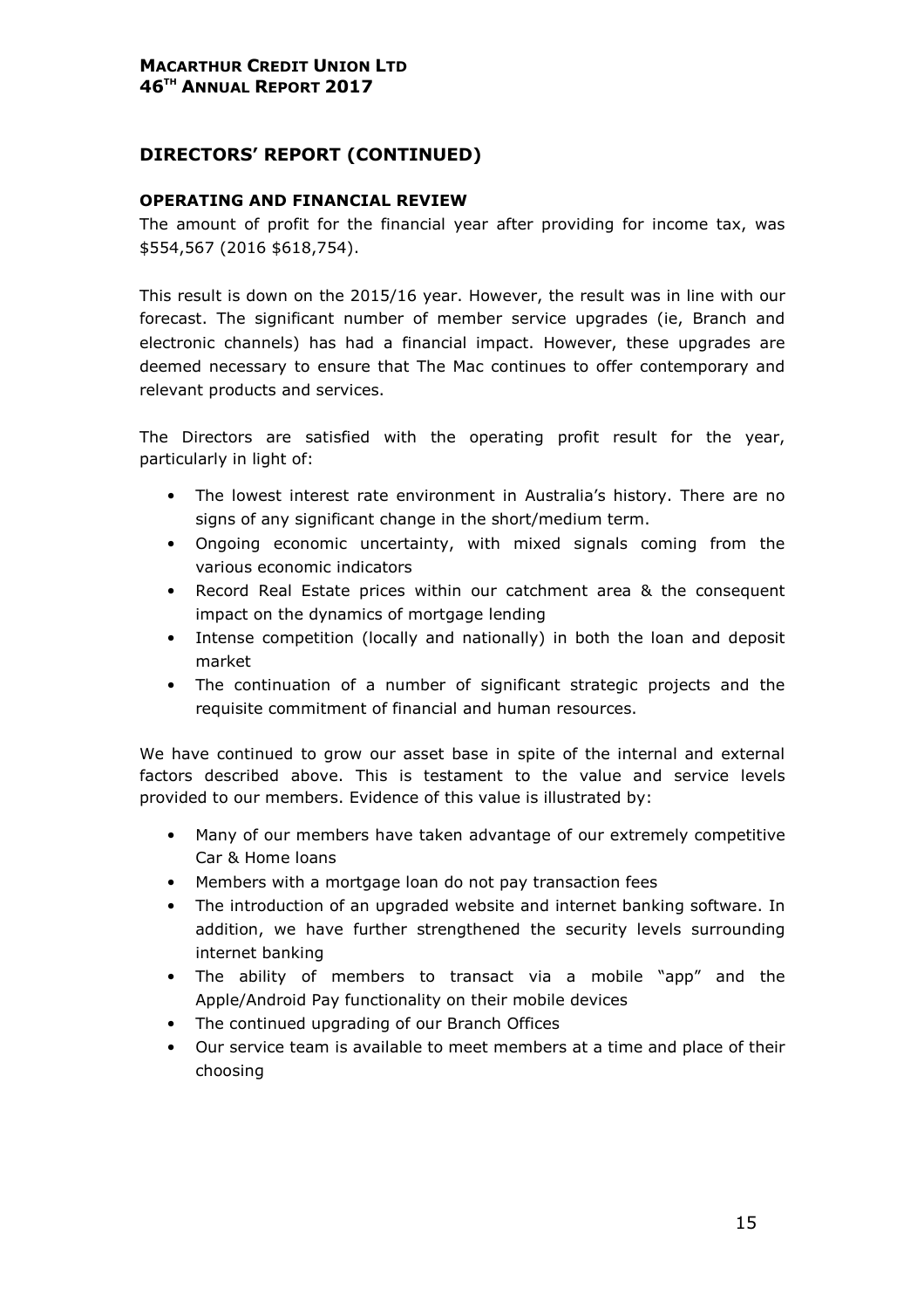## DIRECTORS' REPORT (CONTINUED)

### OPERATING AND FINANCIAL REVIEW

The amount of profit for the financial year after providing for income tax, was \$554,567 (2016 \$618,754).

This result is down on the 2015/16 year. However, the result was in line with our forecast. The significant number of member service upgrades (ie, Branch and electronic channels) has had a financial impact. However, these upgrades are deemed necessary to ensure that The Mac continues to offer contemporary and relevant products and services.

The Directors are satisfied with the operating profit result for the year, particularly in light of:

- The lowest interest rate environment in Australia's history. There are no signs of any significant change in the short/medium term.
- Ongoing economic uncertainty, with mixed signals coming from the various economic indicators
- Record Real Estate prices within our catchment area & the consequent impact on the dynamics of mortgage lending
- Intense competition (locally and nationally) in both the loan and deposit market
- The continuation of a number of significant strategic projects and the requisite commitment of financial and human resources.

We have continued to grow our asset base in spite of the internal and external factors described above. This is testament to the value and service levels provided to our members. Evidence of this value is illustrated by:

- Many of our members have taken advantage of our extremely competitive Car & Home loans
- Members with a mortgage loan do not pay transaction fees
- The introduction of an upgraded website and internet banking software. In addition, we have further strengthened the security levels surrounding internet banking
- The ability of members to transact via a mobile "app" and the Apple/Android Pay functionality on their mobile devices
- The continued upgrading of our Branch Offices
- Our service team is available to meet members at a time and place of their choosing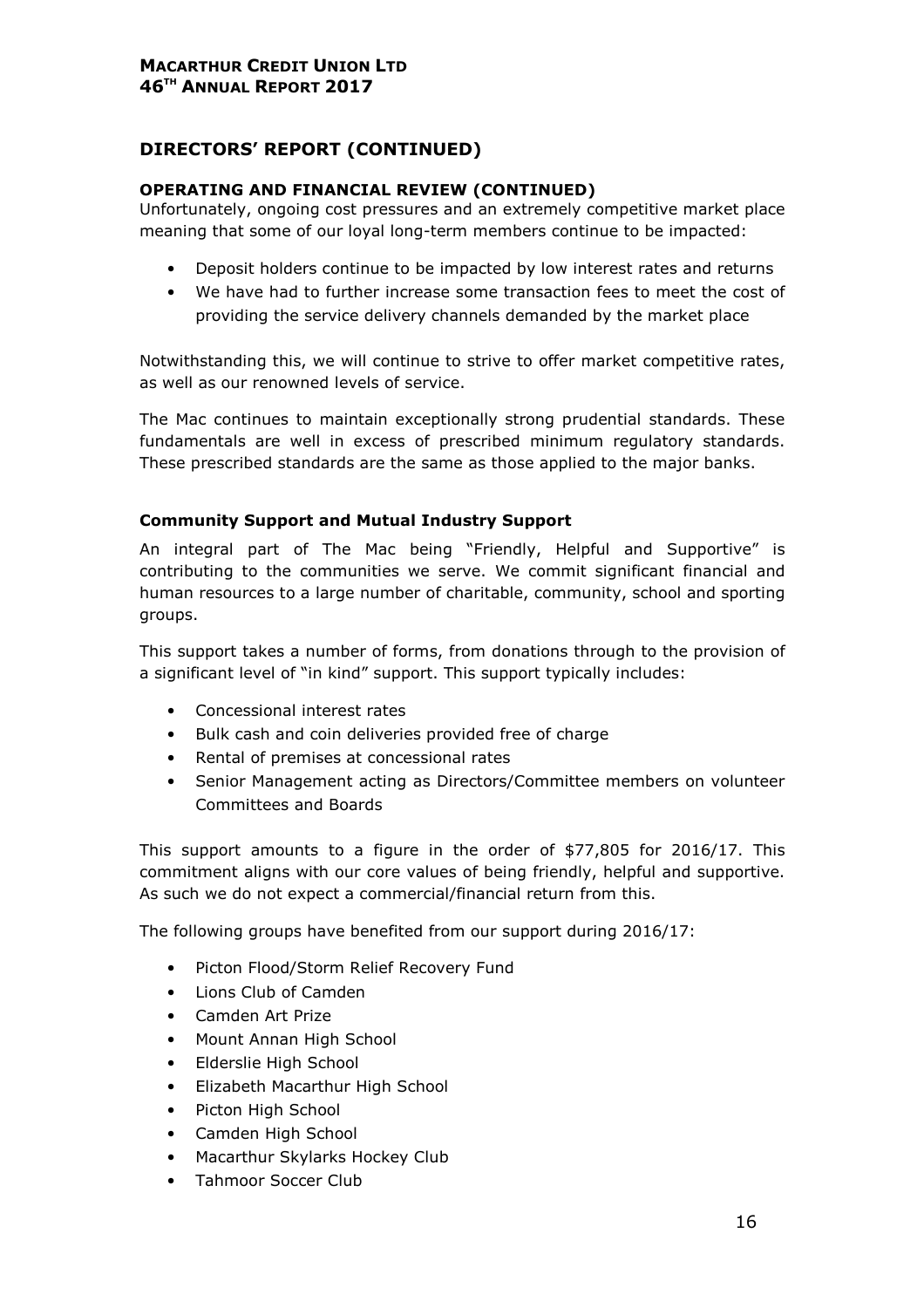## DIRECTORS' REPORT (CONTINUED)

### OPERATING AND FINANCIAL REVIEW (CONTINUED)

Unfortunately, ongoing cost pressures and an extremely competitive market place meaning that some of our loyal long-term members continue to be impacted:

- Deposit holders continue to be impacted by low interest rates and returns
- We have had to further increase some transaction fees to meet the cost of providing the service delivery channels demanded by the market place

Notwithstanding this, we will continue to strive to offer market competitive rates, as well as our renowned levels of service.

The Mac continues to maintain exceptionally strong prudential standards. These fundamentals are well in excess of prescribed minimum regulatory standards. These prescribed standards are the same as those applied to the major banks.

### Community Support and Mutual Industry Support

An integral part of The Mac being "Friendly, Helpful and Supportive" is contributing to the communities we serve. We commit significant financial and human resources to a large number of charitable, community, school and sporting groups.

This support takes a number of forms, from donations through to the provision of a significant level of "in kind" support. This support typically includes:

- Concessional interest rates
- Bulk cash and coin deliveries provided free of charge
- Rental of premises at concessional rates
- Senior Management acting as Directors/Committee members on volunteer Committees and Boards

This support amounts to a figure in the order of $77,805 for 2016/17. This commitment aligns with our core values of being friendly, helpful and supportive. As such we do not expect a commercial/financial return from this.

The following groups have benefited from our support during 2016/17:

- Picton Flood/Storm Relief Recovery Fund
- Lions Club of Camden
- Camden Art Prize
- Mount Annan High School
- Elderslie High School
- Elizabeth Macarthur High School
- Picton High School
- Camden High School
- Macarthur Skylarks Hockey Club
- Tahmoor Soccer Club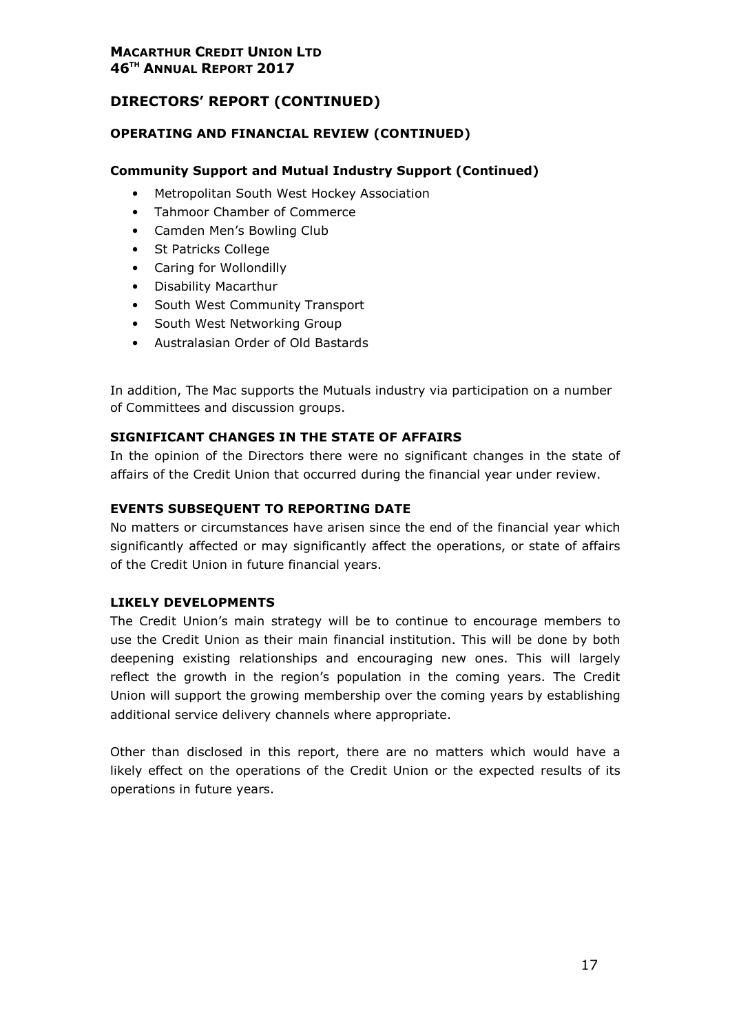## DIRECTORS' REPORT (CONTINUED)

### OPERATING AND FINANCIAL REVIEW (CONTINUED)

#### Community Support and Mutual Industry Support (Continued)

- Metropolitan South West Hockey Association
- Tahmoor Chamber of Commerce
- Camden Men's Bowling Club
- St Patricks College
- Caring for Wollondilly
- Disability Macarthur
- South West Community Transport
- South West Networking Group
- Australasian Order of Old Bastards

In addition, The Mac supports the Mutuals industry via participation on a number of Committees and discussion groups.

### SIGNIFICANT CHANGES IN THE STATE OF AFFAIRS

In the opinion of the Directors there were no significant changes in the state of affairs of the Credit Union that occurred during the financial year under review.

### EVENTS SUBSEQUENT TO REPORTING DATE

No matters or circumstances have arisen since the end of the financial year which significantly affected or may significantly affect the operations, or state of affairs of the Credit Union in future financial years.

### LIKELY DEVELOPMENTS

The Credit Union's main strategy will be to continue to encourage members to use the Credit Union as their main financial institution. This will be done by both deepening existing relationships and encouraging new ones. This will largely reflect the growth in the region's population in the coming years. The Credit Union will support the growing membership over the coming years by establishing additional service delivery channels where appropriate.

Other than disclosed in this report, there are no matters which would have a likely effect on the operations of the Credit Union or the expected results of its operations in future years.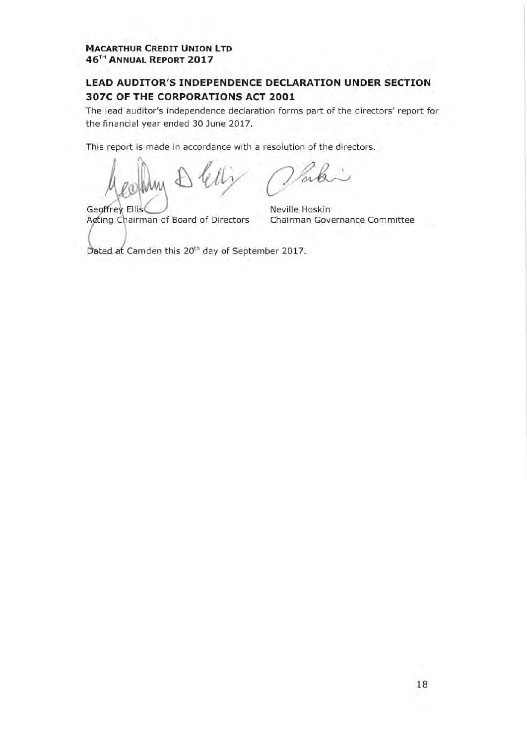## LEAD AUDITOR'S INDEPENDENCE DECLARATION UNDER SECTION 307C OF THE CORPORATIONS ACT 2001

The lead auditor's independence declaration forms part of the directors' report for the financial year ended 30 June 2017.

This report is made in accordance with a resolution of the directors.

Geoffrey Ellis
Acting Chairman of Board of Directors

Neville Hoskin
Chairman Governance Committee

Dated at Camden this 20th day of September 2017.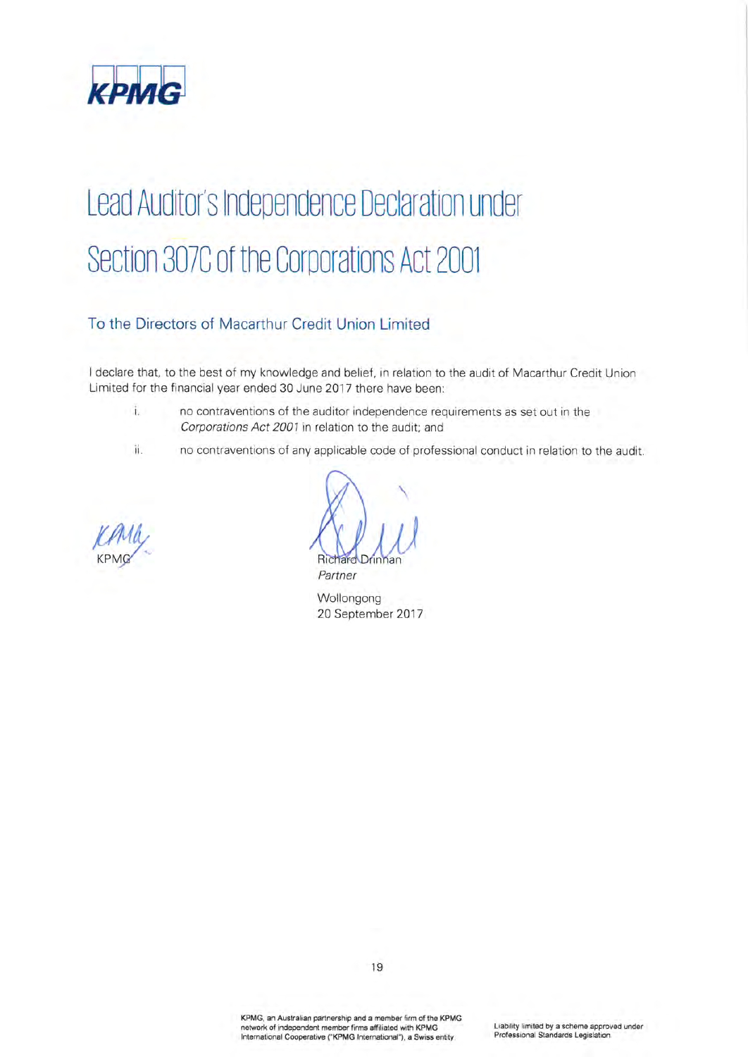# Lead Auditor's Independence Declaration under Section 307C of the Corporations Act 2001

## To the Directors of Macarthur Credit Union Limited

I declare that, to the best of my knowledge and belief, in relation to the audit of Macarthur Credit Union Limited for the financial year ended 30 June 2017 there have been:

i. no contraventions of the auditor independence requirements as set out in the *Corporations Act 2001* in relation to the audit; and

ii. no contraventions of any applicable code of professional conduct in relation to the audit.

KPMG

Richard Drinnan
*Partner*

Wollongong
20 September 2017

KPMG, an Australian partnership and a member firm of the KPMG network of independent member firms affiliated with KPMG International Cooperative ("KPMG International"), a Swiss entity.

Liability limited by a scheme approved under Professional Standards Legislation.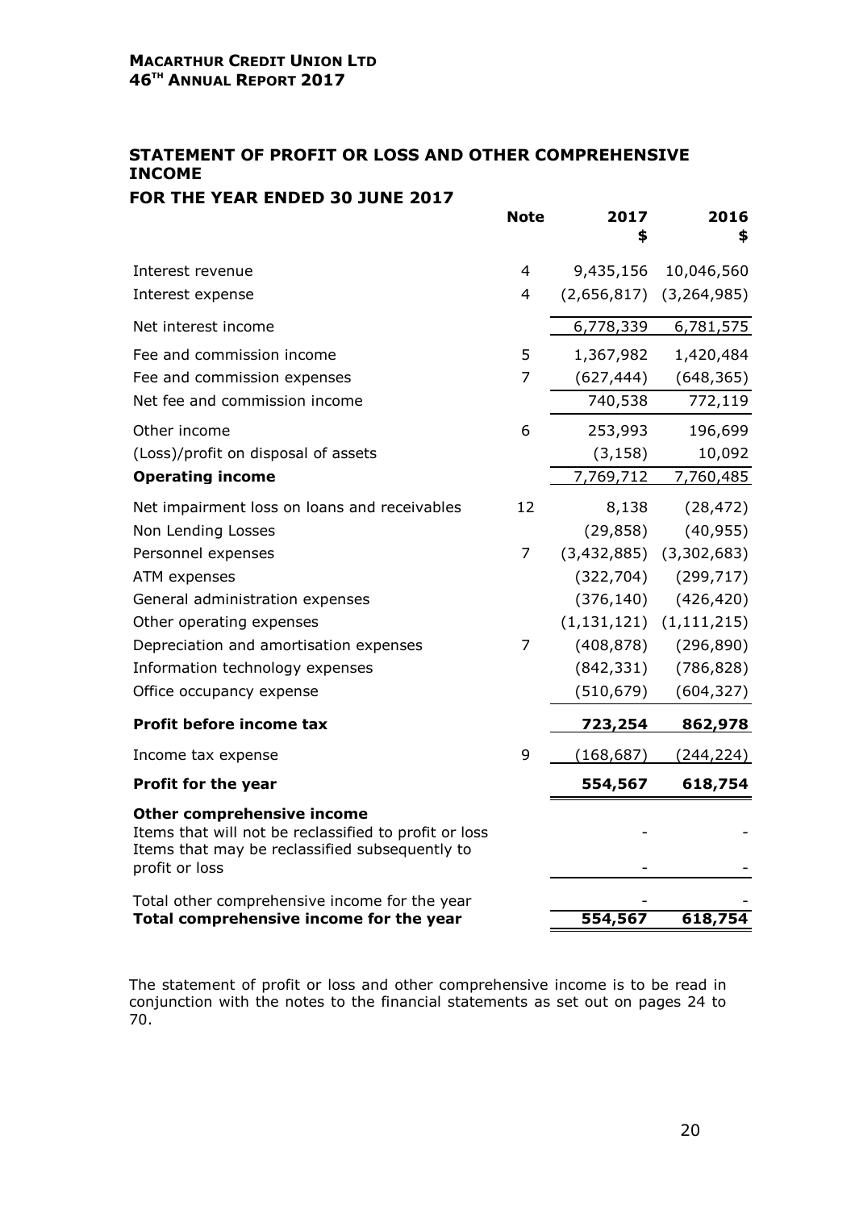**MACARTHUR CREDIT UNION LTD**
**46TH ANNUAL REPORT 2017**

## STATEMENT OF PROFIT OR LOSS AND OTHER COMPREHENSIVE INCOME

### FOR THE YEAR ENDED 30 JUNE 2017

| | Note | 2017 $ | 2016 $ |
|---|---|---|---|
| Interest revenue | 4 | 9,435,156 | 10,046,560 |
| Interest expense | 4 | (2,656,817) | (3,264,985) |
| Net interest income | | 6,778,339 | 6,781,575 |
| Fee and commission income | 5 | 1,367,982 | 1,420,484 |
| Fee and commission expenses | 7 | (627,444) | (648,365) |
| Net fee and commission income | | 740,538 | 772,119 |
| Other income | 6 | 253,993 | 196,699 |
| (Loss)/profit on disposal of assets | | (3,158) | 10,092 |
| **Operating income** | | 7,769,712 | 7,760,485 |
| Net impairment loss on loans and receivables | 12 | 8,138 | (28,472) |
| Non Lending Losses | | (29,858) | (40,955) |
| Personnel expenses | 7 | (3,432,885) | (3,302,683) |
| ATM expenses | | (322,704) | (299,717) |
| General administration expenses | | (376,140) | (426,420) |
| Other operating expenses | | (1,131,121) | (1,111,215) |
| Depreciation and amortisation expenses | 7 | (408,878) | (296,890) |
| Information technology expenses | | (842,331) | (786,828) |
| Office occupancy expense | | (510,679) | (604,327) |
| **Profit before income tax** | | **723,254** | **862,978** |
| Income tax expense | 9 | (168,687) | (244,224) |
| **Profit for the year** | | **554,567** | **618,754** |
| **Other comprehensive income** | | | |
| Items that will not be reclassified to profit or loss | | - | - |
| Items that may be reclassified subsequently to profit or loss | | - | - |
| Total other comprehensive income for the year | | - | - |
| **Total comprehensive income for the year** | | **554,567** | **618,754** |

The statement of profit or loss and other comprehensive income is to be read in conjunction with the notes to the financial statements as set out on pages 24 to 70.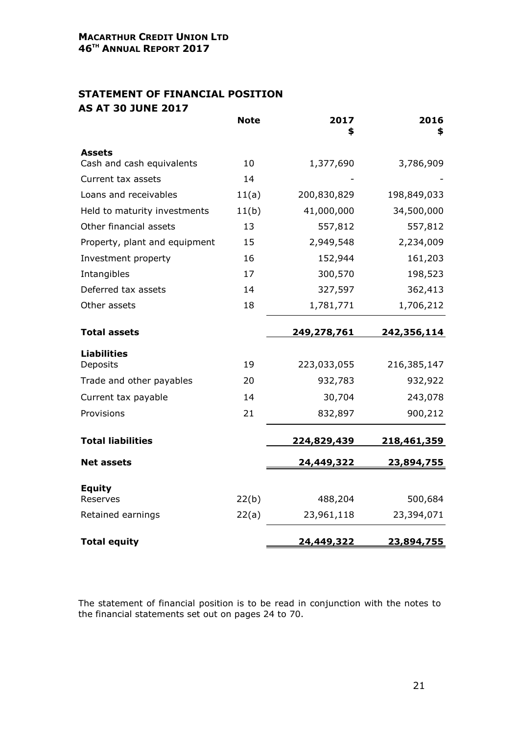## STATEMENT OF FINANCIAL POSITION
## AS AT 30 JUNE 2017

| | Note | 2017 $ | 2016 $ |
|---|---|---|---|
| **Assets** | | | |
| Cash and cash equivalents | 10 | 1,377,690 | 3,786,909 |
| Current tax assets | 14 | - | - |
| Loans and receivables | 11(a) | 200,830,829 | 198,849,033 |
| Held to maturity investments | 11(b) | 41,000,000 | 34,500,000 |
| Other financial assets | 13 | 557,812 | 557,812 |
| Property, plant and equipment | 15 | 2,949,548 | 2,234,009 |
| Investment property | 16 | 152,944 | 161,203 |
| Intangibles | 17 | 300,570 | 198,523 |
| Deferred tax assets | 14 | 327,597 | 362,413 |
| Other assets | 18 | 1,781,771 | 1,706,212 |
| **Total assets** | | **249,278,761** | **242,356,114** |
| **Liabilities** | | | |
| Deposits | 19 | 223,033,055 | 216,385,147 |
| Trade and other payables | 20 | 932,783 | 932,922 |
| Current tax payable | 14 | 30,704 | 243,078 |
| Provisions | 21 | 832,897 | 900,212 |
| **Total liabilities** | | **224,829,439** | **218,461,359** |
| **Net assets** | | **24,449,322** | **23,894,755** |
| **Equity** | | | |
| Reserves | 22(b) | 488,204 | 500,684 |
| Retained earnings | 22(a) | 23,961,118 | 23,394,071 |
| **Total equity** | | **24,449,322** | **23,894,755** |

The statement of financial position is to be read in conjunction with the notes to the financial statements set out on pages 24 to 70.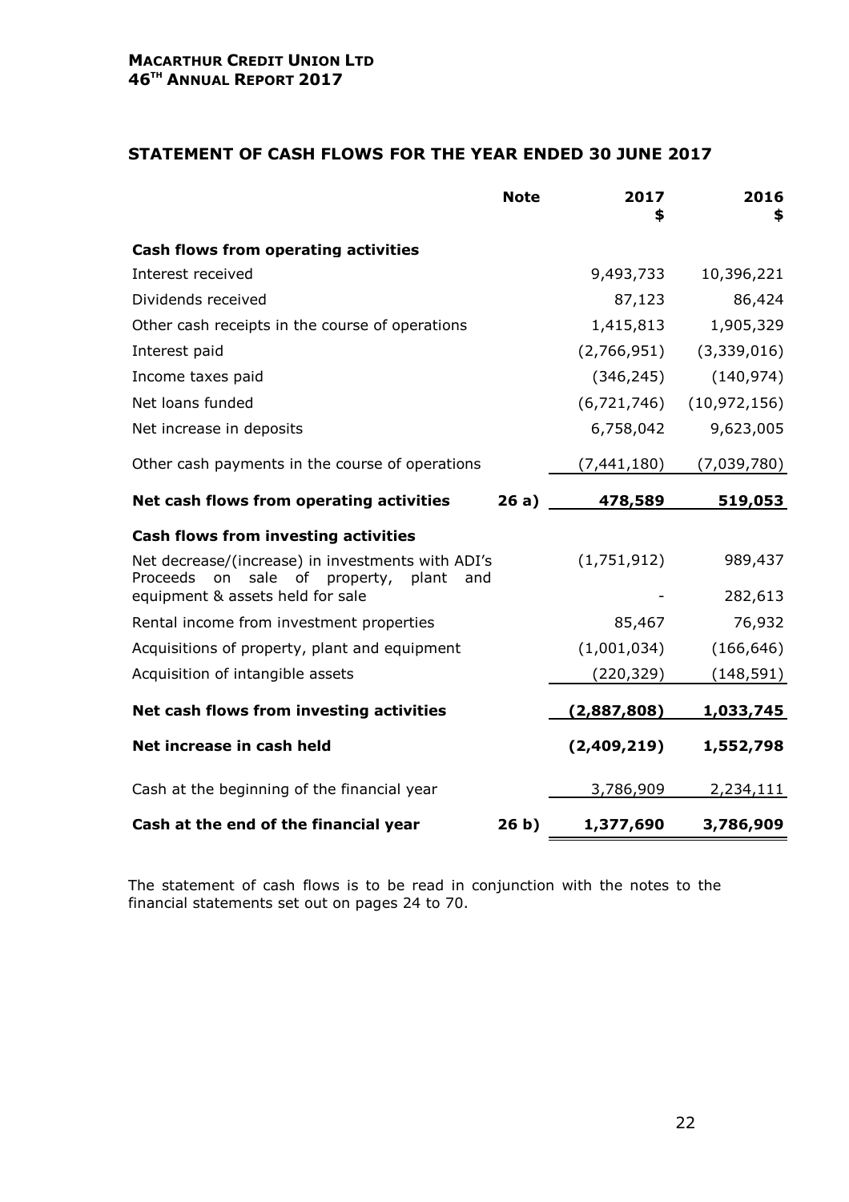## STATEMENT OF CASH FLOWS FOR THE YEAR ENDED 30 JUNE 2017

| | Note | 2017 $ | 2016 $ |
|---|---|---|---|
| **Cash flows from operating activities** | | | |
| Interest received | | 9,493,733 | 10,396,221 |
| Dividends received | | 87,123 | 86,424 |
| Other cash receipts in the course of operations | | 1,415,813 | 1,905,329 |
| Interest paid | | (2,766,951) | (3,339,016) |
| Income taxes paid | | (346,245) | (140,974) |
| Net loans funded | | (6,721,746) | (10,972,156) |
| Net increase in deposits | | 6,758,042 | 9,623,005 |
| Other cash payments in the course of operations | | (7,441,180) | (7,039,780) |
| **Net cash flows from operating activities** | **26 a)** | **478,589** | **519,053** |
| **Cash flows from investing activities** | | | |
| Net decrease/(increase) in investments with ADI's | | (1,751,912) | 989,437 |
| Proceeds on sale of property, plant and equipment & assets held for sale | | - | 282,613 |
| Rental income from investment properties | | 85,467 | 76,932 |
| Acquisitions of property, plant and equipment | | (1,001,034) | (166,646) |
| Acquisition of intangible assets | | (220,329) | (148,591) |
| **Net cash flows from investing activities** | | **(2,887,808)** | **1,033,745** |
| **Net increase in cash held** | | **(2,409,219)** | **1,552,798** |
| Cash at the beginning of the financial year | | 3,786,909 | 2,234,111 |
| **Cash at the end of the financial year** | **26 b)** | **1,377,690** | **3,786,909** |

The statement of cash flows is to be read in conjunction with the notes to the financial statements set out on pages 24 to 70.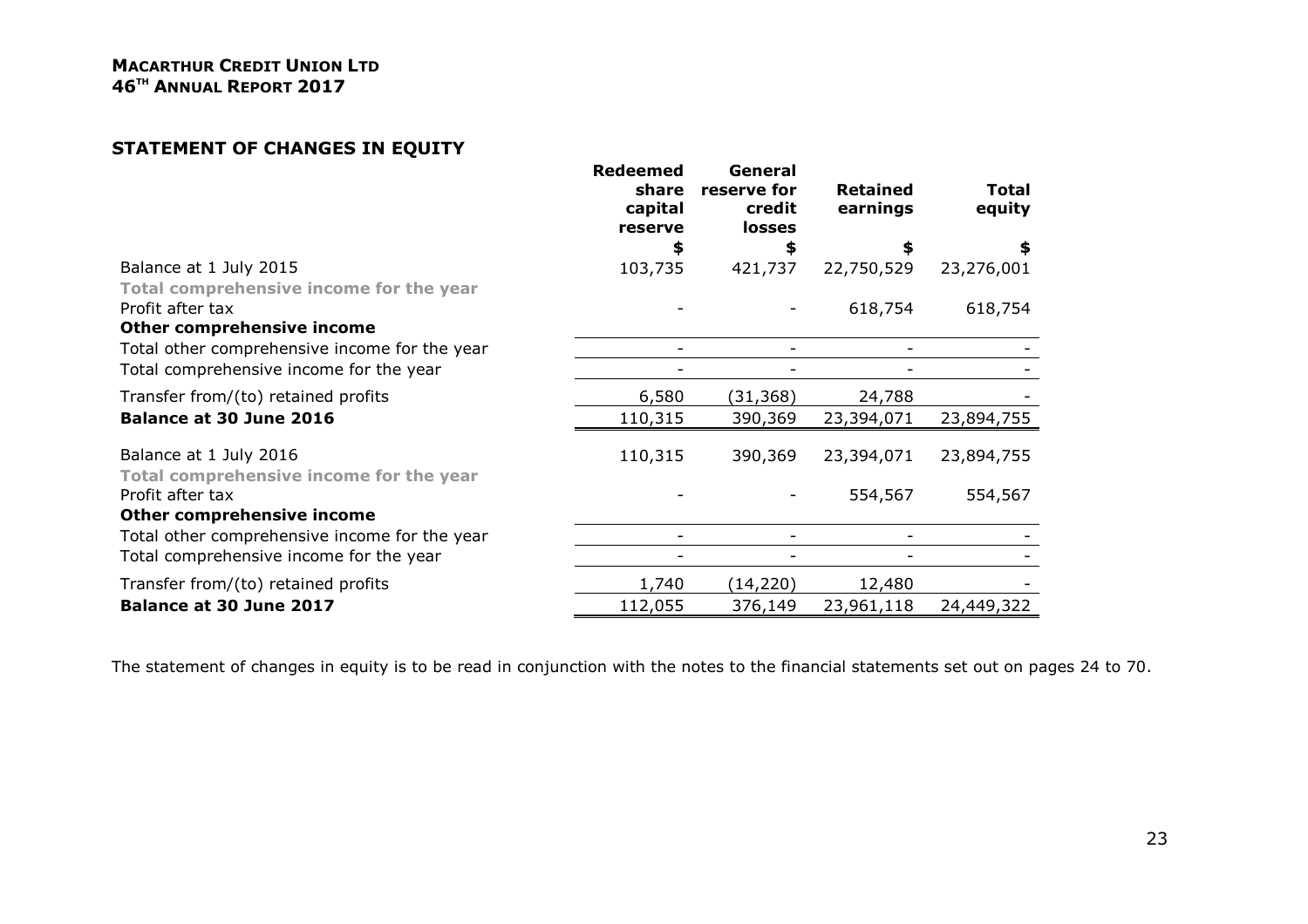## STATEMENT OF CHANGES IN EQUITY

| | Redeemed share capital reserve | General reserve for credit losses | Retained earnings | Total equity |
|---|---|---|---|---|
| | $ | $ | $ | $ |
| Balance at 1 July 2015 | 103,735 | 421,737 | 22,750,529 | 23,276,001 |
| Total comprehensive income for the year | | | | |
| Profit after tax | - | - | 618,754 | 618,754 |
| **Other comprehensive income** | | | | |
| Total other comprehensive income for the year | - | - | - | - |
| Total comprehensive income for the year | - | - | - | - |
| Transfer from/(to) retained profits | 6,580 | (31,368) | 24,788 | - |
| **Balance at 30 June 2016** | 110,315 | 390,369 | 23,394,071 | 23,894,755 |
| Balance at 1 July 2016 | 110,315 | 390,369 | 23,394,071 | 23,894,755 |
| Total comprehensive income for the year | | | | |
| Profit after tax | - | - | 554,567 | 554,567 |
| **Other comprehensive income** | | | | |
| Total other comprehensive income for the year | - | - | - | - |
| Total comprehensive income for the year | - | - | - | - |
| Transfer from/(to) retained profits | 1,740 | (14,220) | 12,480 | - |
| **Balance at 30 June 2017** | 112,055 | 376,149 | 23,961,118 | 24,449,322 |

The statement of changes in equity is to be read in conjunction with the notes to the financial statements set out on pages 24 to 70.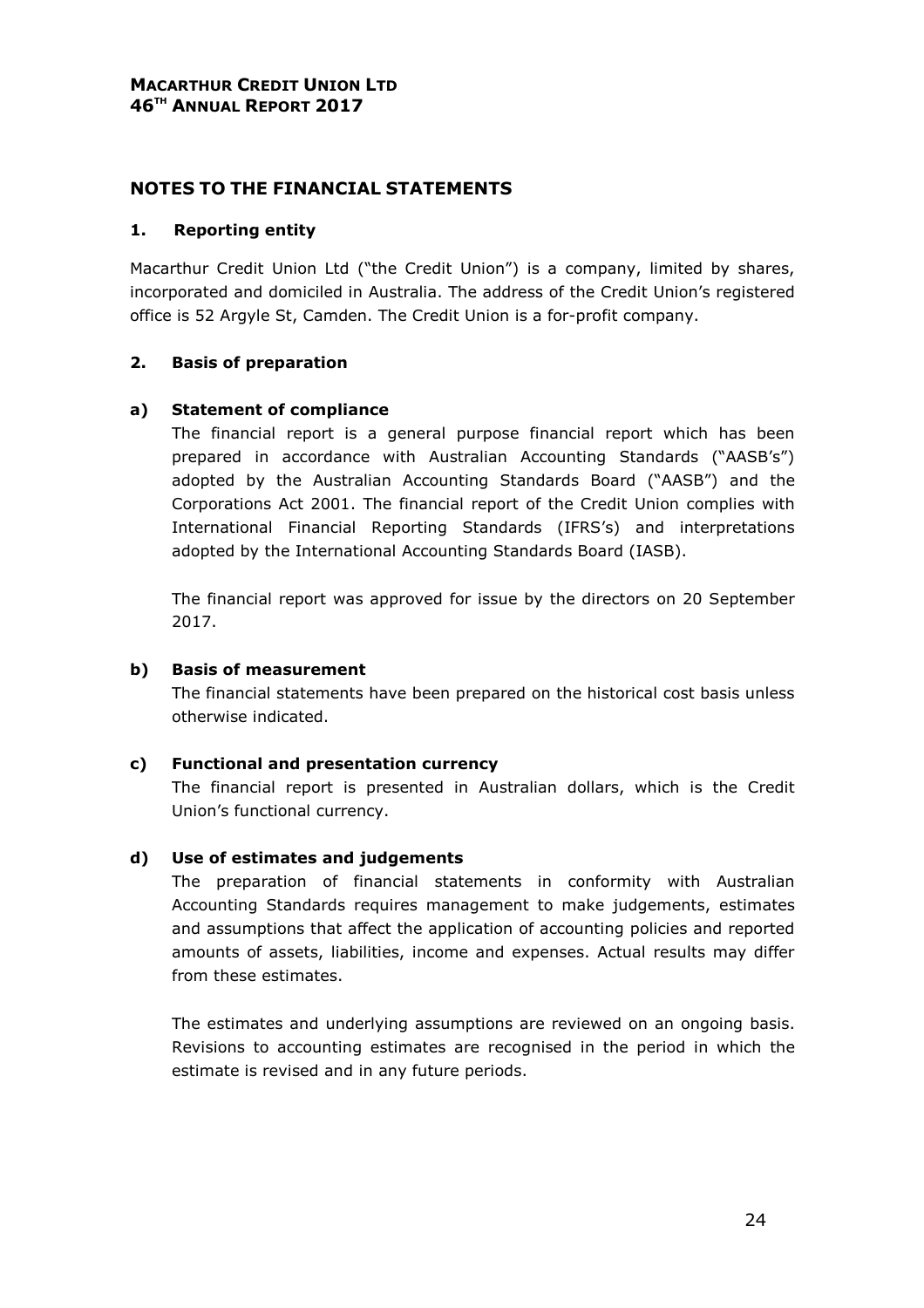## NOTES TO THE FINANCIAL STATEMENTS

### 1. Reporting entity

Macarthur Credit Union Ltd ("the Credit Union") is a company, limited by shares, incorporated and domiciled in Australia. The address of the Credit Union's registered office is 52 Argyle St, Camden. The Credit Union is a for-profit company.

### 2. Basis of preparation

#### a) Statement of compliance

The financial report is a general purpose financial report which has been prepared in accordance with Australian Accounting Standards ("AASB's") adopted by the Australian Accounting Standards Board ("AASB") and the Corporations Act 2001. The financial report of the Credit Union complies with International Financial Reporting Standards (IFRS's) and interpretations adopted by the International Accounting Standards Board (IASB).

The financial report was approved for issue by the directors on 20 September 2017.

#### b) Basis of measurement

The financial statements have been prepared on the historical cost basis unless otherwise indicated.

#### c) Functional and presentation currency

The financial report is presented in Australian dollars, which is the Credit Union's functional currency.

#### d) Use of estimates and judgements

The preparation of financial statements in conformity with Australian Accounting Standards requires management to make judgements, estimates and assumptions that affect the application of accounting policies and reported amounts of assets, liabilities, income and expenses. Actual results may differ from these estimates.

The estimates and underlying assumptions are reviewed on an ongoing basis. Revisions to accounting estimates are recognised in the period in which the estimate is revised and in any future periods.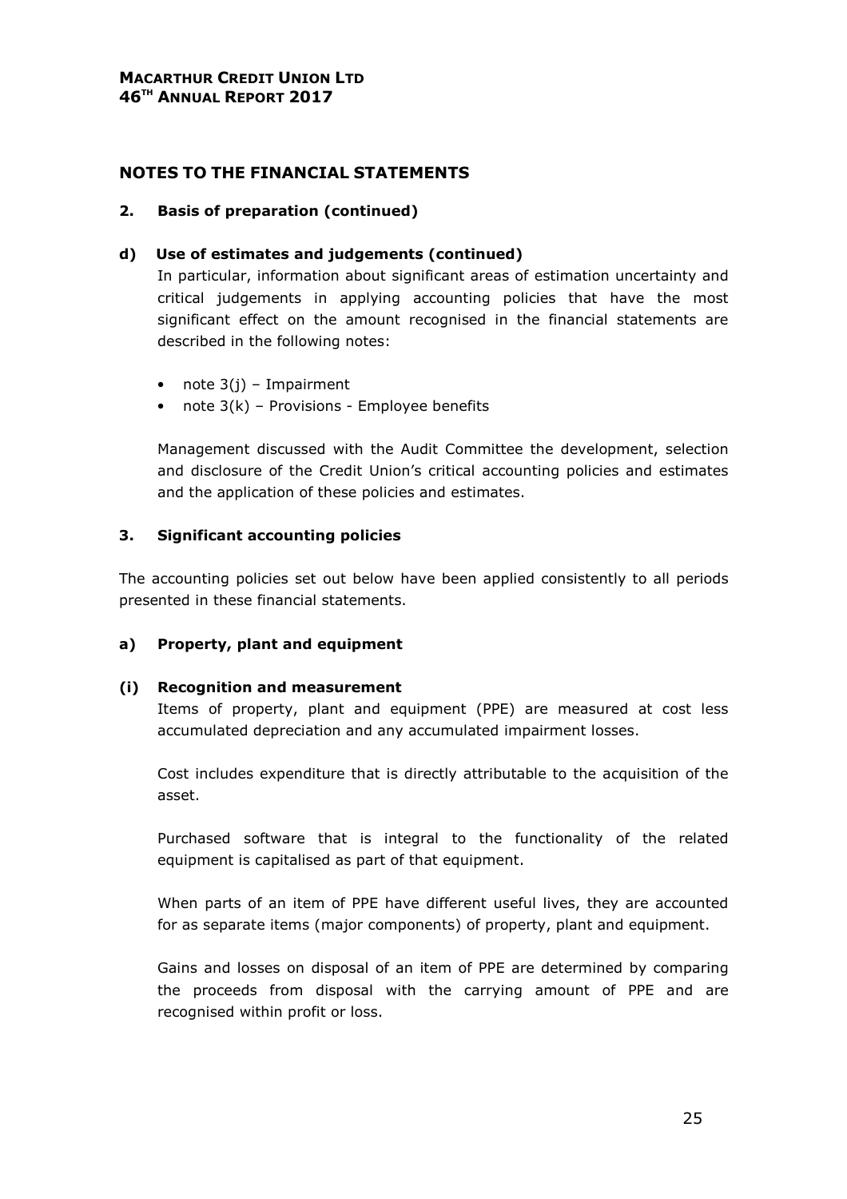# NOTES TO THE FINANCIAL STATEMENTS

## 2. Basis of preparation (continued)

### d) Use of estimates and judgements (continued)

In particular, information about significant areas of estimation uncertainty and critical judgements in applying accounting policies that have the most significant effect on the amount recognised in the financial statements are described in the following notes:

- note 3(j) – Impairment
- note 3(k) – Provisions - Employee benefits

Management discussed with the Audit Committee the development, selection and disclosure of the Credit Union's critical accounting policies and estimates and the application of these policies and estimates.

## 3. Significant accounting policies

The accounting policies set out below have been applied consistently to all periods presented in these financial statements.

### a) Property, plant and equipment

#### (i) Recognition and measurement

Items of property, plant and equipment (PPE) are measured at cost less accumulated depreciation and any accumulated impairment losses.

Cost includes expenditure that is directly attributable to the acquisition of the asset.

Purchased software that is integral to the functionality of the related equipment is capitalised as part of that equipment.

When parts of an item of PPE have different useful lives, they are accounted for as separate items (major components) of property, plant and equipment.

Gains and losses on disposal of an item of PPE are determined by comparing the proceeds from disposal with the carrying amount of PPE and are recognised within profit or loss.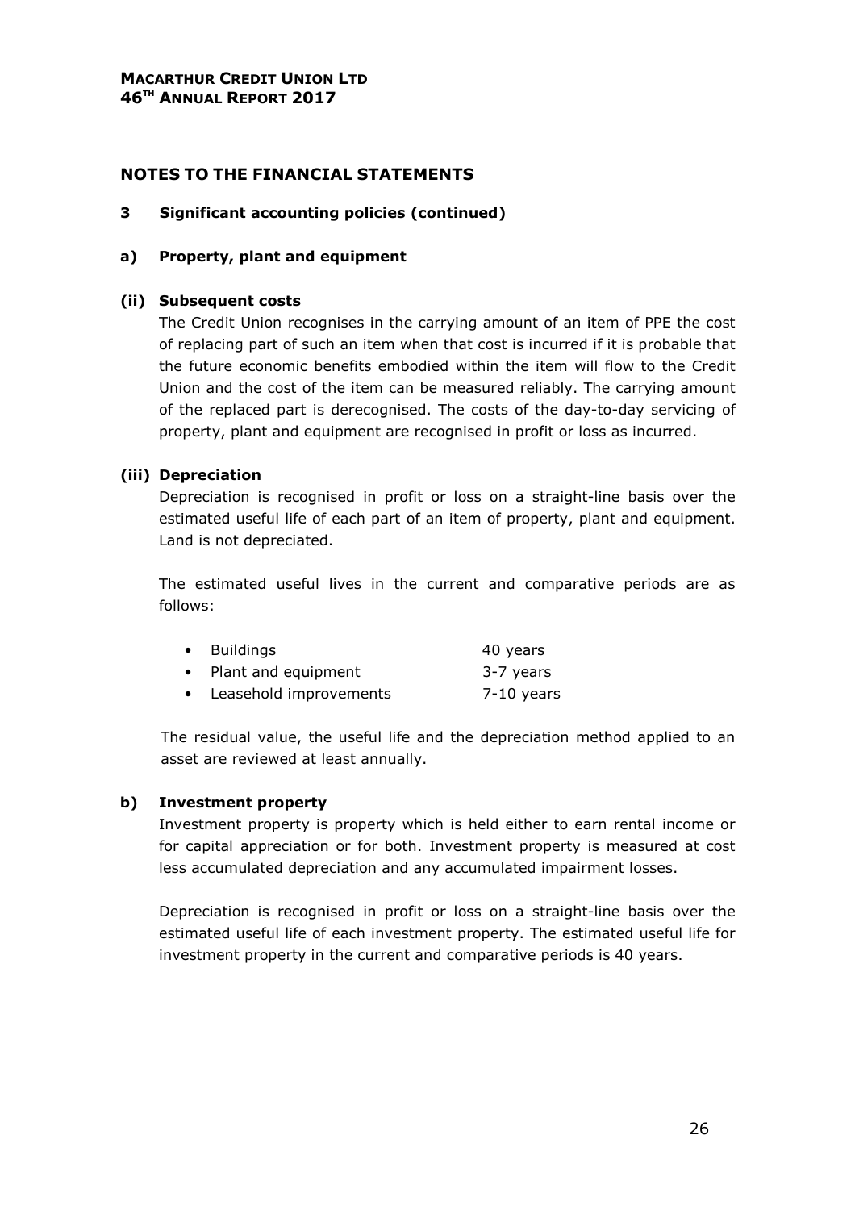## NOTES TO THE FINANCIAL STATEMENTS

### 3 Significant accounting policies (continued)

### a) Property, plant and equipment

#### (ii) Subsequent costs

The Credit Union recognises in the carrying amount of an item of PPE the cost of replacing part of such an item when that cost is incurred if it is probable that the future economic benefits embodied within the item will flow to the Credit Union and the cost of the item can be measured reliably. The carrying amount of the replaced part is derecognised. The costs of the day-to-day servicing of property, plant and equipment are recognised in profit or loss as incurred.

#### (iii) Depreciation

Depreciation is recognised in profit or loss on a straight-line basis over the estimated useful life of each part of an item of property, plant and equipment. Land is not depreciated.

The estimated useful lives in the current and comparative periods are as follows:

- Buildings — 40 years
- Plant and equipment — 3-7 years
- Leasehold improvements — 7-10 years

The residual value, the useful life and the depreciation method applied to an asset are reviewed at least annually.

### b) Investment property

Investment property is property which is held either to earn rental income or for capital appreciation or for both. Investment property is measured at cost less accumulated depreciation and any accumulated impairment losses.

Depreciation is recognised in profit or loss on a straight-line basis over the estimated useful life of each investment property. The estimated useful life for investment property in the current and comparative periods is 40 years.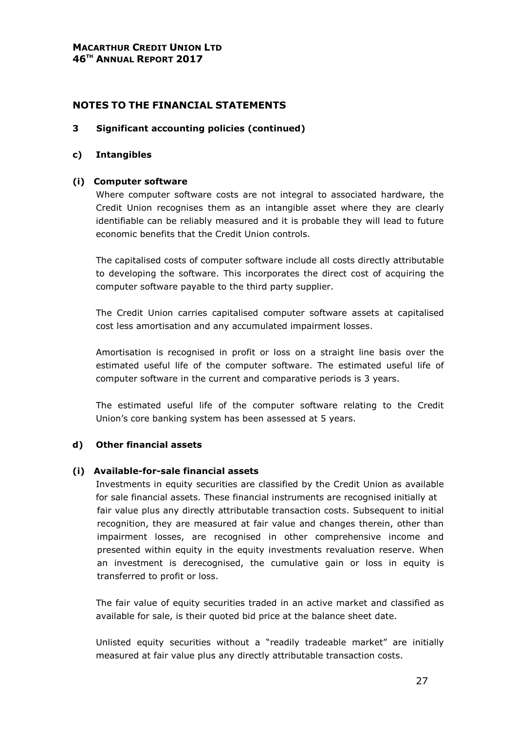## NOTES TO THE FINANCIAL STATEMENTS

### 3 Significant accounting policies (continued)

#### c) Intangibles

**(i) Computer software**

Where computer software costs are not integral to associated hardware, the Credit Union recognises them as an intangible asset where they are clearly identifiable can be reliably measured and it is probable they will lead to future economic benefits that the Credit Union controls.

The capitalised costs of computer software include all costs directly attributable to developing the software. This incorporates the direct cost of acquiring the computer software payable to the third party supplier.

The Credit Union carries capitalised computer software assets at capitalised cost less amortisation and any accumulated impairment losses.

Amortisation is recognised in profit or loss on a straight line basis over the estimated useful life of the computer software. The estimated useful life of computer software in the current and comparative periods is 3 years.

The estimated useful life of the computer software relating to the Credit Union's core banking system has been assessed at 5 years.

#### d) Other financial assets

**(i) Available-for-sale financial assets**

Investments in equity securities are classified by the Credit Union as available for sale financial assets. These financial instruments are recognised initially at fair value plus any directly attributable transaction costs. Subsequent to initial recognition, they are measured at fair value and changes therein, other than impairment losses, are recognised in other comprehensive income and presented within equity in the equity investments revaluation reserve. When an investment is derecognised, the cumulative gain or loss in equity is transferred to profit or loss.

The fair value of equity securities traded in an active market and classified as available for sale, is their quoted bid price at the balance sheet date.

Unlisted equity securities without a "readily tradeable market" are initially measured at fair value plus any directly attributable transaction costs.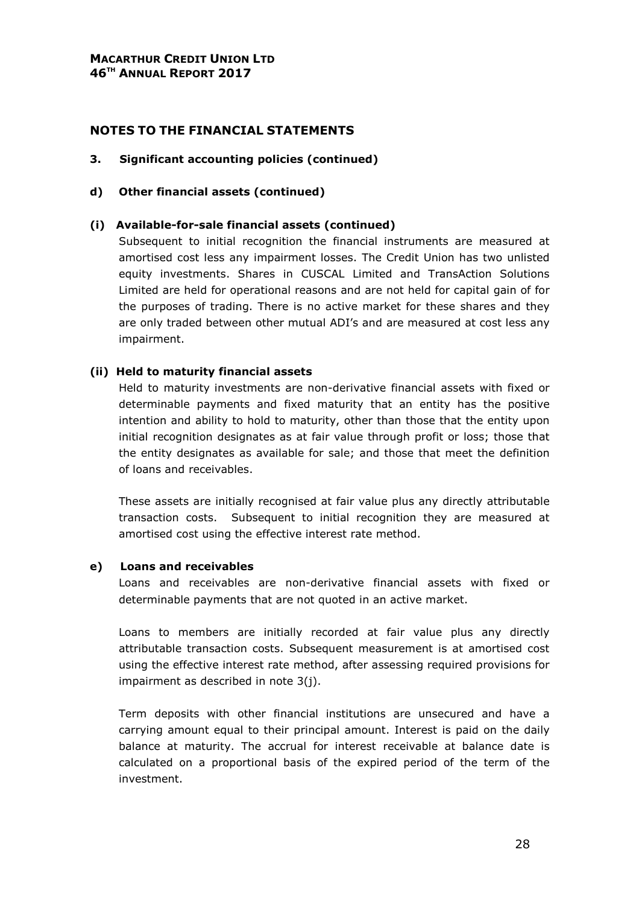## NOTES TO THE FINANCIAL STATEMENTS

### 3. Significant accounting policies (continued)

### d) Other financial assets (continued)

#### (i) Available-for-sale financial assets (continued)

Subsequent to initial recognition the financial instruments are measured at amortised cost less any impairment losses. The Credit Union has two unlisted equity investments. Shares in CUSCAL Limited and TransAction Solutions Limited are held for operational reasons and are not held for capital gain of for the purposes of trading. There is no active market for these shares and they are only traded between other mutual ADI's and are measured at cost less any impairment.

#### (ii) Held to maturity financial assets

Held to maturity investments are non-derivative financial assets with fixed or determinable payments and fixed maturity that an entity has the positive intention and ability to hold to maturity, other than those that the entity upon initial recognition designates as at fair value through profit or loss; those that the entity designates as available for sale; and those that meet the definition of loans and receivables.

These assets are initially recognised at fair value plus any directly attributable transaction costs. Subsequent to initial recognition they are measured at amortised cost using the effective interest rate method.

### e) Loans and receivables

Loans and receivables are non-derivative financial assets with fixed or determinable payments that are not quoted in an active market.

Loans to members are initially recorded at fair value plus any directly attributable transaction costs. Subsequent measurement is at amortised cost using the effective interest rate method, after assessing required provisions for impairment as described in note 3(j).

Term deposits with other financial institutions are unsecured and have a carrying amount equal to their principal amount. Interest is paid on the daily balance at maturity. The accrual for interest receivable at balance date is calculated on a proportional basis of the expired period of the term of the investment.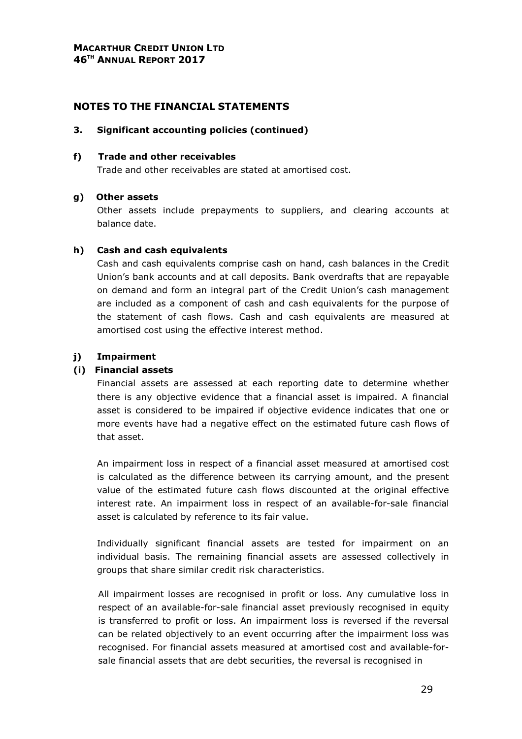# NOTES TO THE FINANCIAL STATEMENTS

## 3. Significant accounting policies (continued)

### f) Trade and other receivables

Trade and other receivables are stated at amortised cost.

### g) Other assets

Other assets include prepayments to suppliers, and clearing accounts at balance date.

### h) Cash and cash equivalents

Cash and cash equivalents comprise cash on hand, cash balances in the Credit Union's bank accounts and at call deposits. Bank overdrafts that are repayable on demand and form an integral part of the Credit Union's cash management are included as a component of cash and cash equivalents for the purpose of the statement of cash flows. Cash and cash equivalents are measured at amortised cost using the effective interest method.

### j) Impairment

#### (i) Financial assets

Financial assets are assessed at each reporting date to determine whether there is any objective evidence that a financial asset is impaired. A financial asset is considered to be impaired if objective evidence indicates that one or more events have had a negative effect on the estimated future cash flows of that asset.

An impairment loss in respect of a financial asset measured at amortised cost is calculated as the difference between its carrying amount, and the present value of the estimated future cash flows discounted at the original effective interest rate. An impairment loss in respect of an available-for-sale financial asset is calculated by reference to its fair value.

Individually significant financial assets are tested for impairment on an individual basis. The remaining financial assets are assessed collectively in groups that share similar credit risk characteristics.

All impairment losses are recognised in profit or loss. Any cumulative loss in respect of an available-for-sale financial asset previously recognised in equity is transferred to profit or loss. An impairment loss is reversed if the reversal can be related objectively to an event occurring after the impairment loss was recognised. For financial assets measured at amortised cost and available-for-sale financial assets that are debt securities, the reversal is recognised in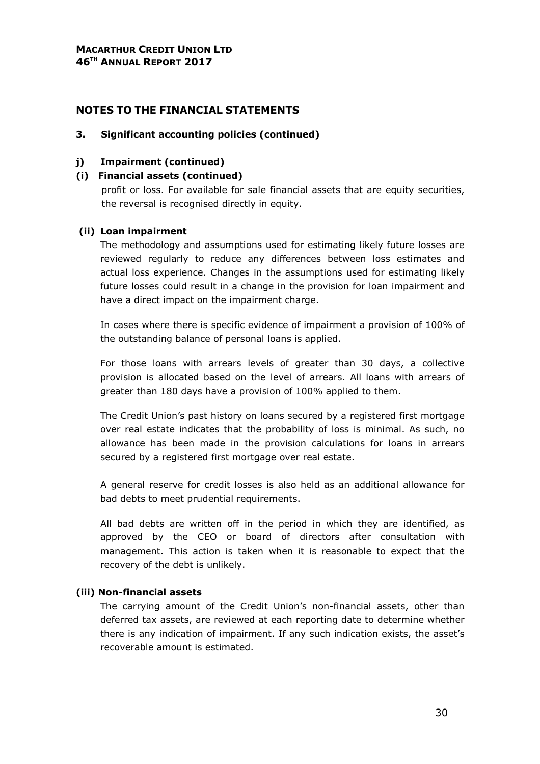# NOTES TO THE FINANCIAL STATEMENTS

## 3. Significant accounting policies (continued)

### j) Impairment (continued)

#### (i) Financial assets (continued)

profit or loss. For available for sale financial assets that are equity securities, the reversal is recognised directly in equity.

#### (ii) Loan impairment

The methodology and assumptions used for estimating likely future losses are reviewed regularly to reduce any differences between loss estimates and actual loss experience. Changes in the assumptions used for estimating likely future losses could result in a change in the provision for loan impairment and have a direct impact on the impairment charge.

In cases where there is specific evidence of impairment a provision of 100% of the outstanding balance of personal loans is applied.

For those loans with arrears levels of greater than 30 days, a collective provision is allocated based on the level of arrears. All loans with arrears of greater than 180 days have a provision of 100% applied to them.

The Credit Union's past history on loans secured by a registered first mortgage over real estate indicates that the probability of loss is minimal. As such, no allowance has been made in the provision calculations for loans in arrears secured by a registered first mortgage over real estate.

A general reserve for credit losses is also held as an additional allowance for bad debts to meet prudential requirements.

All bad debts are written off in the period in which they are identified, as approved by the CEO or board of directors after consultation with management. This action is taken when it is reasonable to expect that the recovery of the debt is unlikely.

#### (iii) Non-financial assets

The carrying amount of the Credit Union's non-financial assets, other than deferred tax assets, are reviewed at each reporting date to determine whether there is any indication of impairment. If any such indication exists, the asset's recoverable amount is estimated.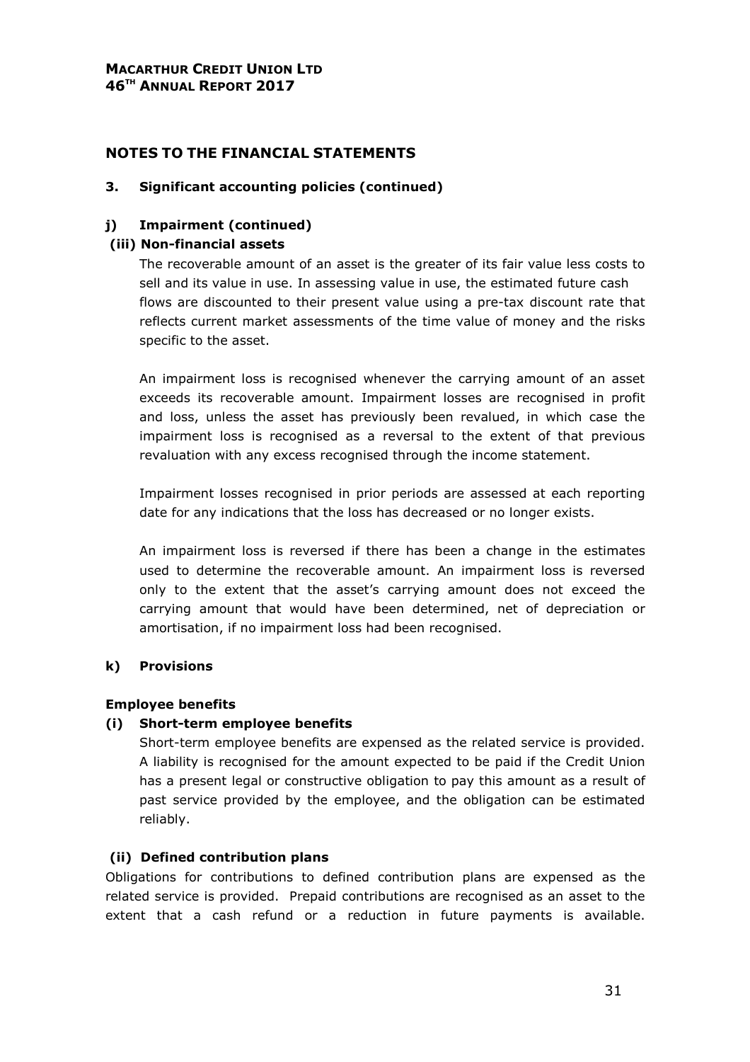## NOTES TO THE FINANCIAL STATEMENTS

### 3. Significant accounting policies (continued)

#### j) Impairment (continued)

**(iii) Non-financial assets**

The recoverable amount of an asset is the greater of its fair value less costs to sell and its value in use. In assessing value in use, the estimated future cash flows are discounted to their present value using a pre-tax discount rate that reflects current market assessments of the time value of money and the risks specific to the asset.

An impairment loss is recognised whenever the carrying amount of an asset exceeds its recoverable amount. Impairment losses are recognised in profit and loss, unless the asset has previously been revalued, in which case the impairment loss is recognised as a reversal to the extent of that previous revaluation with any excess recognised through the income statement.

Impairment losses recognised in prior periods are assessed at each reporting date for any indications that the loss has decreased or no longer exists.

An impairment loss is reversed if there has been a change in the estimates used to determine the recoverable amount. An impairment loss is reversed only to the extent that the asset's carrying amount does not exceed the carrying amount that would have been determined, net of depreciation or amortisation, if no impairment loss had been recognised.

#### k) Provisions

**Employee benefits**

**(i) Short-term employee benefits**

Short-term employee benefits are expensed as the related service is provided. A liability is recognised for the amount expected to be paid if the Credit Union has a present legal or constructive obligation to pay this amount as a result of past service provided by the employee, and the obligation can be estimated reliably.

**(ii) Defined contribution plans**

Obligations for contributions to defined contribution plans are expensed as the related service is provided. Prepaid contributions are recognised as an asset to the extent that a cash refund or a reduction in future payments is available.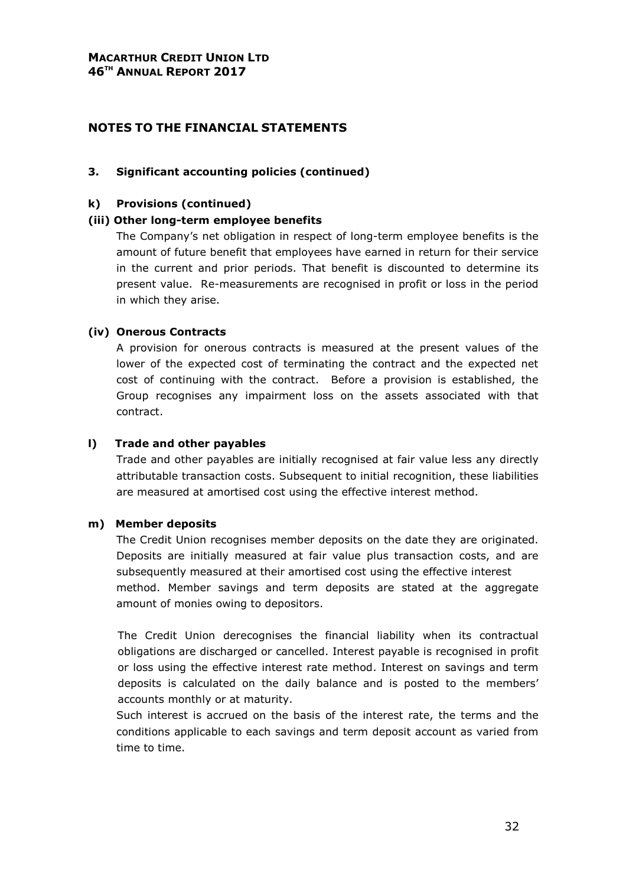## NOTES TO THE FINANCIAL STATEMENTS

### 3. Significant accounting policies (continued)

#### k) Provisions (continued)

**(iii) Other long-term employee benefits**

The Company's net obligation in respect of long-term employee benefits is the amount of future benefit that employees have earned in return for their service in the current and prior periods. That benefit is discounted to determine its present value. Re-measurements are recognised in profit or loss in the period in which they arise.

**(iv) Onerous Contracts**

A provision for onerous contracts is measured at the present values of the lower of the expected cost of terminating the contract and the expected net cost of continuing with the contract. Before a provision is established, the Group recognises any impairment loss on the assets associated with that contract.

#### l) Trade and other payables

Trade and other payables are initially recognised at fair value less any directly attributable transaction costs. Subsequent to initial recognition, these liabilities are measured at amortised cost using the effective interest method.

#### m) Member deposits

The Credit Union recognises member deposits on the date they are originated. Deposits are initially measured at fair value plus transaction costs, and are subsequently measured at their amortised cost using the effective interest method. Member savings and term deposits are stated at the aggregate amount of monies owing to depositors.

The Credit Union derecognises the financial liability when its contractual obligations are discharged or cancelled. Interest payable is recognised in profit or loss using the effective interest rate method. Interest on savings and term deposits is calculated on the daily balance and is posted to the members' accounts monthly or at maturity.

Such interest is accrued on the basis of the interest rate, the terms and the conditions applicable to each savings and term deposit account as varied from time to time.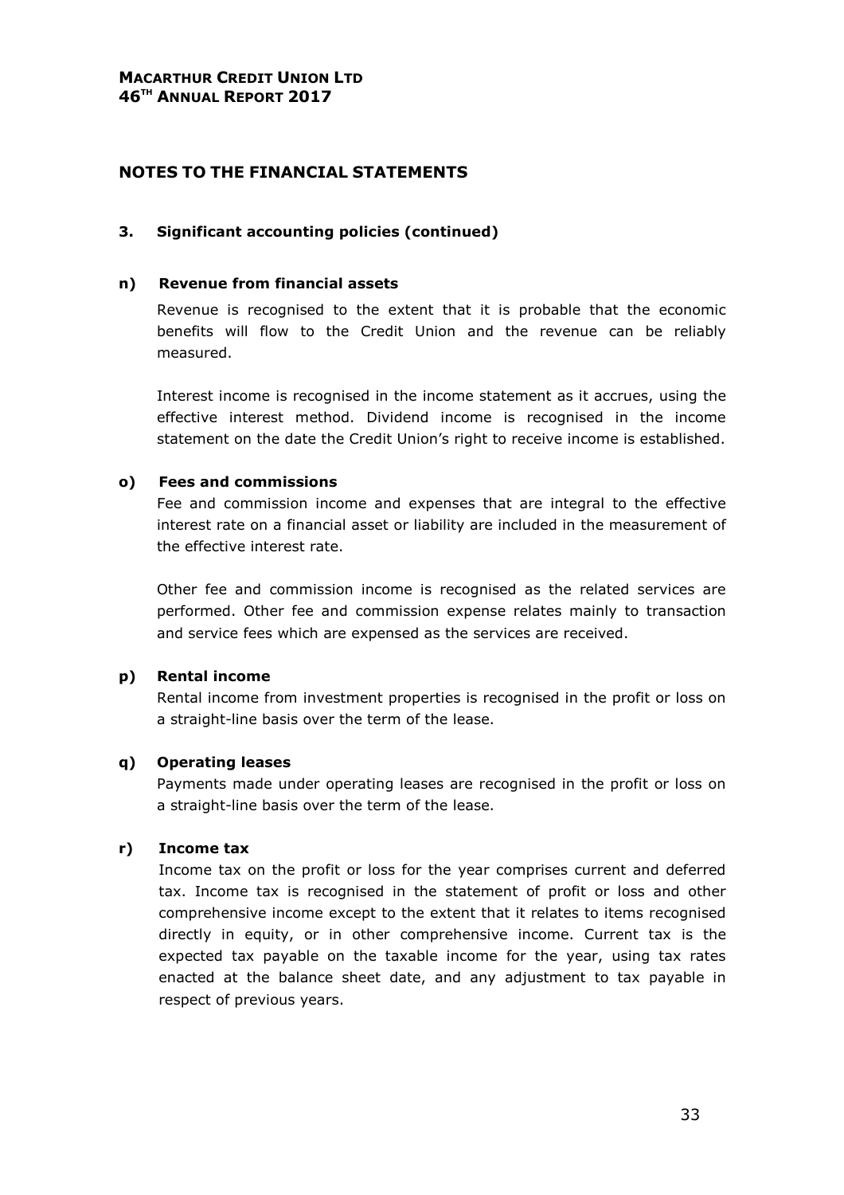## NOTES TO THE FINANCIAL STATEMENTS

### 3. Significant accounting policies (continued)

#### n) Revenue from financial assets

Revenue is recognised to the extent that it is probable that the economic benefits will flow to the Credit Union and the revenue can be reliably measured.

Interest income is recognised in the income statement as it accrues, using the effective interest method. Dividend income is recognised in the income statement on the date the Credit Union's right to receive income is established.

#### o) Fees and commissions

Fee and commission income and expenses that are integral to the effective interest rate on a financial asset or liability are included in the measurement of the effective interest rate.

Other fee and commission income is recognised as the related services are performed. Other fee and commission expense relates mainly to transaction and service fees which are expensed as the services are received.

#### p) Rental income

Rental income from investment properties is recognised in the profit or loss on a straight-line basis over the term of the lease.

#### q) Operating leases

Payments made under operating leases are recognised in the profit or loss on a straight-line basis over the term of the lease.

#### r) Income tax

Income tax on the profit or loss for the year comprises current and deferred tax. Income tax is recognised in the statement of profit or loss and other comprehensive income except to the extent that it relates to items recognised directly in equity, or in other comprehensive income. Current tax is the expected tax payable on the taxable income for the year, using tax rates enacted at the balance sheet date, and any adjustment to tax payable in respect of previous years.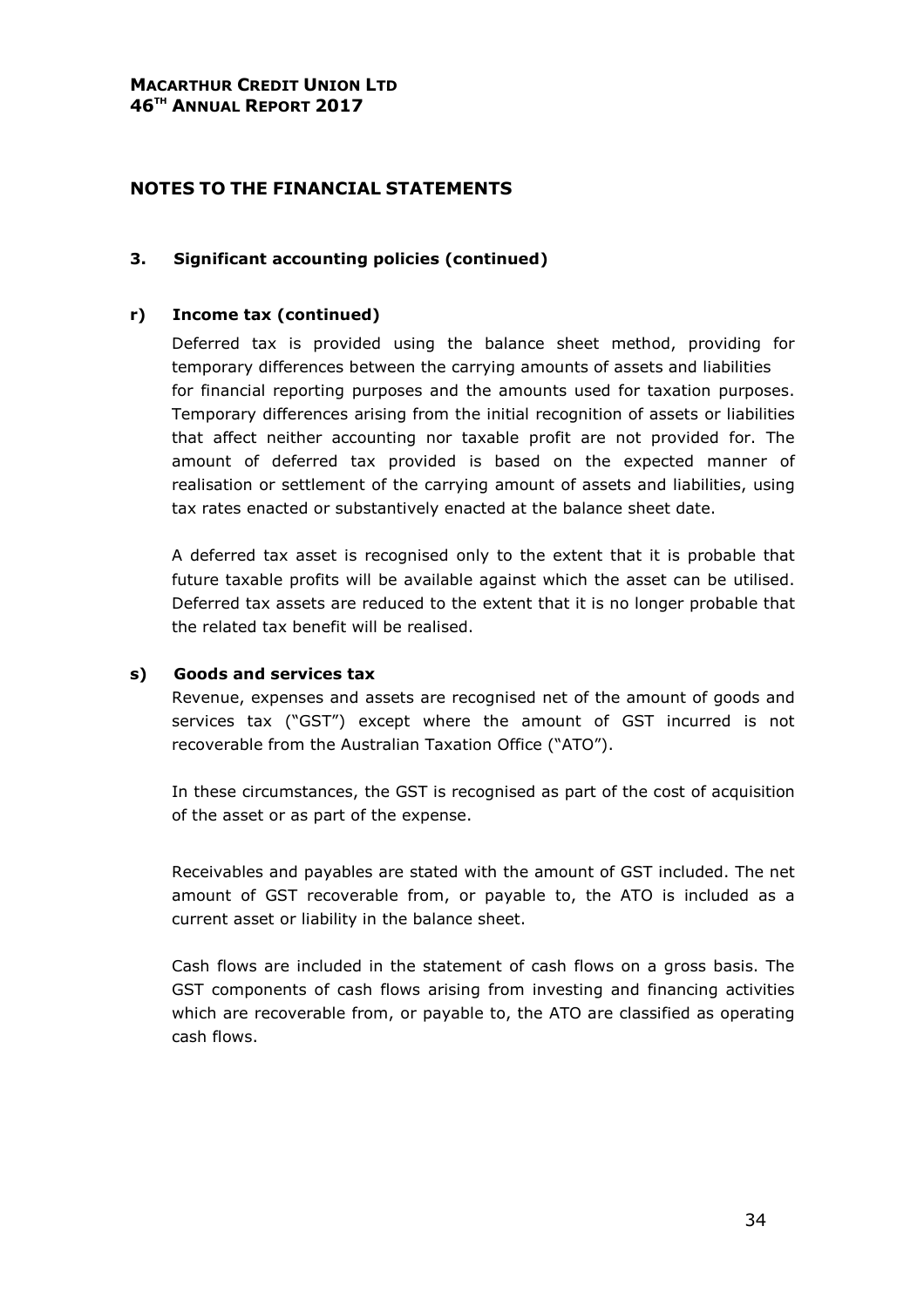# NOTES TO THE FINANCIAL STATEMENTS

## 3. Significant accounting policies (continued)

### r) Income tax (continued)

Deferred tax is provided using the balance sheet method, providing for temporary differences between the carrying amounts of assets and liabilities for financial reporting purposes and the amounts used for taxation purposes. Temporary differences arising from the initial recognition of assets or liabilities that affect neither accounting nor taxable profit are not provided for. The amount of deferred tax provided is based on the expected manner of realisation or settlement of the carrying amount of assets and liabilities, using tax rates enacted or substantively enacted at the balance sheet date.

A deferred tax asset is recognised only to the extent that it is probable that future taxable profits will be available against which the asset can be utilised. Deferred tax assets are reduced to the extent that it is no longer probable that the related tax benefit will be realised.

### s) Goods and services tax

Revenue, expenses and assets are recognised net of the amount of goods and services tax ("GST") except where the amount of GST incurred is not recoverable from the Australian Taxation Office ("ATO").

In these circumstances, the GST is recognised as part of the cost of acquisition of the asset or as part of the expense.

Receivables and payables are stated with the amount of GST included. The net amount of GST recoverable from, or payable to, the ATO is included as a current asset or liability in the balance sheet.

Cash flows are included in the statement of cash flows on a gross basis. The GST components of cash flows arising from investing and financing activities which are recoverable from, or payable to, the ATO are classified as operating cash flows.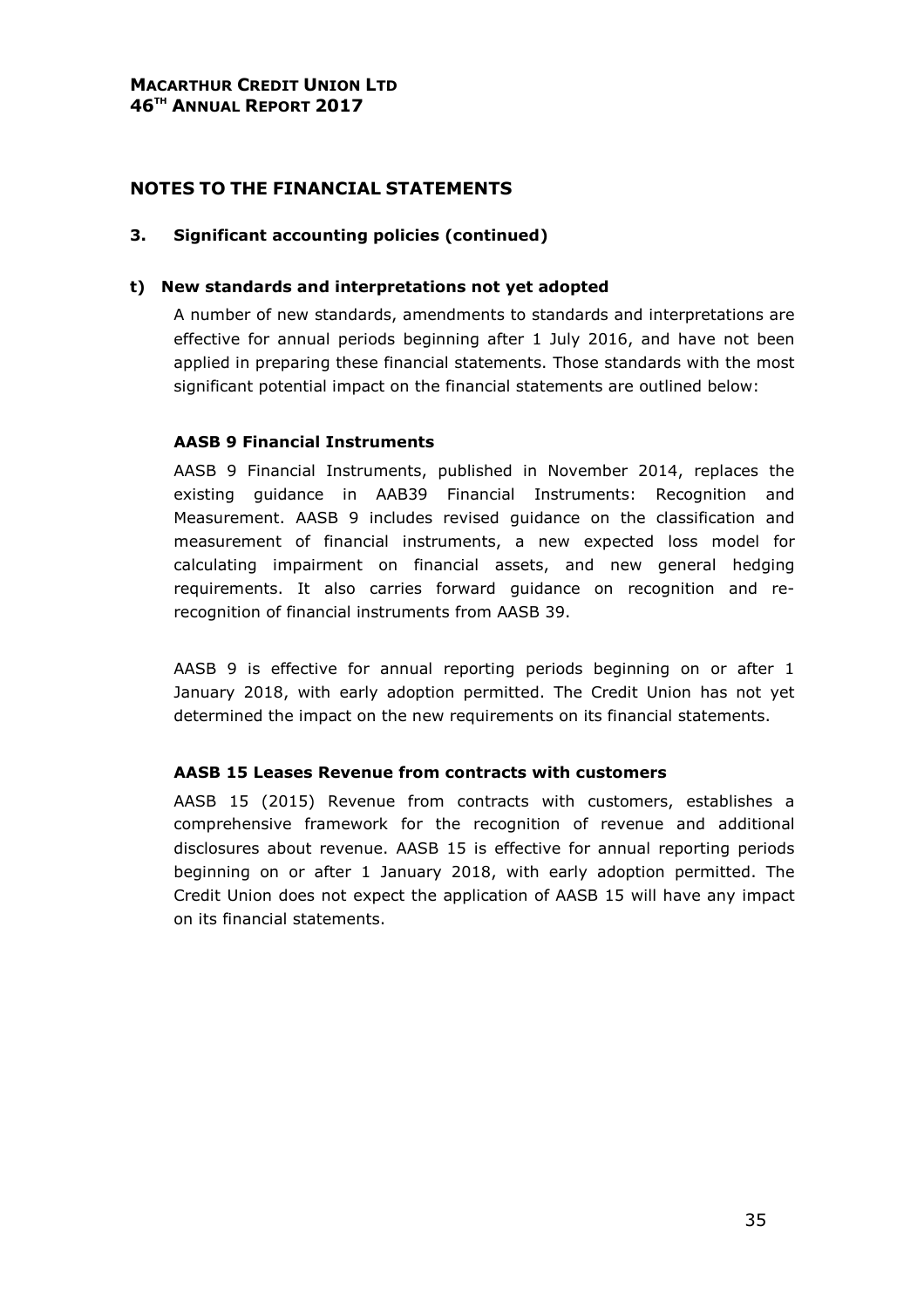## NOTES TO THE FINANCIAL STATEMENTS

### 3. Significant accounting policies (continued)

#### t) New standards and interpretations not yet adopted

A number of new standards, amendments to standards and interpretations are effective for annual periods beginning after 1 July 2016, and have not been applied in preparing these financial statements. Those standards with the most significant potential impact on the financial statements are outlined below:

**AASB 9 Financial Instruments**

AASB 9 Financial Instruments, published in November 2014, replaces the existing guidance in AAB39 Financial Instruments: Recognition and Measurement. AASB 9 includes revised guidance on the classification and measurement of financial instruments, a new expected loss model for calculating impairment on financial assets, and new general hedging requirements. It also carries forward guidance on recognition and re-recognition of financial instruments from AASB 39.

AASB 9 is effective for annual reporting periods beginning on or after 1 January 2018, with early adoption permitted. The Credit Union has not yet determined the impact on the new requirements on its financial statements.

**AASB 15 Leases Revenue from contracts with customers**

AASB 15 (2015) Revenue from contracts with customers, establishes a comprehensive framework for the recognition of revenue and additional disclosures about revenue. AASB 15 is effective for annual reporting periods beginning on or after 1 January 2018, with early adoption permitted. The Credit Union does not expect the application of AASB 15 will have any impact on its financial statements.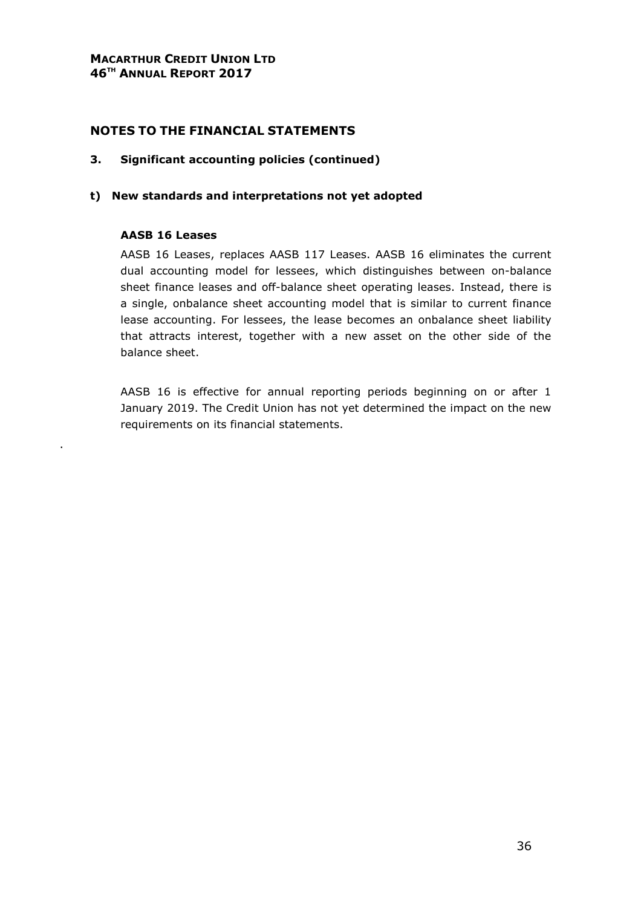## NOTES TO THE FINANCIAL STATEMENTS

### 3. Significant accounting policies (continued)

### t) New standards and interpretations not yet adopted

**AASB 16 Leases**

AASB 16 Leases, replaces AASB 117 Leases. AASB 16 eliminates the current dual accounting model for lessees, which distinguishes between on-balance sheet finance leases and off-balance sheet operating leases. Instead, there is a single, onbalance sheet accounting model that is similar to current finance lease accounting. For lessees, the lease becomes an onbalance sheet liability that attracts interest, together with a new asset on the other side of the balance sheet.

AASB 16 is effective for annual reporting periods beginning on or after 1 January 2019. The Credit Union has not yet determined the impact on the new requirements on its financial statements.

.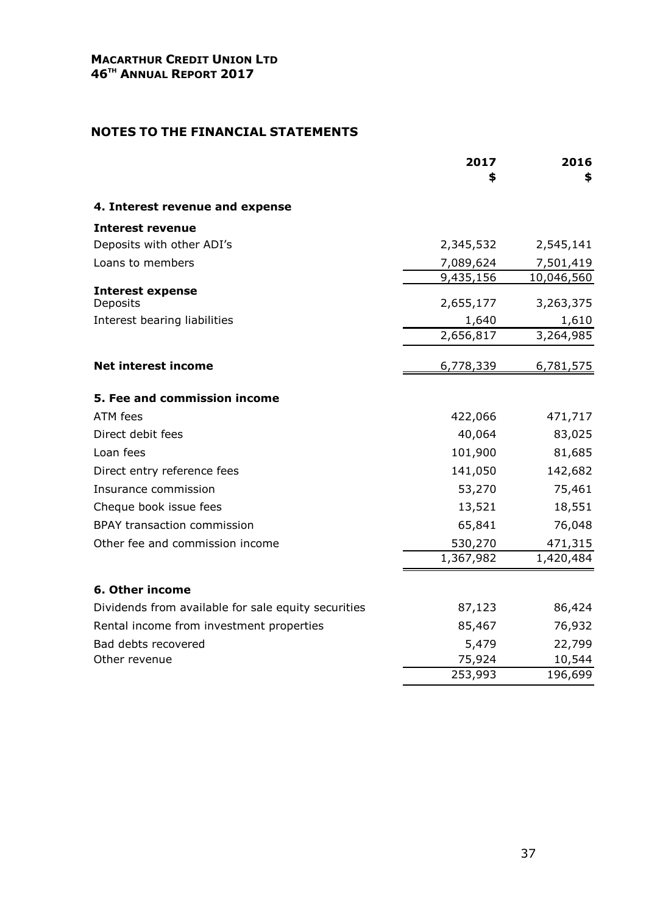## NOTES TO THE FINANCIAL STATEMENTS

| | 2017<br>$ | 2016<br>$ |
|---|---|---|
| **4. Interest revenue and expense** | | |
| **Interest revenue** | | |
| Deposits with other ADI's | 2,345,532 | 2,545,141 |
| Loans to members | 7,089,624 | 7,501,419 |
| | 9,435,156 | 10,046,560 |
| **Interest expense** | | |
| Deposits | 2,655,177 | 3,263,375 |
| Interest bearing liabilities | 1,640 | 1,610 |
| | 2,656,817 | 3,264,985 |
| **Net interest income** | 6,778,339 | 6,781,575 |
| **5. Fee and commission income** | | |
| ATM fees | 422,066 | 471,717 |
| Direct debit fees | 40,064 | 83,025 |
| Loan fees | 101,900 | 81,685 |
| Direct entry reference fees | 141,050 | 142,682 |
| Insurance commission | 53,270 | 75,461 |
| Cheque book issue fees | 13,521 | 18,551 |
| BPAY transaction commission | 65,841 | 76,048 |
| Other fee and commission income | 530,270 | 471,315 |
| | 1,367,982 | 1,420,484 |
| **6. Other income** | | |
| Dividends from available for sale equity securities | 87,123 | 86,424 |
| Rental income from investment properties | 85,467 | 76,932 |
| Bad debts recovered | 5,479 | 22,799 |
| Other revenue | 75,924 | 10,544 |
| | 253,993 | 196,699 |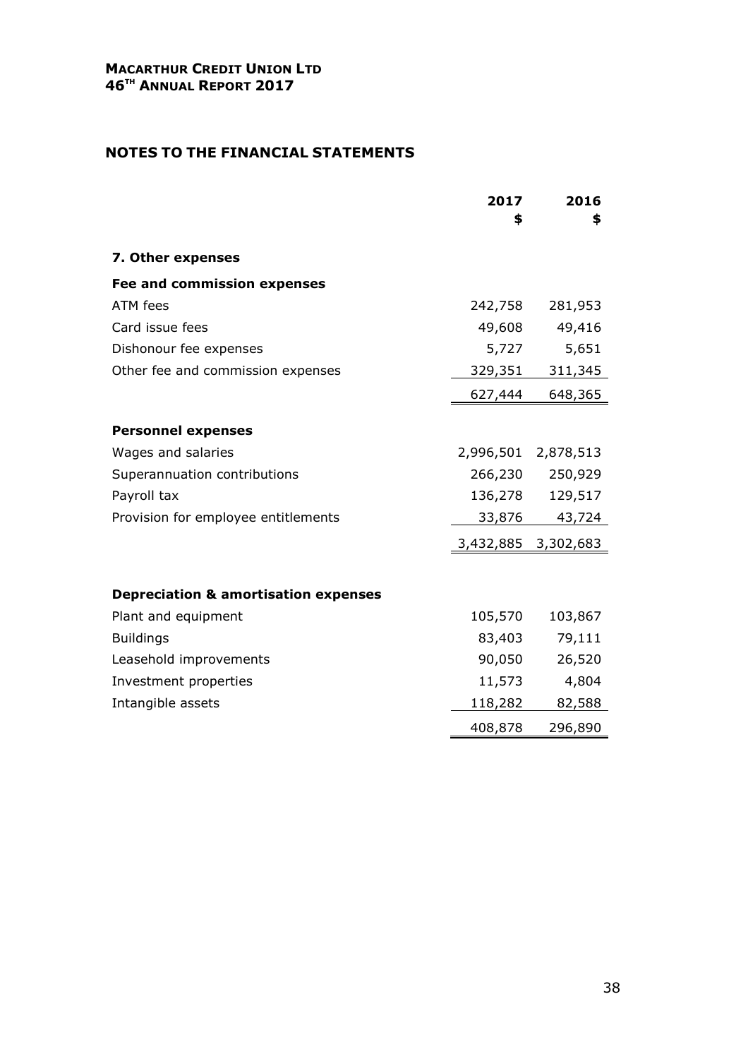## NOTES TO THE FINANCIAL STATEMENTS

| | 2017 $ | 2016 $ |
|---|---|---|
| **7. Other expenses** | | |
| **Fee and commission expenses** | | |
| ATM fees | 242,758 | 281,953 |
| Card issue fees | 49,608 | 49,416 |
| Dishonour fee expenses | 5,727 | 5,651 |
| Other fee and commission expenses | 329,351 | 311,345 |
| | 627,444 | 648,365 |
| **Personnel expenses** | | |
| Wages and salaries | 2,996,501 | 2,878,513 |
| Superannuation contributions | 266,230 | 250,929 |
| Payroll tax | 136,278 | 129,517 |
| Provision for employee entitlements | 33,876 | 43,724 |
| | 3,432,885 | 3,302,683 |
| **Depreciation & amortisation expenses** | | |
| Plant and equipment | 105,570 | 103,867 |
| Buildings | 83,403 | 79,111 |
| Leasehold improvements | 90,050 | 26,520 |
| Investment properties | 11,573 | 4,804 |
| Intangible assets | 118,282 | 82,588 |
| | 408,878 | 296,890 |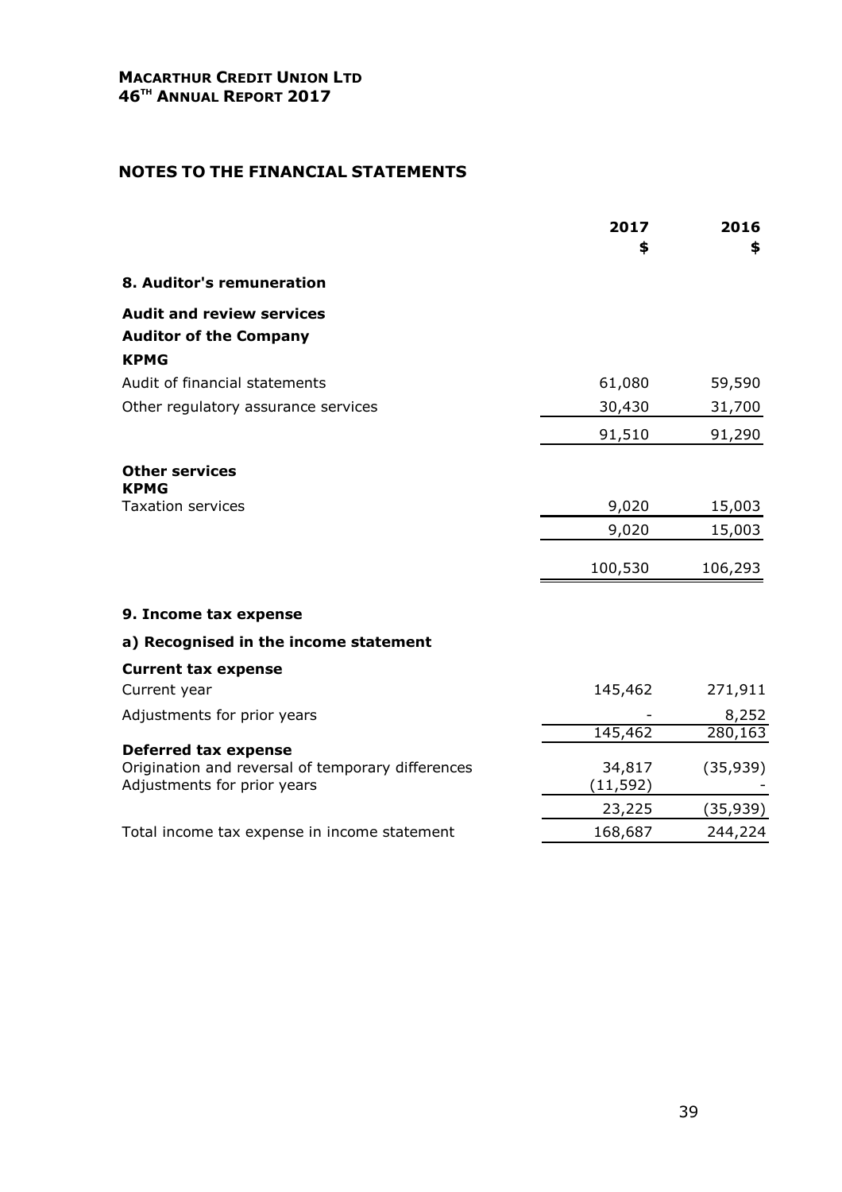## NOTES TO THE FINANCIAL STATEMENTS

| | 2017<br>$ | 2016<br>$ |
|---|---|---|
| **8. Auditor's remuneration** | | |
| **Audit and review services** | | |
| **Auditor of the Company** | | |
| **KPMG** | | |
| Audit of financial statements | 61,080 | 59,590 |
| Other regulatory assurance services | 30,430 | 31,700 |
| | 91,510 | 91,290 |
| **Other services** | | |
| **KPMG** | | |
| Taxation services | 9,020 | 15,003 |
| | 9,020 | 15,003 |
| | 100,530 | 106,293 |

| | 2017<br>$ | 2016<br>$ |
|---|---|---|
| **9. Income tax expense** | | |
| **a) Recognised in the income statement** | | |
| **Current tax expense** | | |
| Current year | 145,462 | 271,911 |
| Adjustments for prior years | - | 8,252 |
| | 145,462 | 280,163 |
| **Deferred tax expense** | | |
| Origination and reversal of temporary differences | 34,817 | (35,939) |
| Adjustments for prior years | (11,592) | - |
| | 23,225 | (35,939) |
| Total income tax expense in income statement | 168,687 | 244,224 |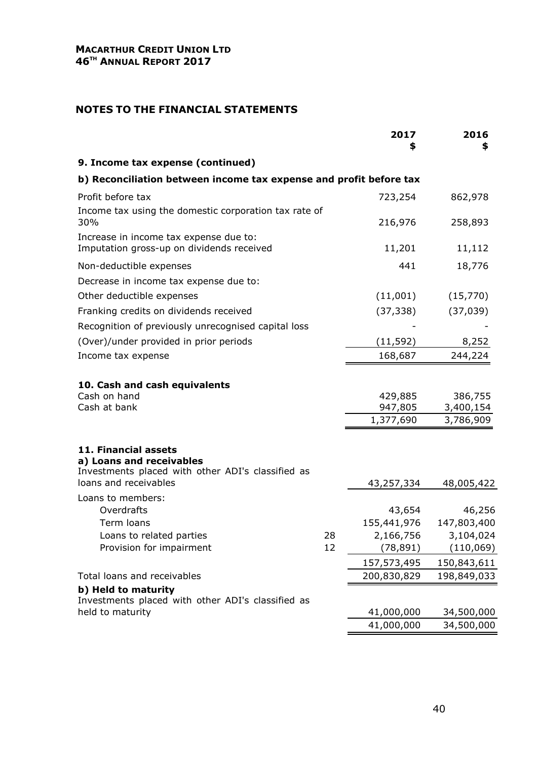## NOTES TO THE FINANCIAL STATEMENTS

| | Note | 2017 $ | 2016 $ |
|---|---|---|---|
| **9. Income tax expense (continued)** | | | |
| **b) Reconciliation between income tax expense and profit before tax** | | | |
| Profit before tax | | 723,254 | 862,978 |
| Income tax using the domestic corporation tax rate of 30% | | 216,976 | 258,893 |
| Increase in income tax expense due to: Imputation gross-up on dividends received | | 11,201 | 11,112 |
| Non-deductible expenses | | 441 | 18,776 |
| Decrease in income tax expense due to: | | | |
| Other deductible expenses | | (11,001) | (15,770) |
| Franking credits on dividends received | | (37,338) | (37,039) |
| Recognition of previously unrecognised capital loss | | - | - |
| (Over)/under provided in prior periods | | (11,592) | 8,252 |
| Income tax expense | | 168,687 | 244,224 |
| | | | |
| **10. Cash and cash equivalents** | | | |
| Cash on hand | | 429,885 | 386,755 |
| Cash at bank | | 947,805 | 3,400,154 |
| | | 1,377,690 | 3,786,909 |
| | | | |
| **11. Financial assets** | | | |
| **a) Loans and receivables** | | | |
| Investments placed with other ADI's classified as loans and receivables | | 43,257,334 | 48,005,422 |
| Loans to members: | | | |
| Overdrafts | | 43,654 | 46,256 |
| Term loans | | 155,441,976 | 147,803,400 |
| Loans to related parties | 28 | 2,166,756 | 3,104,024 |
| Provision for impairment | 12 | (78,891) | (110,069) |
| | | 157,573,495 | 150,843,611 |
| Total loans and receivables | | 200,830,829 | 198,849,033 |
| **b) Held to maturity** | | | |
| Investments placed with other ADI's classified as held to maturity | | 41,000,000 | 34,500,000 |
| | | 41,000,000 | 34,500,000 |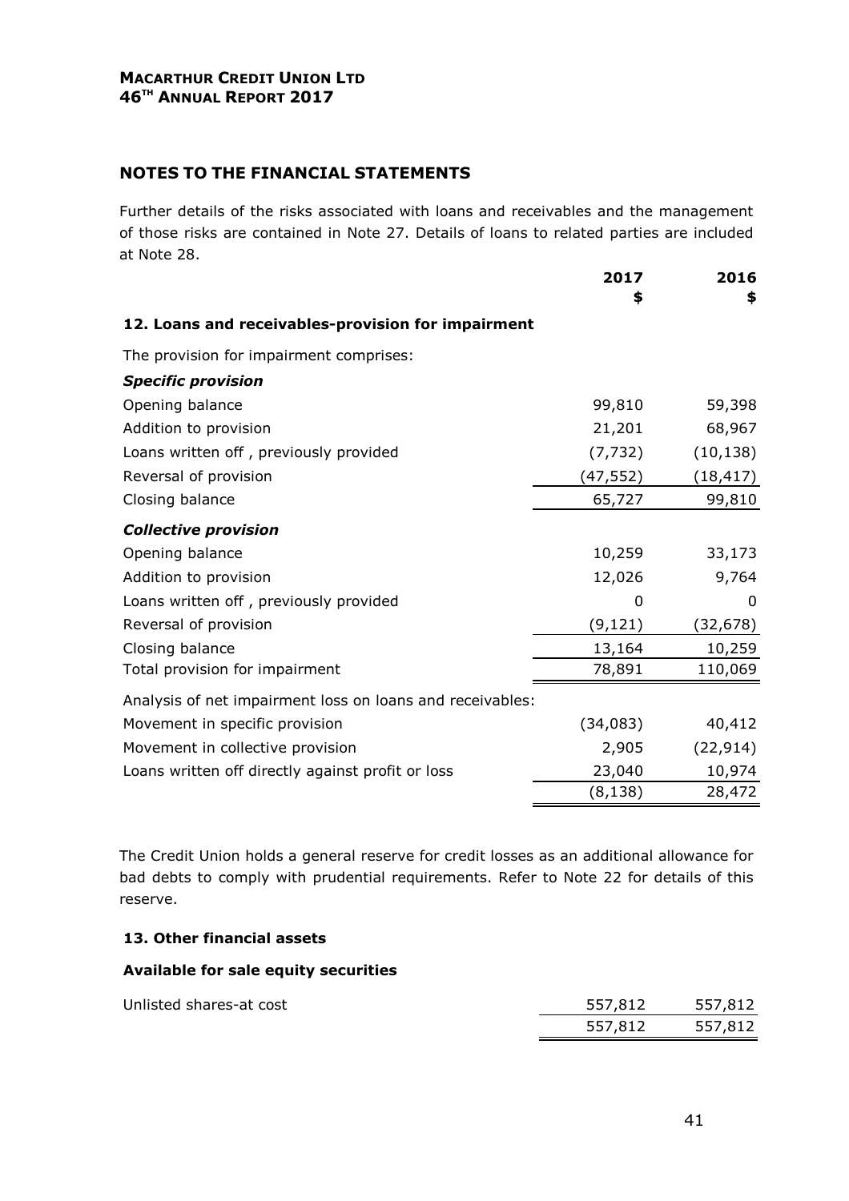## NOTES TO THE FINANCIAL STATEMENTS

Further details of the risks associated with loans and receivables and the management of those risks are contained in Note 27. Details of loans to related parties are included at Note 28.

| | 2017<br>$ | 2016<br>$ |
|---|---|---|
| **12. Loans and receivables-provision for impairment** | | |
| The provision for impairment comprises: | | |
| ***Specific provision*** | | |
| Opening balance | 99,810 | 59,398 |
| Addition to provision | 21,201 | 68,967 |
| Loans written off , previously provided | (7,732) | (10,138) |
| Reversal of provision | (47,552) | (18,417) |
| Closing balance | 65,727 | 99,810 |
| ***Collective provision*** | | |
| Opening balance | 10,259 | 33,173 |
| Addition to provision | 12,026 | 9,764 |
| Loans written off , previously provided | 0 | 0 |
| Reversal of provision | (9,121) | (32,678) |
| Closing balance | 13,164 | 10,259 |
| Total provision for impairment | 78,891 | 110,069 |
| Analysis of net impairment loss on loans and receivables: | | |
| Movement in specific provision | (34,083) | 40,412 |
| Movement in collective provision | 2,905 | (22,914) |
| Loans written off directly against profit or loss | 23,040 | 10,974 |
| | (8,138) | 28,472 |

The Credit Union holds a general reserve for credit losses as an additional allowance for bad debts to comply with prudential requirements. Refer to Note 22 for details of this reserve.

**13. Other financial assets**

**Available for sale equity securities**

| | 2017<br>$ | 2016<br>$ |
|---|---|---|
| Unlisted shares-at cost | 557,812 | 557,812 |
| | 557,812 | 557,812 |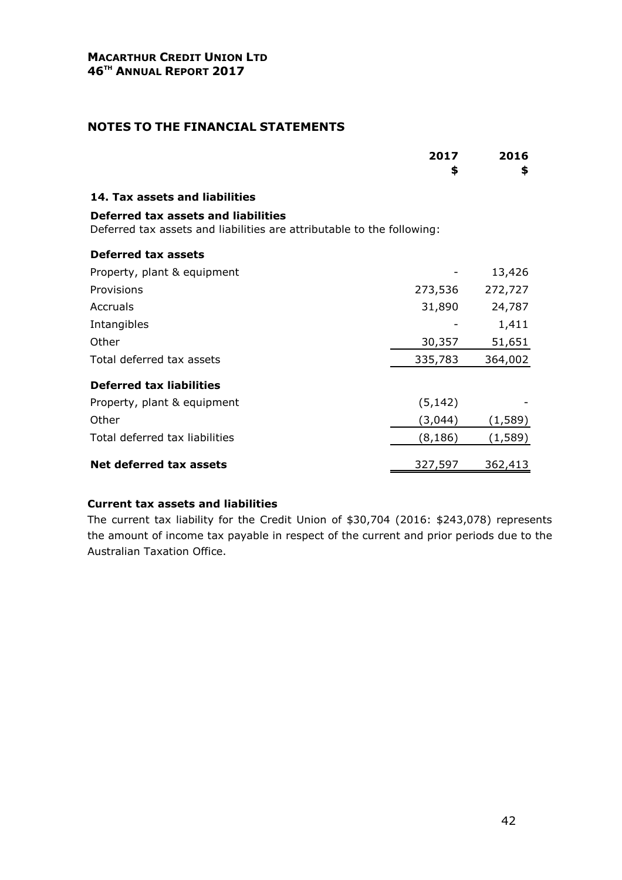## NOTES TO THE FINANCIAL STATEMENTS

|  | 2017 $ | 2016 $ |
|---|---|---|
| **14. Tax assets and liabilities** | | |
| **Deferred tax assets and liabilities** | | |
| Deferred tax assets and liabilities are attributable to the following: | | |
| **Deferred tax assets** | | |
| Property, plant & equipment | - | 13,426 |
| Provisions | 273,536 | 272,727 |
| Accruals | 31,890 | 24,787 |
| Intangibles | - | 1,411 |
| Other | 30,357 | 51,651 |
| Total deferred tax assets | 335,783 | 364,002 |
| **Deferred tax liabilities** | | |
| Property, plant & equipment | (5,142) | - |
| Other | (3,044) | (1,589) |
| Total deferred tax liabilities | (8,186) | (1,589) |
| **Net deferred tax assets** | 327,597 | 362,413 |

**Current tax assets and liabilities**

The current tax liability for the Credit Union of $30,704 (2016: $243,078) represents the amount of income tax payable in respect of the current and prior periods due to the Australian Taxation Office.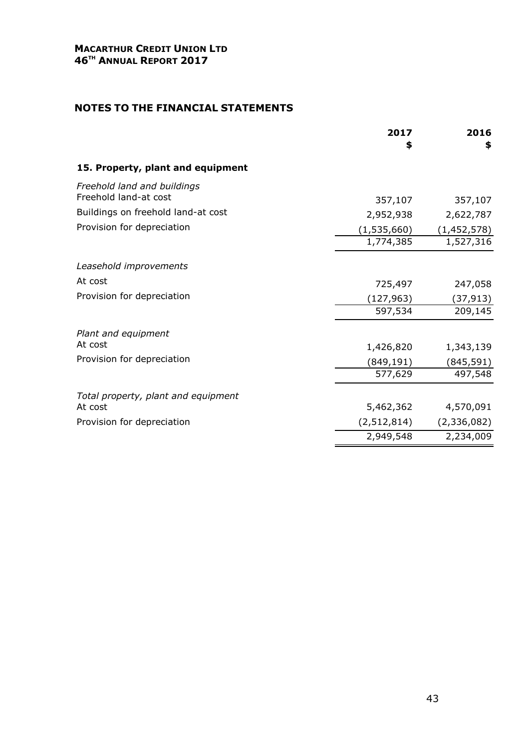## NOTES TO THE FINANCIAL STATEMENTS

| | 2017 $ | 2016 $ |
|---|---|---|
| **15. Property, plant and equipment** | | |
| *Freehold land and buildings* | | |
| Freehold land-at cost | 357,107 | 357,107 |
| Buildings on freehold land-at cost | 2,952,938 | 2,622,787 |
| Provision for depreciation | (1,535,660) | (1,452,578) |
| | 1,774,385 | 1,527,316 |
| *Leasehold improvements* | | |
| At cost | 725,497 | 247,058 |
| Provision for depreciation | (127,963) | (37,913) |
| | 597,534 | 209,145 |
| *Plant and equipment* | | |
| At cost | 1,426,820 | 1,343,139 |
| Provision for depreciation | (849,191) | (845,591) |
| | 577,629 | 497,548 |
| *Total property, plant and equipment* | | |
| At cost | 5,462,362 | 4,570,091 |
| Provision for depreciation | (2,512,814) | (2,336,082) |
| | 2,949,548 | 2,234,009 |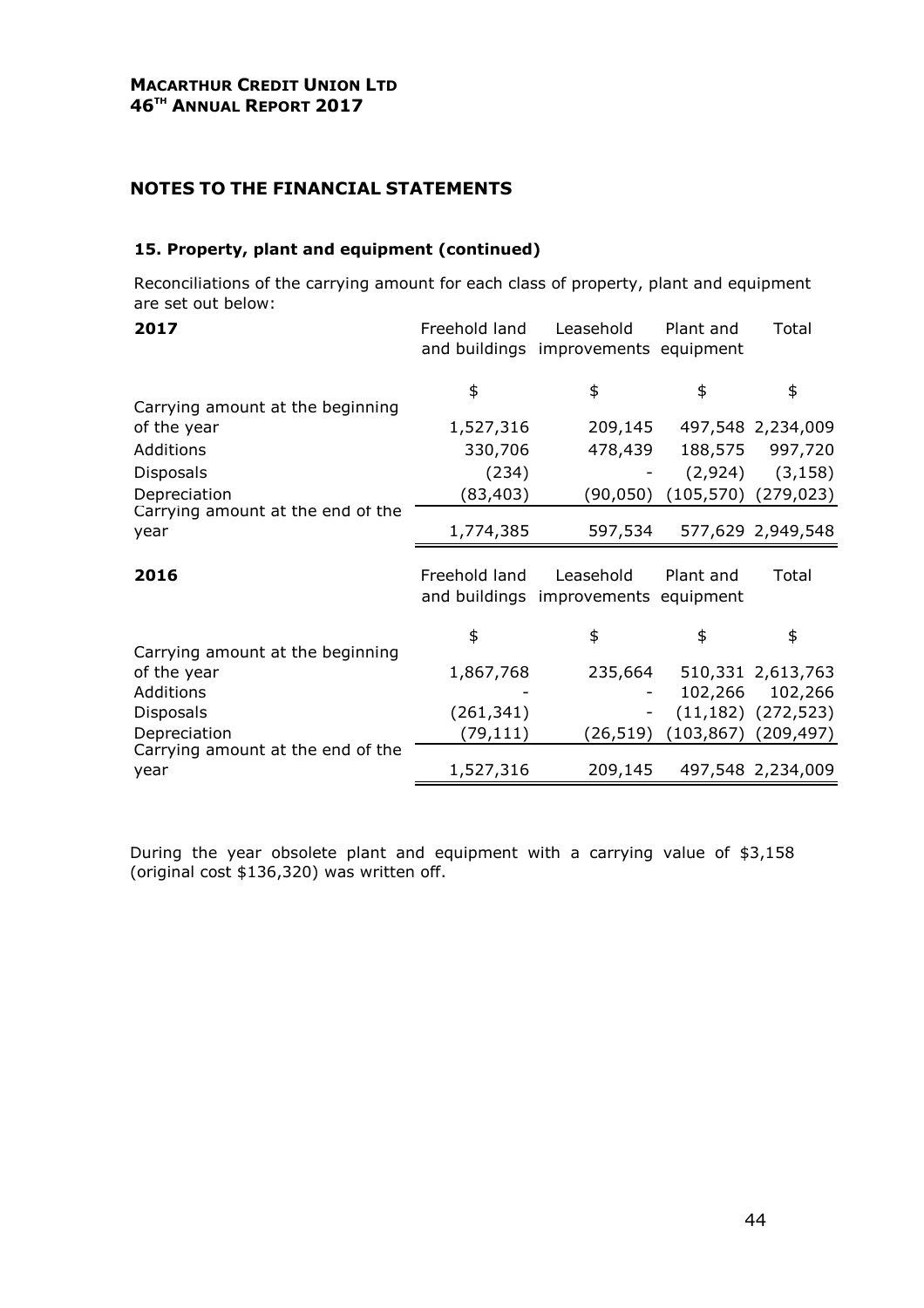## NOTES TO THE FINANCIAL STATEMENTS

### 15. Property, plant and equipment (continued)

Reconciliations of the carrying amount for each class of property, plant and equipment are set out below:

| 2017 | Freehold land and buildings | Leasehold improvements | Plant and equipment | Total |
|---|---|---|---|---|
| | $ | $ | $ | $ |
| Carrying amount at the beginning of the year | 1,527,316 | 209,145 | 497,548 | 2,234,009 |
| Additions | 330,706 | 478,439 | 188,575 | 997,720 |
| Disposals | (234) | - | (2,924) | (3,158) |
| Depreciation | (83,403) | (90,050) | (105,570) | (279,023) |
| Carrying amount at the end of the year | 1,774,385 | 597,534 | 577,629 | 2,949,548 |

| 2016 | Freehold land and buildings | Leasehold improvements | Plant and equipment | Total |
|---|---|---|---|---|
| | $ | $ | $ | $ |
| Carrying amount at the beginning of the year | 1,867,768 | 235,664 | 510,331 | 2,613,763 |
| Additions | - | - | 102,266 | 102,266 |
| Disposals | (261,341) | - | (11,182) | (272,523) |
| Depreciation | (79,111) | (26,519) | (103,867) | (209,497) |
| Carrying amount at the end of the year | 1,527,316 | 209,145 | 497,548 | 2,234,009 |

During the year obsolete plant and equipment with a carrying value of $3,158 (original cost $136,320) was written off.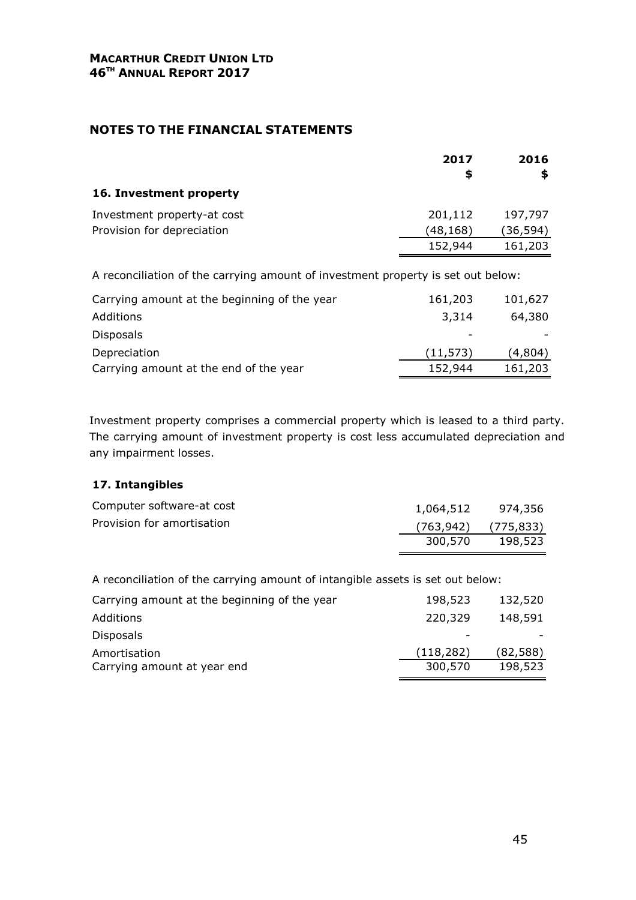# NOTES TO THE FINANCIAL STATEMENTS

| | 2017 $ | 2016 $ |
|---|---|---|
| **16. Investment property** | | |
| Investment property-at cost | 201,112 | 197,797 |
| Provision for depreciation | (48,168) | (36,594) |
| | 152,944 | 161,203 |

A reconciliation of the carrying amount of investment property is set out below:

| | 2017 $ | 2016 $ |
|---|---|---|
| Carrying amount at the beginning of the year | 161,203 | 101,627 |
| Additions | 3,314 | 64,380 |
| Disposals | - | - |
| Depreciation | (11,573) | (4,804) |
| Carrying amount at the end of the year | 152,944 | 161,203 |

Investment property comprises a commercial property which is leased to a third party. The carrying amount of investment property is cost less accumulated depreciation and any impairment losses.

**17. Intangibles**

| | 2017 $ | 2016 $ |
|---|---|---|
| Computer software-at cost | 1,064,512 | 974,356 |
| Provision for amortisation | (763,942) | (775,833) |
| | 300,570 | 198,523 |

A reconciliation of the carrying amount of intangible assets is set out below:

| | 2017 $ | 2016 $ |
|---|---|---|
| Carrying amount at the beginning of the year | 198,523 | 132,520 |
| Additions | 220,329 | 148,591 |
| Disposals | - | - |
| Amortisation | (118,282) | (82,588) |
| Carrying amount at year end | 300,570 | 198,523 |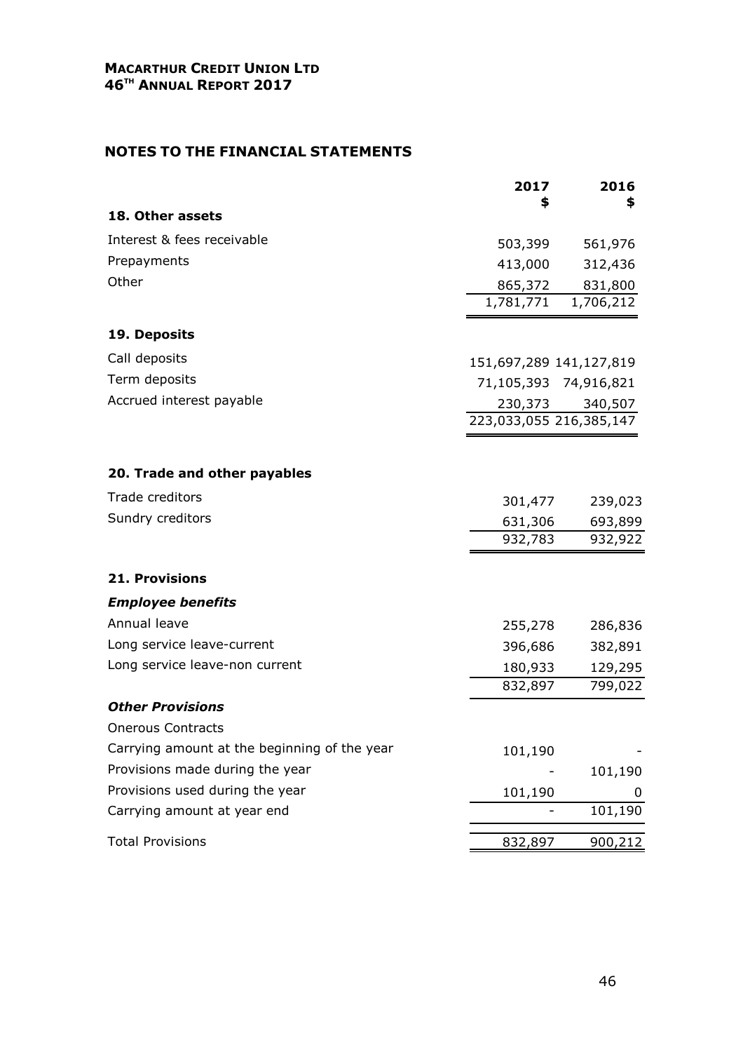## NOTES TO THE FINANCIAL STATEMENTS

| | 2017 $ | 2016 $ |
|---|---|---|
| **18. Other assets** | | |
| Interest & fees receivable | 503,399 | 561,976 |
| Prepayments | 413,000 | 312,436 |
| Other | 865,372 | 831,800 |
| | 1,781,771 | 1,706,212 |
| **19. Deposits** | | |
| Call deposits | 151,697,289 | 141,127,819 |
| Term deposits | 71,105,393 | 74,916,821 |
| Accrued interest payable | 230,373 | 340,507 |
| | 223,033,055 | 216,385,147 |
| **20. Trade and other payables** | | |
| Trade creditors | 301,477 | 239,023 |
| Sundry creditors | 631,306 | 693,899 |
| | 932,783 | 932,922 |
| **21. Provisions** | | |
| ***Employee benefits*** | | |
| Annual leave | 255,278 | 286,836 |
| Long service leave-current | 396,686 | 382,891 |
| Long service leave-non current | 180,933 | 129,295 |
| | 832,897 | 799,022 |
| ***Other Provisions*** | | |
| Onerous Contracts | | |
| Carrying amount at the beginning of the year | 101,190 | - |
| Provisions made during the year | - | 101,190 |
| Provisions used during the year | 101,190 | 0 |
| Carrying amount at year end | - | 101,190 |
| Total Provisions | 832,897 | 900,212 |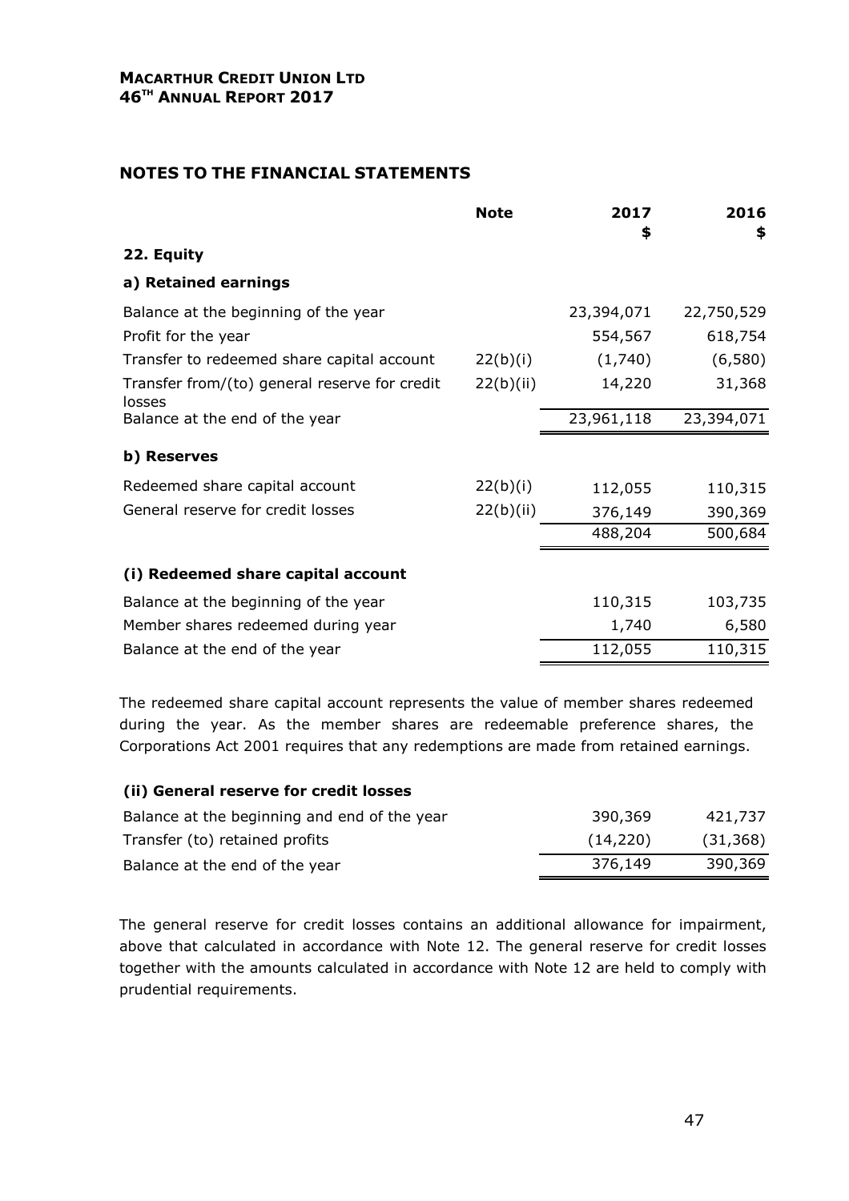# NOTES TO THE FINANCIAL STATEMENTS

| | Note | 2017<br>$ | 2016<br>$ |
|---|---|---|---|
| **22. Equity** | | | |
| **a) Retained earnings** | | | |
| Balance at the beginning of the year | | 23,394,071 | 22,750,529 |
| Profit for the year | | 554,567 | 618,754 |
| Transfer to redeemed share capital account | 22(b)(i) | (1,740) | (6,580) |
| Transfer from/(to) general reserve for credit losses | 22(b)(ii) | 14,220 | 31,368 |
| Balance at the end of the year | | 23,961,118 | 23,394,071 |
| **b) Reserves** | | | |
| Redeemed share capital account | 22(b)(i) | 112,055 | 110,315 |
| General reserve for credit losses | 22(b)(ii) | 376,149 | 390,369 |
| | | 488,204 | 500,684 |

**(i) Redeemed share capital account**

| | 2017<br>$ | 2016<br>$ |
|---|---|---|
| Balance at the beginning of the year | 110,315 | 103,735 |
| Member shares redeemed during year | 1,740 | 6,580 |
| Balance at the end of the year | 112,055 | 110,315 |

The redeemed share capital account represents the value of member shares redeemed during the year. As the member shares are redeemable preference shares, the Corporations Act 2001 requires that any redemptions are made from retained earnings.

**(ii) General reserve for credit losses**

| | 2017<br>$ | 2016<br>$ |
|---|---|---|
| Balance at the beginning and end of the year | 390,369 | 421,737 |
| Transfer (to) retained profits | (14,220) | (31,368) |
| Balance at the end of the year | 376,149 | 390,369 |

The general reserve for credit losses contains an additional allowance for impairment, above that calculated in accordance with Note 12. The general reserve for credit losses together with the amounts calculated in accordance with Note 12 are held to comply with prudential requirements.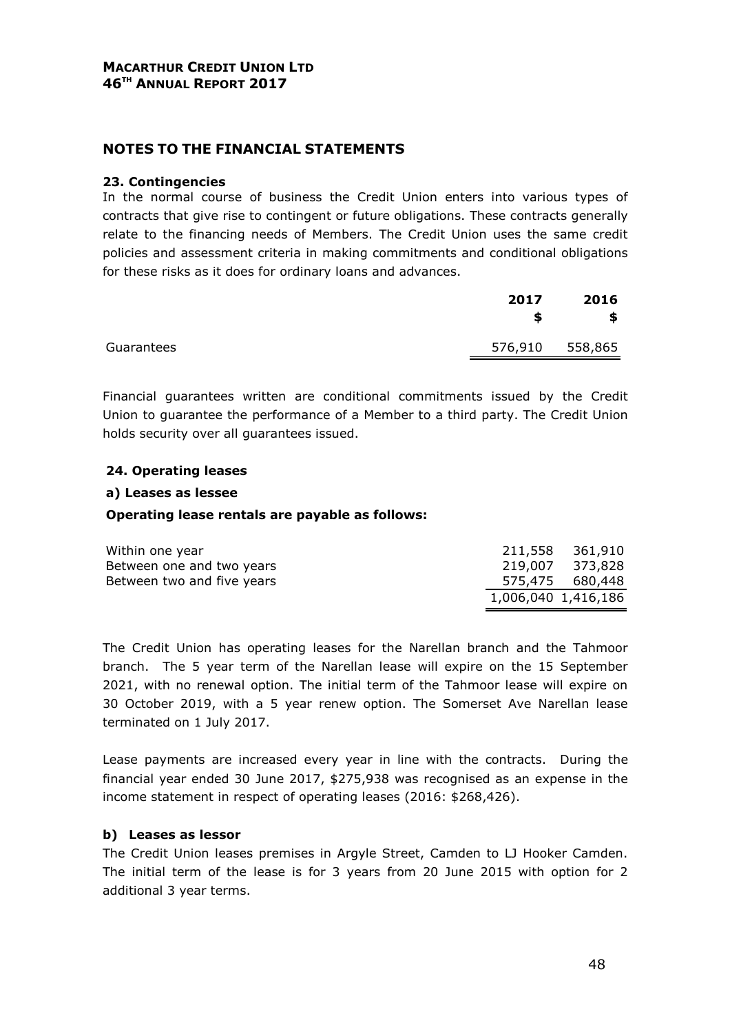## NOTES TO THE FINANCIAL STATEMENTS

### 23. Contingencies

In the normal course of business the Credit Union enters into various types of contracts that give rise to contingent or future obligations. These contracts generally relate to the financing needs of Members. The Credit Union uses the same credit policies and assessment criteria in making commitments and conditional obligations for these risks as it does for ordinary loans and advances.

| | 2017 $ | 2016 $ |
|---|---|---|
| Guarantees | 576,910 | 558,865 |

Financial guarantees written are conditional commitments issued by the Credit Union to guarantee the performance of a Member to a third party. The Credit Union holds security over all guarantees issued.

### 24. Operating leases

#### a) Leases as lessee

**Operating lease rentals are payable as follows:**

| | 2017 | 2016 |
|---|---|---|
| Within one year | 211,558 | 361,910 |
| Between one and two years | 219,007 | 373,828 |
| Between two and five years | 575,475 | 680,448 |
| | 1,006,040 | 1,416,186 |

The Credit Union has operating leases for the Narellan branch and the Tahmoor branch. The 5 year term of the Narellan lease will expire on the 15 September 2021, with no renewal option. The initial term of the Tahmoor lease will expire on 30 October 2019, with a 5 year renew option. The Somerset Ave Narellan lease terminated on 1 July 2017.

Lease payments are increased every year in line with the contracts. During the financial year ended 30 June 2017, $275,938 was recognised as an expense in the income statement in respect of operating leases (2016: $268,426).

#### b) Leases as lessor

The Credit Union leases premises in Argyle Street, Camden to LJ Hooker Camden. The initial term of the lease is for 3 years from 20 June 2015 with option for 2 additional 3 year terms.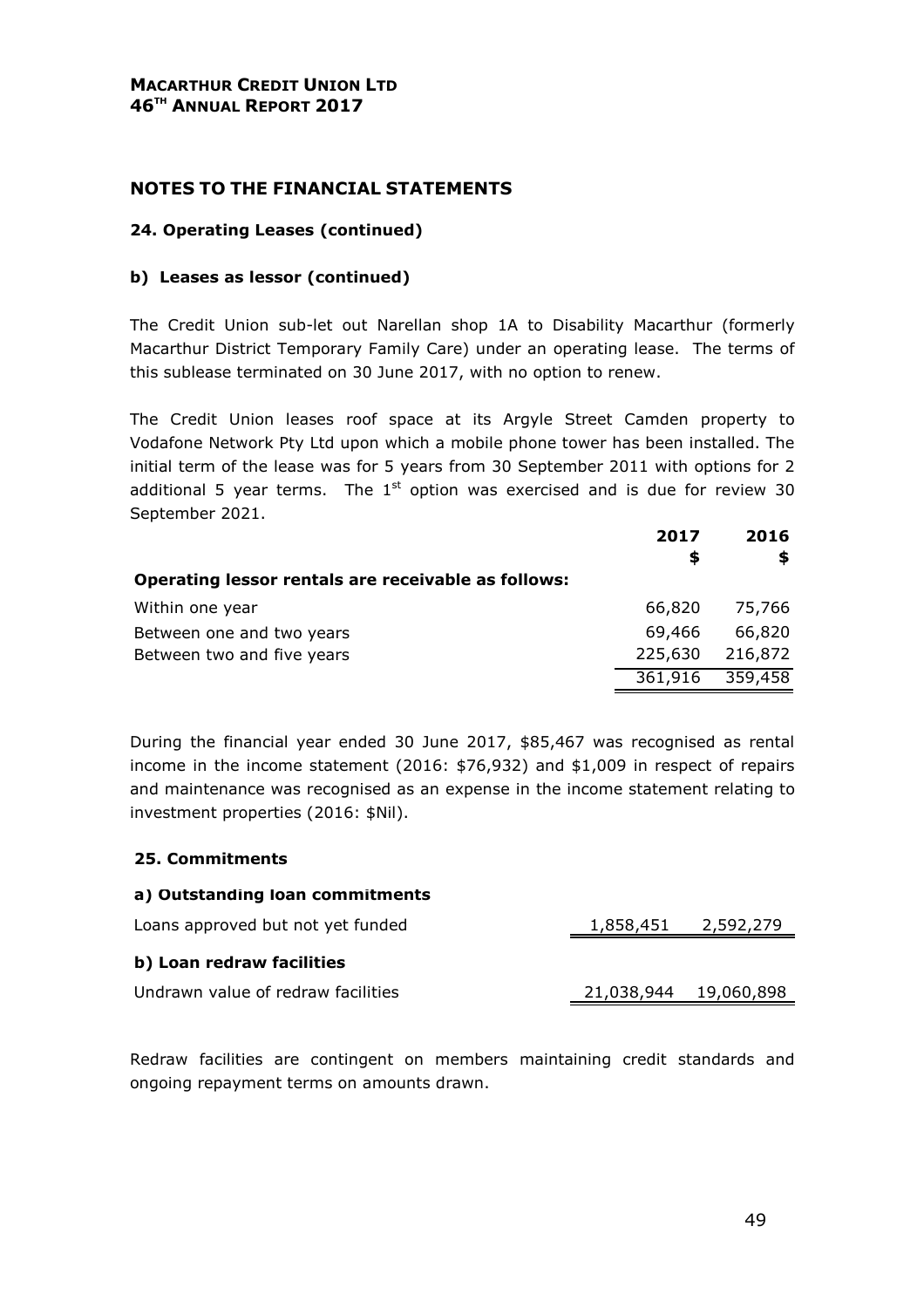# NOTES TO THE FINANCIAL STATEMENTS

## 24. Operating Leases (continued)

### b) Leases as lessor (continued)

The Credit Union sub-let out Narellan shop 1A to Disability Macarthur (formerly Macarthur District Temporary Family Care) under an operating lease. The terms of this sublease terminated on 30 June 2017, with no option to renew.

The Credit Union leases roof space at its Argyle Street Camden property to Vodafone Network Pty Ltd upon which a mobile phone tower has been installed. The initial term of the lease was for 5 years from 30 September 2011 with options for 2 additional 5 year terms. The 1st option was exercised and is due for review 30 September 2021.

| | 2017 $ | 2016 $ |
|---|---|---|
| **Operating lessor rentals are receivable as follows:** | | |
| Within one year | 66,820 | 75,766 |
| Between one and two years | 69,466 | 66,820 |
| Between two and five years | 225,630 | 216,872 |
| | 361,916 | 359,458 |

During the financial year ended 30 June 2017, $85,467 was recognised as rental income in the income statement (2016: $76,932) and $1,009 in respect of repairs and maintenance was recognised as an expense in the income statement relating to investment properties (2016: $Nil).

## 25. Commitments

| | | |
|---|---|---|
| **a) Outstanding loan commitments** | | |
| Loans approved but not yet funded | 1,858,451 | 2,592,279 |
| **b) Loan redraw facilities** | | |
| Undrawn value of redraw facilities | 21,038,944 | 19,060,898 |

Redraw facilities are contingent on members maintaining credit standards and ongoing repayment terms on amounts drawn.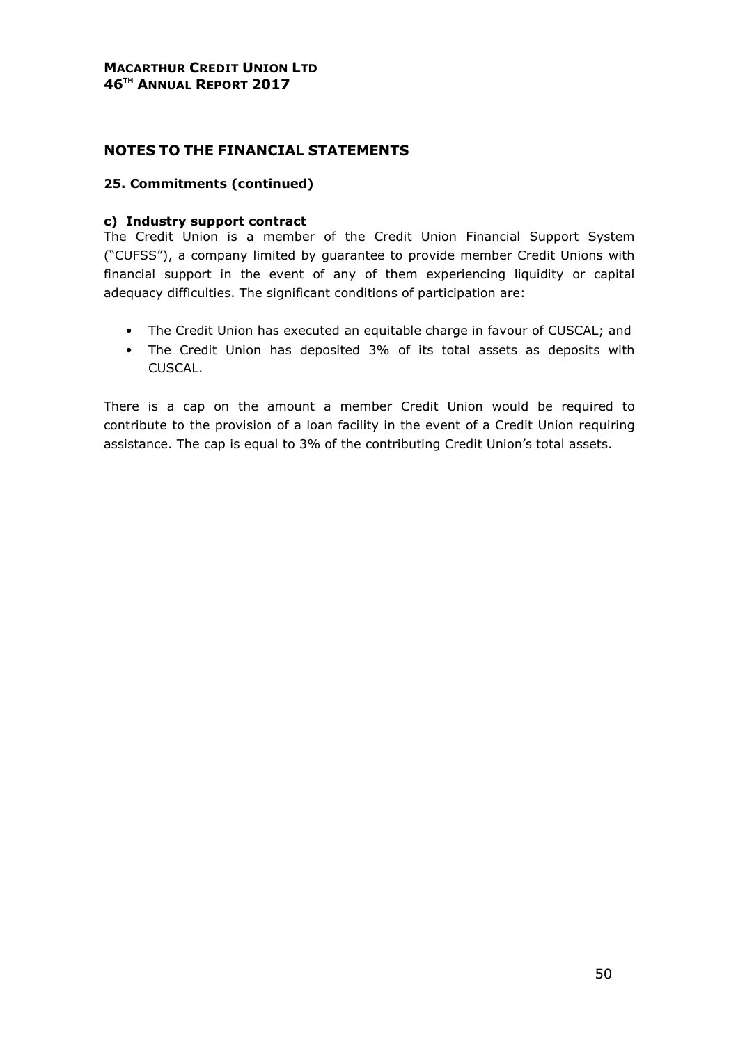## NOTES TO THE FINANCIAL STATEMENTS

### 25. Commitments (continued)

**c) Industry support contract**

The Credit Union is a member of the Credit Union Financial Support System ("CUFSS"), a company limited by guarantee to provide member Credit Unions with financial support in the event of any of them experiencing liquidity or capital adequacy difficulties. The significant conditions of participation are:

- The Credit Union has executed an equitable charge in favour of CUSCAL; and
- The Credit Union has deposited 3% of its total assets as deposits with CUSCAL.

There is a cap on the amount a member Credit Union would be required to contribute to the provision of a loan facility in the event of a Credit Union requiring assistance. The cap is equal to 3% of the contributing Credit Union's total assets.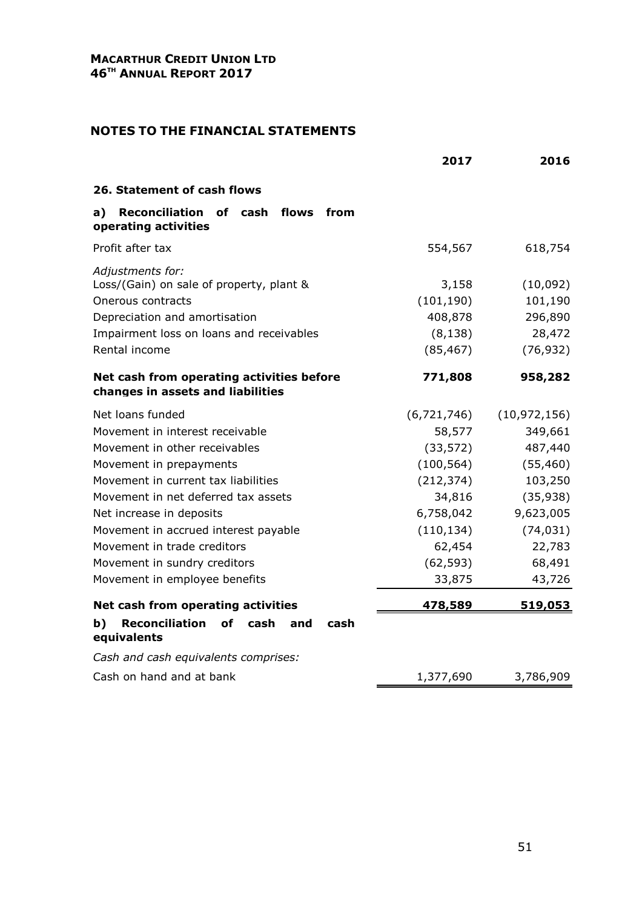## NOTES TO THE FINANCIAL STATEMENTS

| | 2017 | 2016 |
|---|---|---|
| **26. Statement of cash flows** | | |
| **a) Reconciliation of cash flows from operating activities** | | |
| Profit after tax | 554,567 | 618,754 |
| *Adjustments for:* | | |
| Loss/(Gain) on sale of property, plant & | 3,158 | (10,092) |
| Onerous contracts | (101,190) | 101,190 |
| Depreciation and amortisation | 408,878 | 296,890 |
| Impairment loss on loans and receivables | (8,138) | 28,472 |
| Rental income | (85,467) | (76,932) |
| **Net cash from operating activities before changes in assets and liabilities** | **771,808** | **958,282** |
| Net loans funded | (6,721,746) | (10,972,156) |
| Movement in interest receivable | 58,577 | 349,661 |
| Movement in other receivables | (33,572) | 487,440 |
| Movement in prepayments | (100,564) | (55,460) |
| Movement in current tax liabilities | (212,374) | 103,250 |
| Movement in net deferred tax assets | 34,816 | (35,938) |
| Net increase in deposits | 6,758,042 | 9,623,005 |
| Movement in accrued interest payable | (110,134) | (74,031) |
| Movement in trade creditors | 62,454 | 22,783 |
| Movement in sundry creditors | (62,593) | 68,491 |
| Movement in employee benefits | 33,875 | 43,726 |
| **Net cash from operating activities** | **478,589** | **519,053** |
| **b) Reconciliation of cash and cash equivalents** | | |
| *Cash and cash equivalents comprises:* | | |
| Cash on hand and at bank | 1,377,690 | 3,786,909 |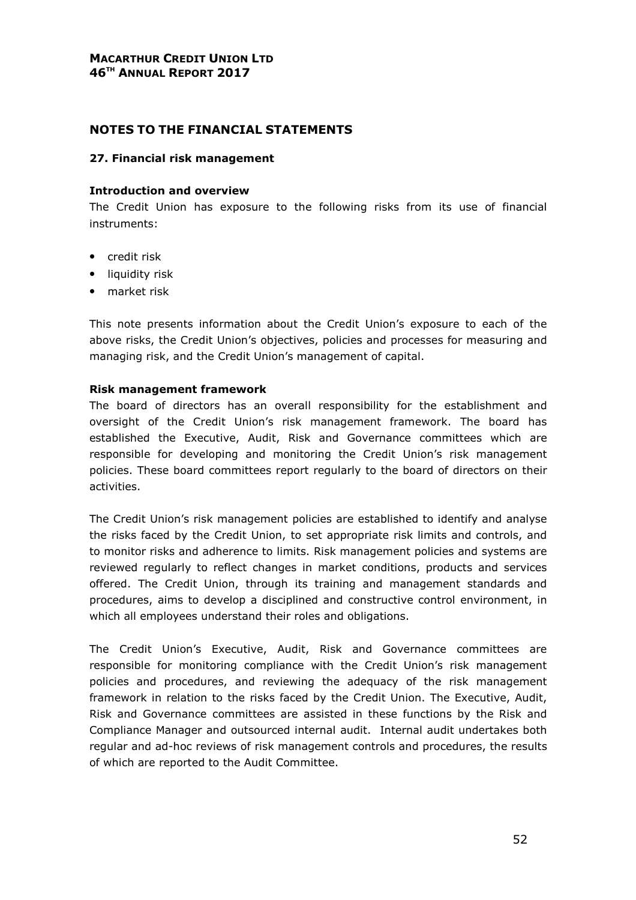# NOTES TO THE FINANCIAL STATEMENTS

## 27. Financial risk management

### Introduction and overview

The Credit Union has exposure to the following risks from its use of financial instruments:

- credit risk
- liquidity risk
- market risk

This note presents information about the Credit Union's exposure to each of the above risks, the Credit Union's objectives, policies and processes for measuring and managing risk, and the Credit Union's management of capital.

### Risk management framework

The board of directors has an overall responsibility for the establishment and oversight of the Credit Union's risk management framework. The board has established the Executive, Audit, Risk and Governance committees which are responsible for developing and monitoring the Credit Union's risk management policies. These board committees report regularly to the board of directors on their activities.

The Credit Union's risk management policies are established to identify and analyse the risks faced by the Credit Union, to set appropriate risk limits and controls, and to monitor risks and adherence to limits. Risk management policies and systems are reviewed regularly to reflect changes in market conditions, products and services offered. The Credit Union, through its training and management standards and procedures, aims to develop a disciplined and constructive control environment, in which all employees understand their roles and obligations.

The Credit Union's Executive, Audit, Risk and Governance committees are responsible for monitoring compliance with the Credit Union's risk management policies and procedures, and reviewing the adequacy of the risk management framework in relation to the risks faced by the Credit Union. The Executive, Audit, Risk and Governance committees are assisted in these functions by the Risk and Compliance Manager and outsourced internal audit. Internal audit undertakes both regular and ad-hoc reviews of risk management controls and procedures, the results of which are reported to the Audit Committee.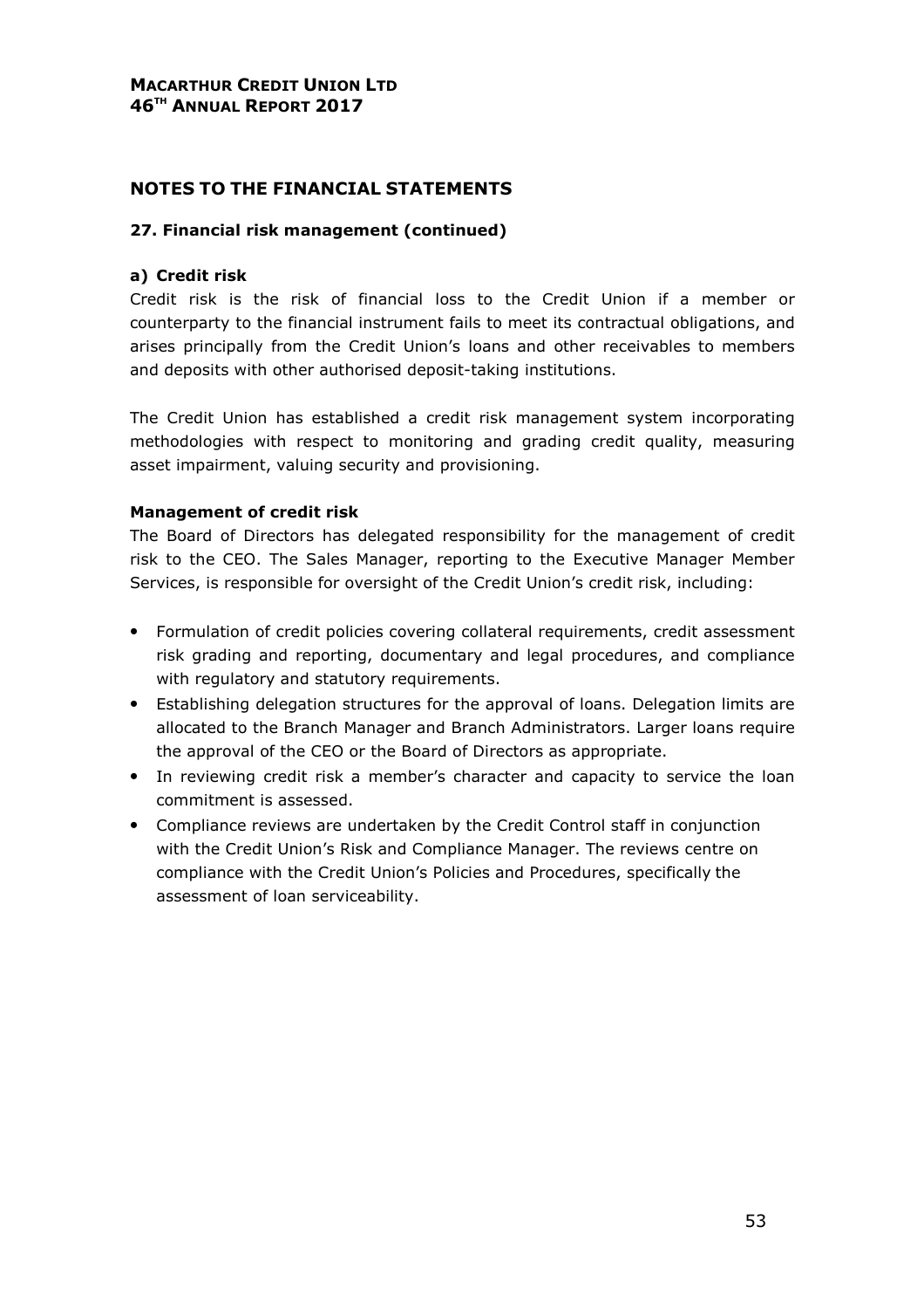## NOTES TO THE FINANCIAL STATEMENTS

### 27. Financial risk management (continued)

#### a) Credit risk

Credit risk is the risk of financial loss to the Credit Union if a member or counterparty to the financial instrument fails to meet its contractual obligations, and arises principally from the Credit Union's loans and other receivables to members and deposits with other authorised deposit-taking institutions.

The Credit Union has established a credit risk management system incorporating methodologies with respect to monitoring and grading credit quality, measuring asset impairment, valuing security and provisioning.

**Management of credit risk**

The Board of Directors has delegated responsibility for the management of credit risk to the CEO. The Sales Manager, reporting to the Executive Manager Member Services, is responsible for oversight of the Credit Union's credit risk, including:

- Formulation of credit policies covering collateral requirements, credit assessment risk grading and reporting, documentary and legal procedures, and compliance with regulatory and statutory requirements.
- Establishing delegation structures for the approval of loans. Delegation limits are allocated to the Branch Manager and Branch Administrators. Larger loans require the approval of the CEO or the Board of Directors as appropriate.
- In reviewing credit risk a member's character and capacity to service the loan commitment is assessed.
- Compliance reviews are undertaken by the Credit Control staff in conjunction with the Credit Union's Risk and Compliance Manager. The reviews centre on compliance with the Credit Union's Policies and Procedures, specifically the assessment of loan serviceability.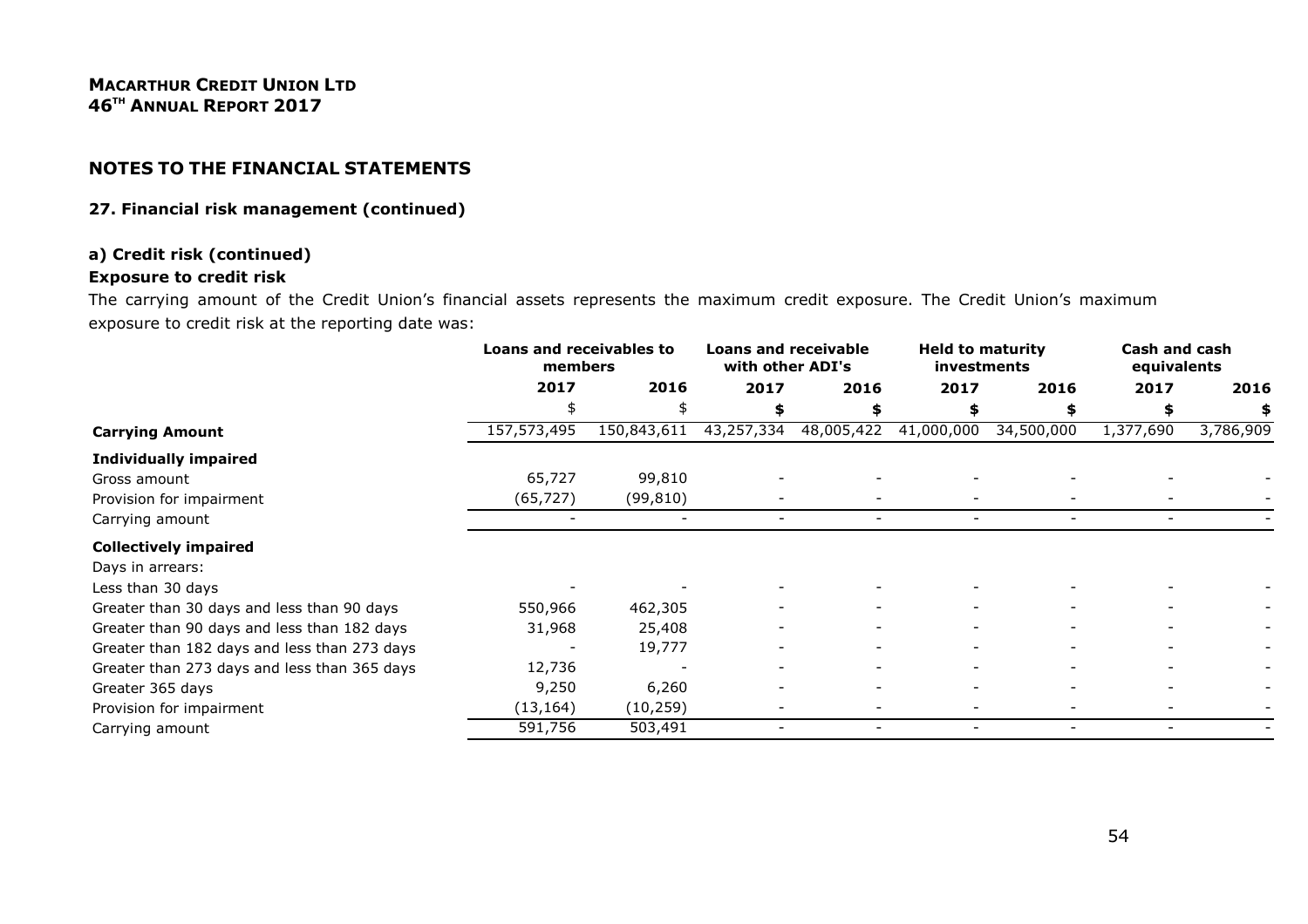## NOTES TO THE FINANCIAL STATEMENTS

### 27. Financial risk management (continued)

#### a) Credit risk (continued)

**Exposure to credit risk**

The carrying amount of the Credit Union's financial assets represents the maximum credit exposure. The Credit Union's maximum exposure to credit risk at the reporting date was:

| | Loans and receivables to members | | Loans and receivable with other ADI's | | Held to maturity investments | | Cash and cash equivalents | |
|---|---|---|---|---|---|---|---|---|
| | 2017 | 2016 | 2017 | 2016 | 2017 | 2016 | 2017 | 2016 |
| | $ | $ | $ | $ | $ | $ | $ | $ |
| **Carrying Amount** | 157,573,495 | 150,843,611 | 43,257,334 | 48,005,422 | 41,000,000 | 34,500,000 | 1,377,690 | 3,786,909 |
| **Individually impaired** | | | | | | | | |
| Gross amount | 65,727 | 99,810 | - | - | - | - | - | - |
| Provision for impairment | (65,727) | (99,810) | - | - | - | - | - | - |
| Carrying amount | - | - | - | - | - | - | - | - |
| **Collectively impaired** | | | | | | | | |
| Days in arrears: | | | | | | | | |
| Less than 30 days | - | - | - | - | - | - | - | - |
| Greater than 30 days and less than 90 days | 550,966 | 462,305 | - | - | - | - | - | - |
| Greater than 90 days and less than 182 days | 31,968 | 25,408 | - | - | - | - | - | - |
| Greater than 182 days and less than 273 days | - | 19,777 | - | - | - | - | - | - |
| Greater than 273 days and less than 365 days | 12,736 | - | - | - | - | - | - | - |
| Greater 365 days | 9,250 | 6,260 | - | - | - | - | - | - |
| Provision for impairment | (13,164) | (10,259) | - | - | - | - | - | - |
| Carrying amount | 591,756 | 503,491 | - | - | - | - | - | - |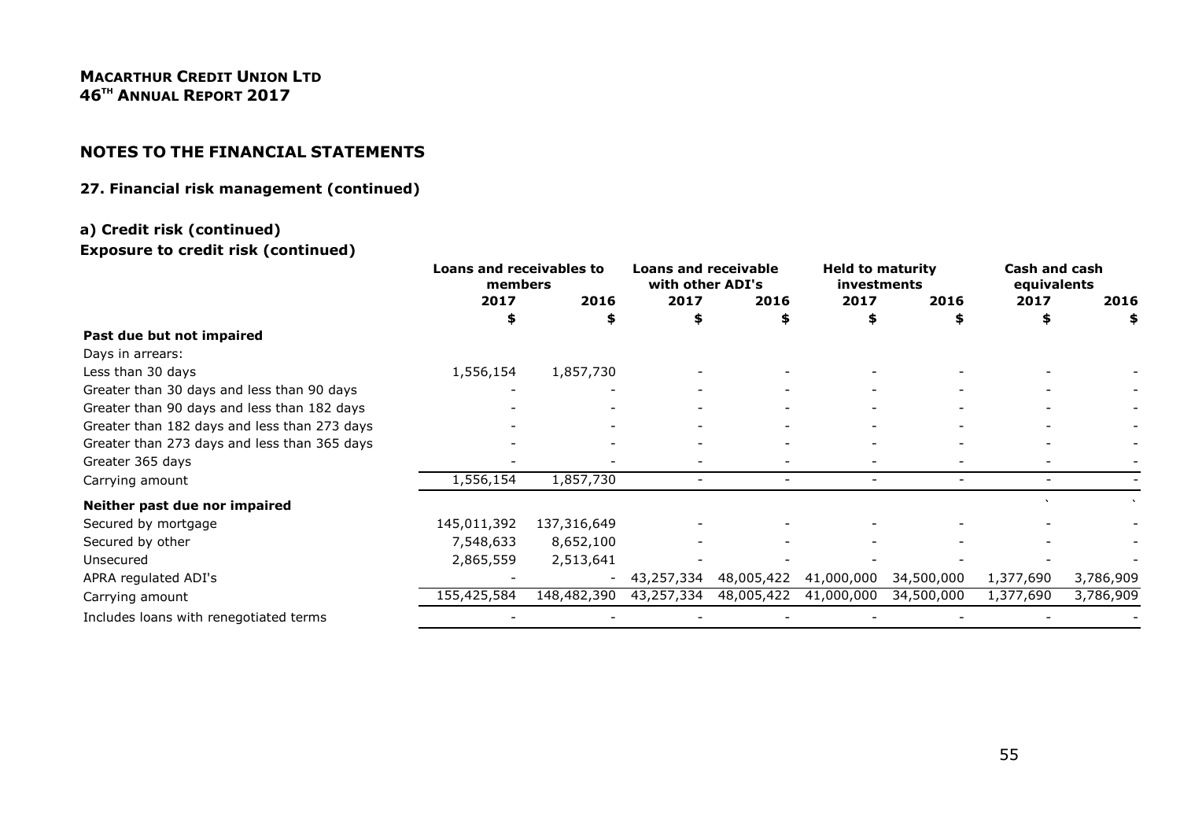# NOTES TO THE FINANCIAL STATEMENTS

## 27. Financial risk management (continued)

### a) Credit risk (continued)

**Exposure to credit risk (continued)**

| | Loans and receivables to members | | Loans and receivable with other ADI's | | Held to maturity investments | | Cash and cash equivalents | |
|---|---|---|---|---|---|---|---|---|
| | 2017 | 2016 | 2017 | 2016 | 2017 | 2016 | 2017 | 2016 |
| | $ | $ | $ | $ | $ | $ | $ | $ |
| **Past due but not impaired** | | | | | | | | |
| Days in arrears: | | | | | | | | |
| Less than 30 days | 1,556,154 | 1,857,730 | - | - | - | - | - | - |
| Greater than 30 days and less than 90 days | - | - | - | - | - | - | - | - |
| Greater than 90 days and less than 182 days | - | - | - | - | - | - | - | - |
| Greater than 182 days and less than 273 days | - | - | - | - | - | - | - | - |
| Greater than 273 days and less than 365 days | - | - | - | - | - | - | - | - |
| Greater 365 days | - | - | - | - | - | - | - | - |
| Carrying amount | 1,556,154 | 1,857,730 | - | - | - | - | - | - |
| **Neither past due nor impaired** | | | | | | | ` | ` |
| Secured by mortgage | 145,011,392 | 137,316,649 | - | - | - | - | - | - |
| Secured by other | 7,548,633 | 8,652,100 | - | - | - | - | - | - |
| Unsecured | 2,865,559 | 2,513,641 | - | - | - | - | - | - |
| APRA regulated ADI's | - | - | 43,257,334 | 48,005,422 | 41,000,000 | 34,500,000 | 1,377,690 | 3,786,909 |
| Carrying amount | 155,425,584 | 148,482,390 | 43,257,334 | 48,005,422 | 41,000,000 | 34,500,000 | 1,377,690 | 3,786,909 |
| Includes loans with renegotiated terms | - | - | - | - | - | - | - | - |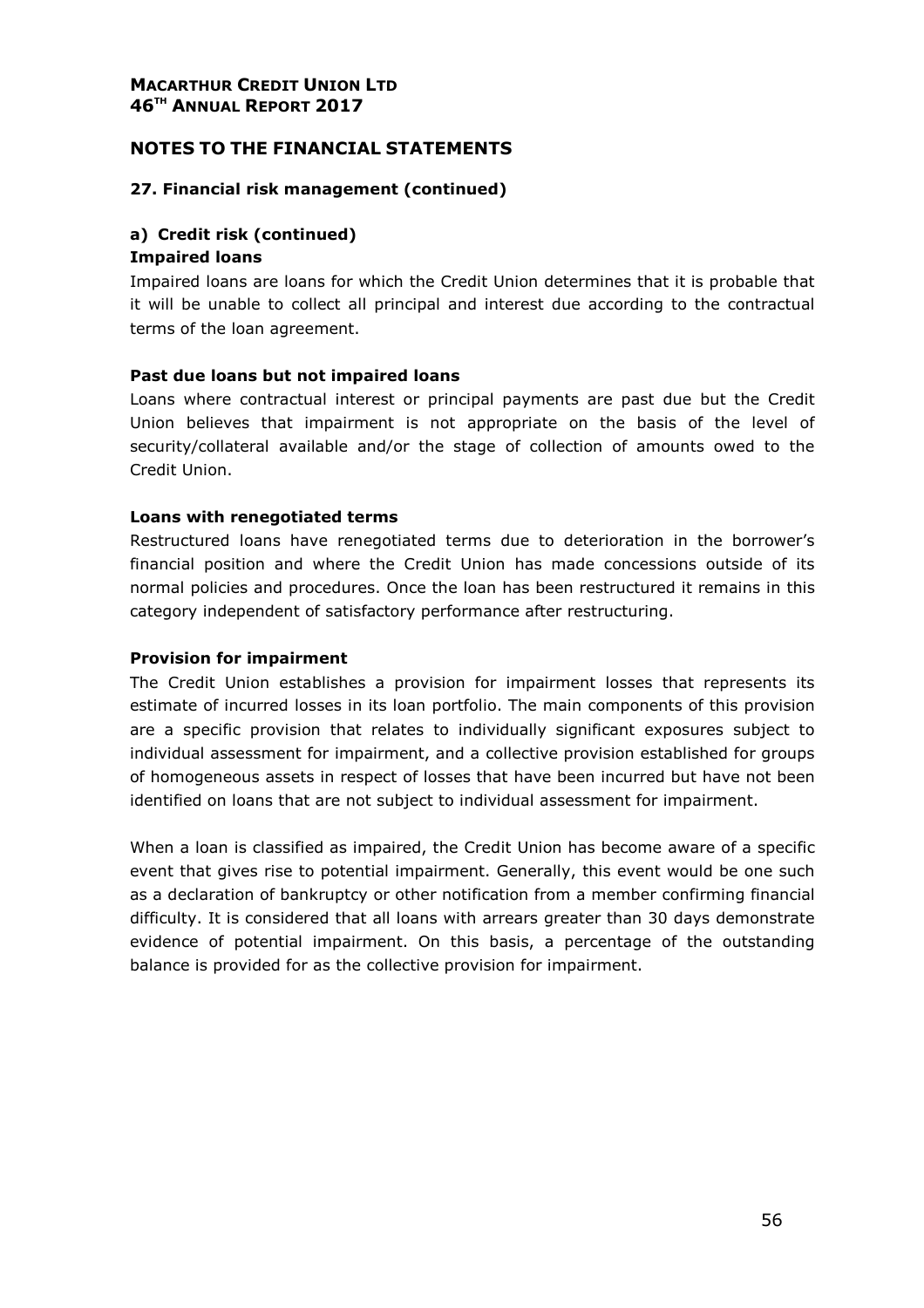## NOTES TO THE FINANCIAL STATEMENTS

### 27. Financial risk management (continued)

#### a) Credit risk (continued)

**Impaired loans**

Impaired loans are loans for which the Credit Union determines that it is probable that it will be unable to collect all principal and interest due according to the contractual terms of the loan agreement.

**Past due loans but not impaired loans**

Loans where contractual interest or principal payments are past due but the Credit Union believes that impairment is not appropriate on the basis of the level of security/collateral available and/or the stage of collection of amounts owed to the Credit Union.

**Loans with renegotiated terms**

Restructured loans have renegotiated terms due to deterioration in the borrower's financial position and where the Credit Union has made concessions outside of its normal policies and procedures. Once the loan has been restructured it remains in this category independent of satisfactory performance after restructuring.

**Provision for impairment**

The Credit Union establishes a provision for impairment losses that represents its estimate of incurred losses in its loan portfolio. The main components of this provision are a specific provision that relates to individually significant exposures subject to individual assessment for impairment, and a collective provision established for groups of homogeneous assets in respect of losses that have been incurred but have not been identified on loans that are not subject to individual assessment for impairment.

When a loan is classified as impaired, the Credit Union has become aware of a specific event that gives rise to potential impairment. Generally, this event would be one such as a declaration of bankruptcy or other notification from a member confirming financial difficulty. It is considered that all loans with arrears greater than 30 days demonstrate evidence of potential impairment. On this basis, a percentage of the outstanding balance is provided for as the collective provision for impairment.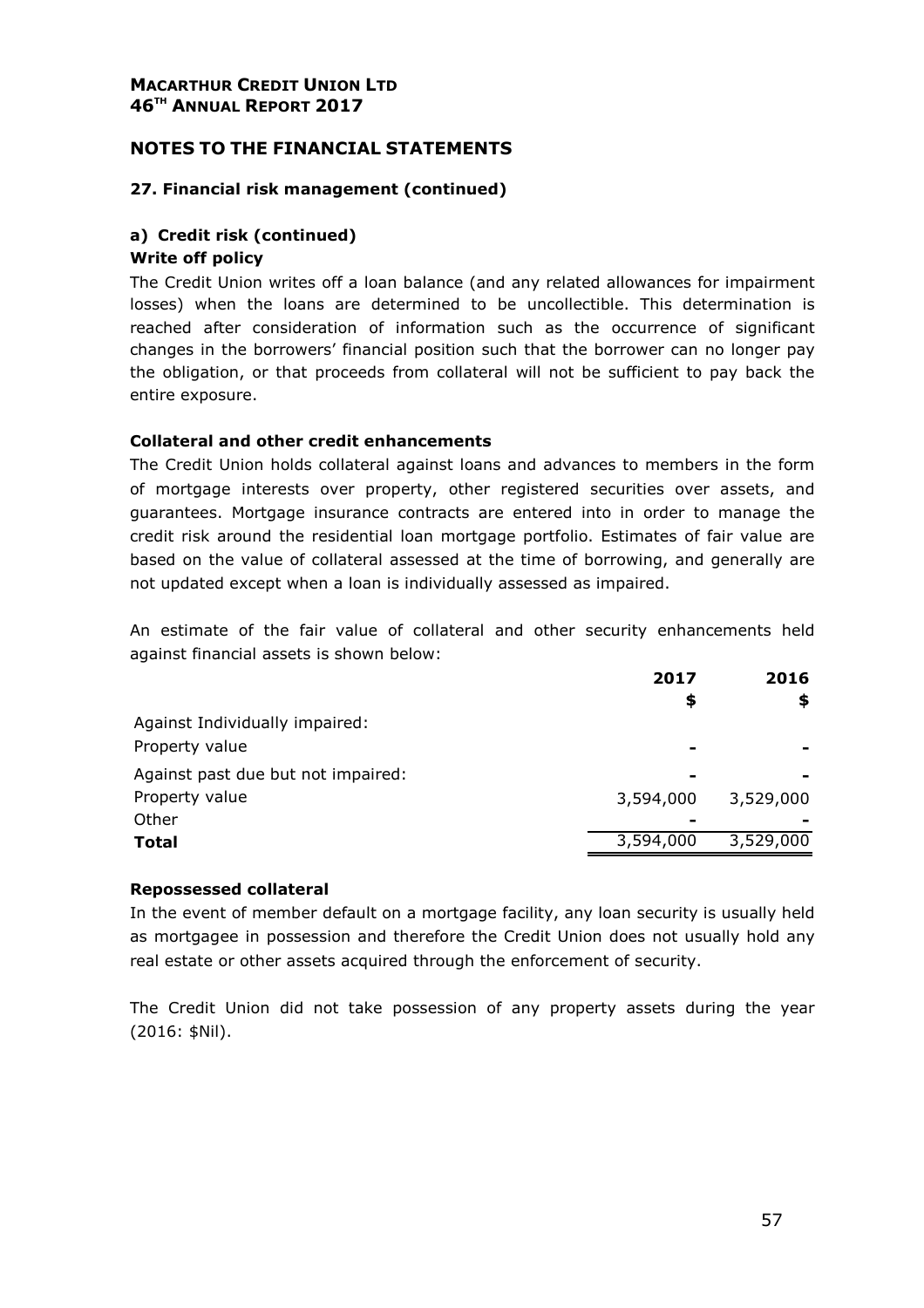## NOTES TO THE FINANCIAL STATEMENTS

### 27. Financial risk management (continued)

#### a) Credit risk (continued)

**Write off policy**

The Credit Union writes off a loan balance (and any related allowances for impairment losses) when the loans are determined to be uncollectible. This determination is reached after consideration of information such as the occurrence of significant changes in the borrowers' financial position such that the borrower can no longer pay the obligation, or that proceeds from collateral will not be sufficient to pay back the entire exposure.

**Collateral and other credit enhancements**

The Credit Union holds collateral against loans and advances to members in the form of mortgage interests over property, other registered securities over assets, and guarantees. Mortgage insurance contracts are entered into in order to manage the credit risk around the residential loan mortgage portfolio. Estimates of fair value are based on the value of collateral assessed at the time of borrowing, and generally are not updated except when a loan is individually assessed as impaired.

An estimate of the fair value of collateral and other security enhancements held against financial assets is shown below:

| | 2017 $ | 2016 $ |
|---|---|---|
| Against Individually impaired: | | |
| Property value | - | - |
| Against past due but not impaired: | - | - |
| Property value | 3,594,000 | 3,529,000 |
| Other | - | - |
| **Total** | 3,594,000 | 3,529,000 |

**Repossessed collateral**

In the event of member default on a mortgage facility, any loan security is usually held as mortgagee in possession and therefore the Credit Union does not usually hold any real estate or other assets acquired through the enforcement of security.

The Credit Union did not take possession of any property assets during the year (2016: $Nil).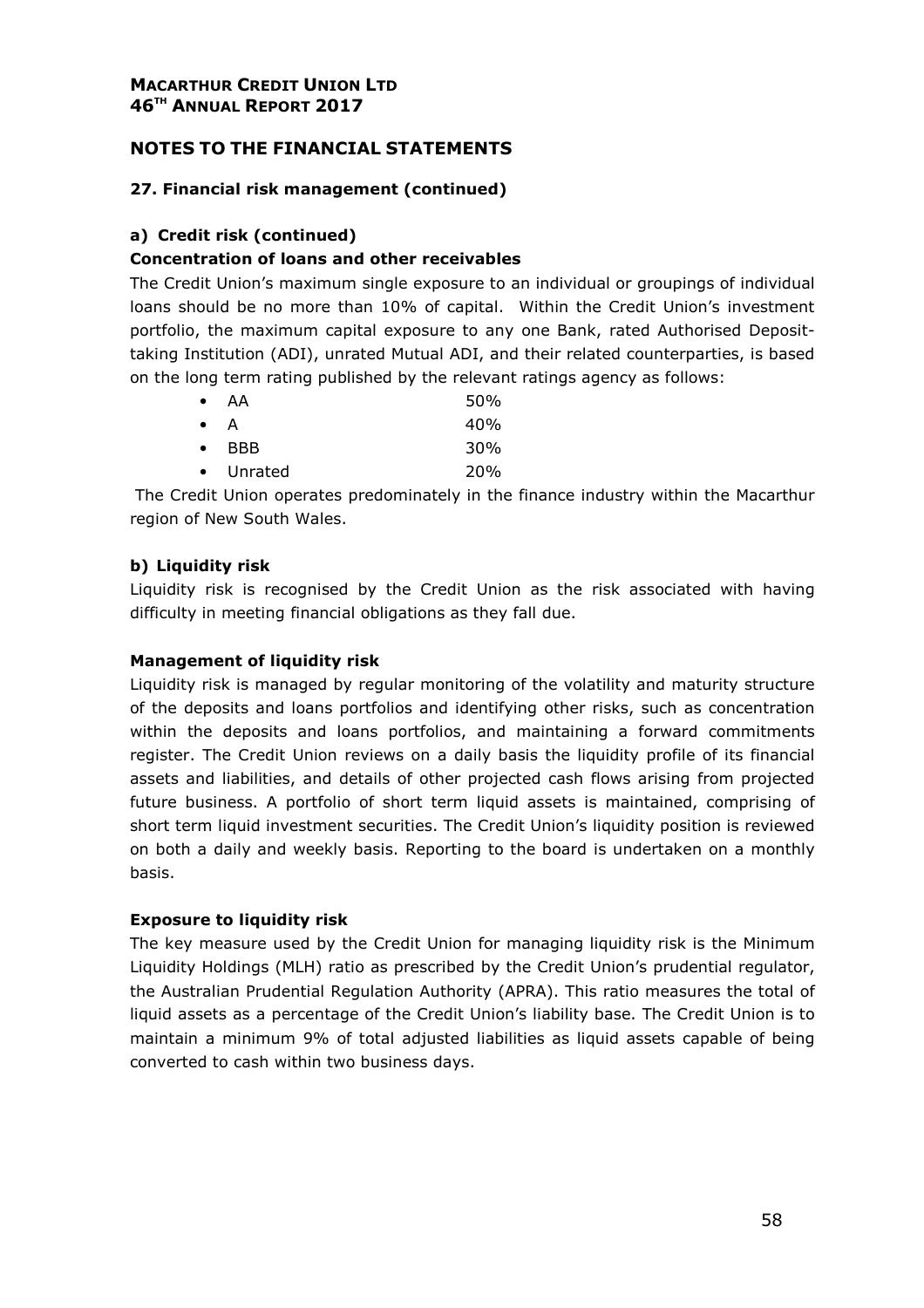## NOTES TO THE FINANCIAL STATEMENTS

### 27. Financial risk management (continued)

#### a) Credit risk (continued)

**Concentration of loans and other receivables**

The Credit Union's maximum single exposure to an individual or groupings of individual loans should be no more than 10% of capital. Within the Credit Union's investment portfolio, the maximum capital exposure to any one Bank, rated Authorised Deposit-taking Institution (ADI), unrated Mutual ADI, and their related counterparties, is based on the long term rating published by the relevant ratings agency as follows:

| | |
|---|---|
| • AA | 50% |
| • A | 40% |
| • BBB | 30% |
| • Unrated | 20% |

The Credit Union operates predominately in the finance industry within the Macarthur region of New South Wales.

#### b) Liquidity risk

Liquidity risk is recognised by the Credit Union as the risk associated with having difficulty in meeting financial obligations as they fall due.

**Management of liquidity risk**

Liquidity risk is managed by regular monitoring of the volatility and maturity structure of the deposits and loans portfolios and identifying other risks, such as concentration within the deposits and loans portfolios, and maintaining a forward commitments register. The Credit Union reviews on a daily basis the liquidity profile of its financial assets and liabilities, and details of other projected cash flows arising from projected future business. A portfolio of short term liquid assets is maintained, comprising of short term liquid investment securities. The Credit Union's liquidity position is reviewed on both a daily and weekly basis. Reporting to the board is undertaken on a monthly basis.

**Exposure to liquidity risk**

The key measure used by the Credit Union for managing liquidity risk is the Minimum Liquidity Holdings (MLH) ratio as prescribed by the Credit Union's prudential regulator, the Australian Prudential Regulation Authority (APRA). This ratio measures the total of liquid assets as a percentage of the Credit Union's liability base. The Credit Union is to maintain a minimum 9% of total adjusted liabilities as liquid assets capable of being converted to cash within two business days.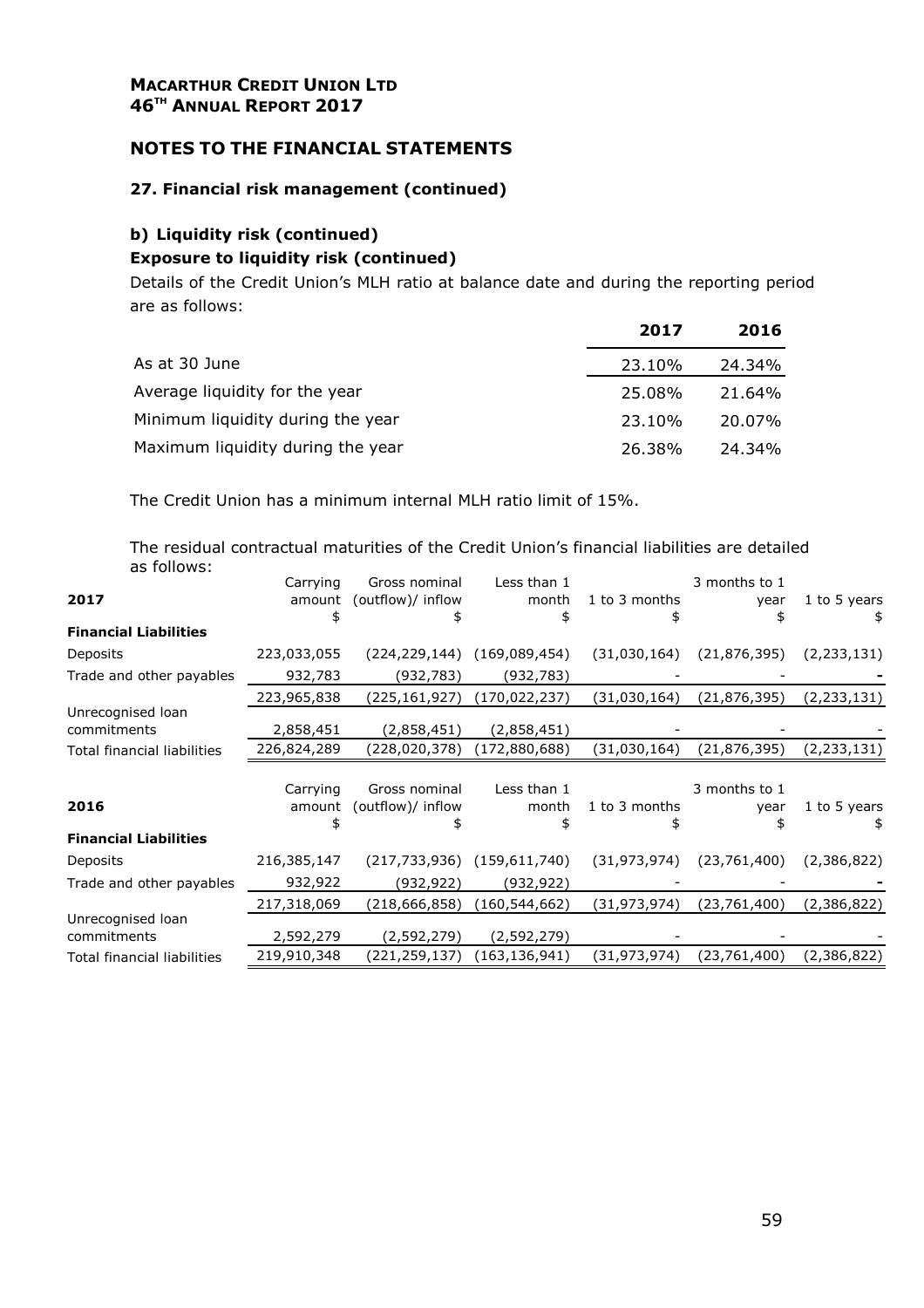**MACARTHUR CREDIT UNION LTD**
**46TH ANNUAL REPORT 2017**

## NOTES TO THE FINANCIAL STATEMENTS

### 27. Financial risk management (continued)

### b) Liquidity risk (continued)

**Exposure to liquidity risk (continued)**

Details of the Credit Union's MLH ratio at balance date and during the reporting period are as follows:

| | 2017 | 2016 |
|---|---|---|
| As at 30 June | 23.10% | 24.34% |
| Average liquidity for the year | 25.08% | 21.64% |
| Minimum liquidity during the year | 23.10% | 20.07% |
| Maximum liquidity during the year | 26.38% | 24.34% |

The Credit Union has a minimum internal MLH ratio limit of 15%.

The residual contractual maturities of the Credit Union's financial liabilities are detailed as follows:

| 2017 | Carrying amount $ | Gross nominal (outflow)/ inflow $ | Less than 1 month $ | 1 to 3 months $ | 3 months to 1 year $ | 1 to 5 years $ |
|---|---|---|---|---|---|---|
| **Financial Liabilities** | | | | | | |
| Deposits | 223,033,055 | (224,229,144) | (169,089,454) | (31,030,164) | (21,876,395) | (2,233,131) |
| Trade and other payables | 932,783 | (932,783) | (932,783) | - | - | - |
| | 223,965,838 | (225,161,927) | (170,022,237) | (31,030,164) | (21,876,395) | (2,233,131) |
| Unrecognised loan commitments | 2,858,451 | (2,858,451) | (2,858,451) | - | - | - |
| Total financial liabilities | 226,824,289 | (228,020,378) | (172,880,688) | (31,030,164) | (21,876,395) | (2,233,131) |

| 2016 | Carrying amount $ | Gross nominal (outflow)/ inflow $ | Less than 1 month $ | 1 to 3 months $ | 3 months to 1 year $ | 1 to 5 years $ |
|---|---|---|---|---|---|---|
| **Financial Liabilities** | | | | | | |
| Deposits | 216,385,147 | (217,733,936) | (159,611,740) | (31,973,974) | (23,761,400) | (2,386,822) |
| Trade and other payables | 932,922 | (932,922) | (932,922) | - | - | - |
| | 217,318,069 | (218,666,858) | (160,544,662) | (31,973,974) | (23,761,400) | (2,386,822) |
| Unrecognised loan commitments | 2,592,279 | (2,592,279) | (2,592,279) | - | - | - |
| Total financial liabilities | 219,910,348 | (221,259,137) | (163,136,941) | (31,973,974) | (23,761,400) | (2,386,822) |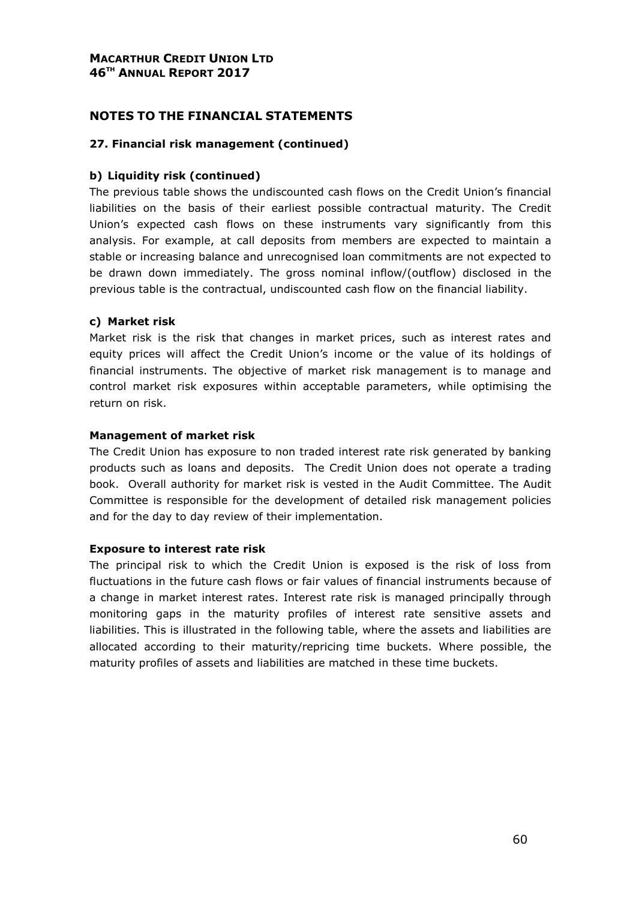## NOTES TO THE FINANCIAL STATEMENTS

### 27. Financial risk management (continued)

#### b) Liquidity risk (continued)

The previous table shows the undiscounted cash flows on the Credit Union's financial liabilities on the basis of their earliest possible contractual maturity. The Credit Union's expected cash flows on these instruments vary significantly from this analysis. For example, at call deposits from members are expected to maintain a stable or increasing balance and unrecognised loan commitments are not expected to be drawn down immediately. The gross nominal inflow/(outflow) disclosed in the previous table is the contractual, undiscounted cash flow on the financial liability.

#### c) Market risk

Market risk is the risk that changes in market prices, such as interest rates and equity prices will affect the Credit Union's income or the value of its holdings of financial instruments. The objective of market risk management is to manage and control market risk exposures within acceptable parameters, while optimising the return on risk.

**Management of market risk**

The Credit Union has exposure to non traded interest rate risk generated by banking products such as loans and deposits. The Credit Union does not operate a trading book. Overall authority for market risk is vested in the Audit Committee. The Audit Committee is responsible for the development of detailed risk management policies and for the day to day review of their implementation.

**Exposure to interest rate risk**

The principal risk to which the Credit Union is exposed is the risk of loss from fluctuations in the future cash flows or fair values of financial instruments because of a change in market interest rates. Interest rate risk is managed principally through monitoring gaps in the maturity profiles of interest rate sensitive assets and liabilities. This is illustrated in the following table, where the assets and liabilities are allocated according to their maturity/repricing time buckets. Where possible, the maturity profiles of assets and liabilities are matched in these time buckets.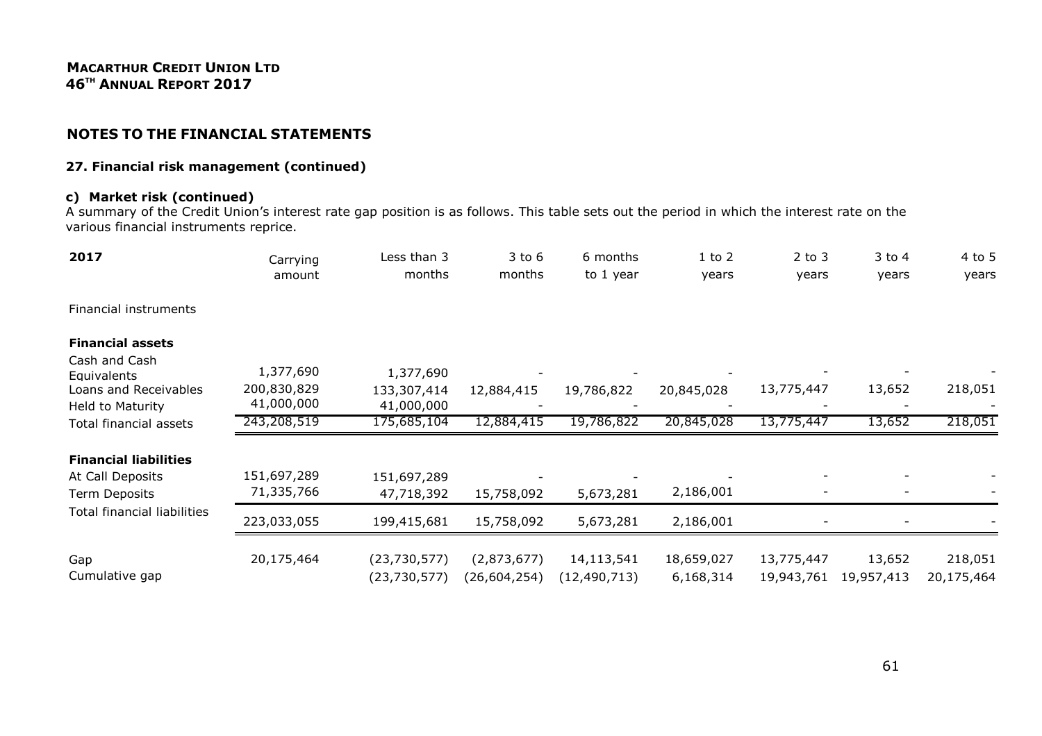## NOTES TO THE FINANCIAL STATEMENTS

### 27. Financial risk management (continued)

#### c) Market risk (continued)

A summary of the Credit Union's interest rate gap position is as follows. This table sets out the period in which the interest rate on the various financial instruments reprice.

| 2017 | Carrying amount | Less than 3 months | 3 to 6 months | 6 months to 1 year | 1 to 2 years | 2 to 3 years | 3 to 4 years | 4 to 5 years |
|---|---|---|---|---|---|---|---|---|
| Financial instruments | | | | | | | | |
| **Financial assets** | | | | | | | | |
| Cash and Cash Equivalents | 1,377,690 | 1,377,690 | - | - | - | - | - | - |
| Loans and Receivables | 200,830,829 | 133,307,414 | 12,884,415 | 19,786,822 | 20,845,028 | 13,775,447 | 13,652 | 218,051 |
| Held to Maturity | 41,000,000 | 41,000,000 | - | - | - | - | - | - |
| Total financial assets | 243,208,519 | 175,685,104 | 12,884,415 | 19,786,822 | 20,845,028 | 13,775,447 | 13,652 | 218,051 |
| **Financial liabilities** | | | | | | | | |
| At Call Deposits | 151,697,289 | 151,697,289 | - | - | - | - | - | - |
| Term Deposits | 71,335,766 | 47,718,392 | 15,758,092 | 5,673,281 | 2,186,001 | - | - | - |
| Total financial liabilities | 223,033,055 | 199,415,681 | 15,758,092 | 5,673,281 | 2,186,001 | - | - | - |
| Gap | 20,175,464 | (23,730,577) | (2,873,677) | 14,113,541 | 18,659,027 | 13,775,447 | 13,652 | 218,051 |
| Cumulative gap | | (23,730,577) | (26,604,254) | (12,490,713) | 6,168,314 | 19,943,761 | 19,957,413 | 20,175,464 |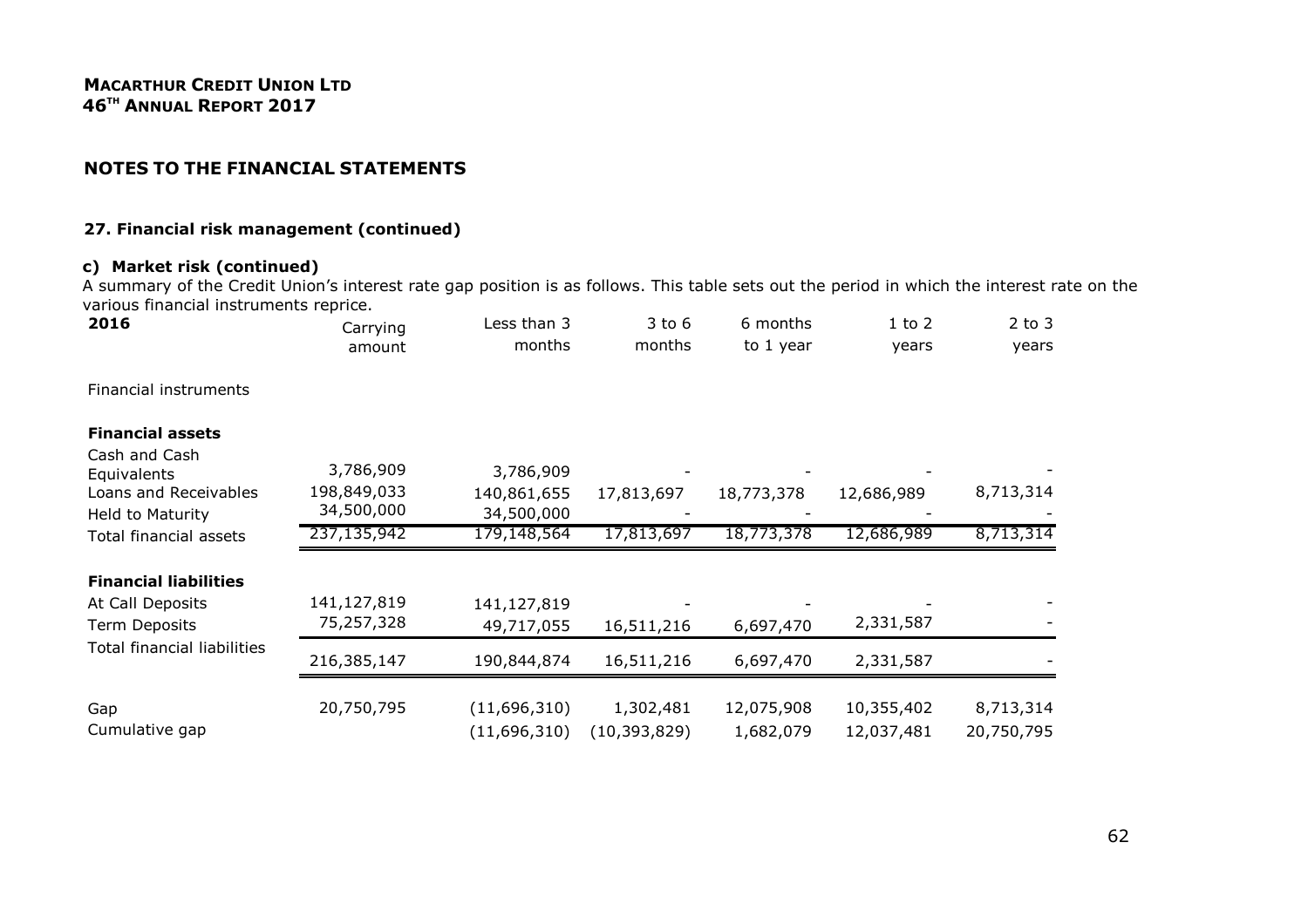## NOTES TO THE FINANCIAL STATEMENTS

### 27. Financial risk management (continued)

#### c) Market risk (continued)

A summary of the Credit Union's interest rate gap position is as follows. This table sets out the period in which the interest rate on the various financial instruments reprice.

| 2016 | Carrying amount | Less than 3 months | 3 to 6 months | 6 months to 1 year | 1 to 2 years | 2 to 3 years |
|---|---|---|---|---|---|---|
| Financial instruments | | | | | | |
| **Financial assets** | | | | | | |
| Cash and Cash Equivalents | 3,786,909 | 3,786,909 | - | - | - | - |
| Loans and Receivables | 198,849,033 | 140,861,655 | 17,813,697 | 18,773,378 | 12,686,989 | 8,713,314 |
| Held to Maturity | 34,500,000 | 34,500,000 | - | - | - | - |
| Total financial assets | 237,135,942 | 179,148,564 | 17,813,697 | 18,773,378 | 12,686,989 | 8,713,314 |
| **Financial liabilities** | | | | | | |
| At Call Deposits | 141,127,819 | 141,127,819 | - | - | - | - |
| Term Deposits | 75,257,328 | 49,717,055 | 16,511,216 | 6,697,470 | 2,331,587 | - |
| Total financial liabilities | 216,385,147 | 190,844,874 | 16,511,216 | 6,697,470 | 2,331,587 | - |
| Gap | 20,750,795 | (11,696,310) | 1,302,481 | 12,075,908 | 10,355,402 | 8,713,314 |
| Cumulative gap | | (11,696,310) | (10,393,829) | 1,682,079 | 12,037,481 | 20,750,795 |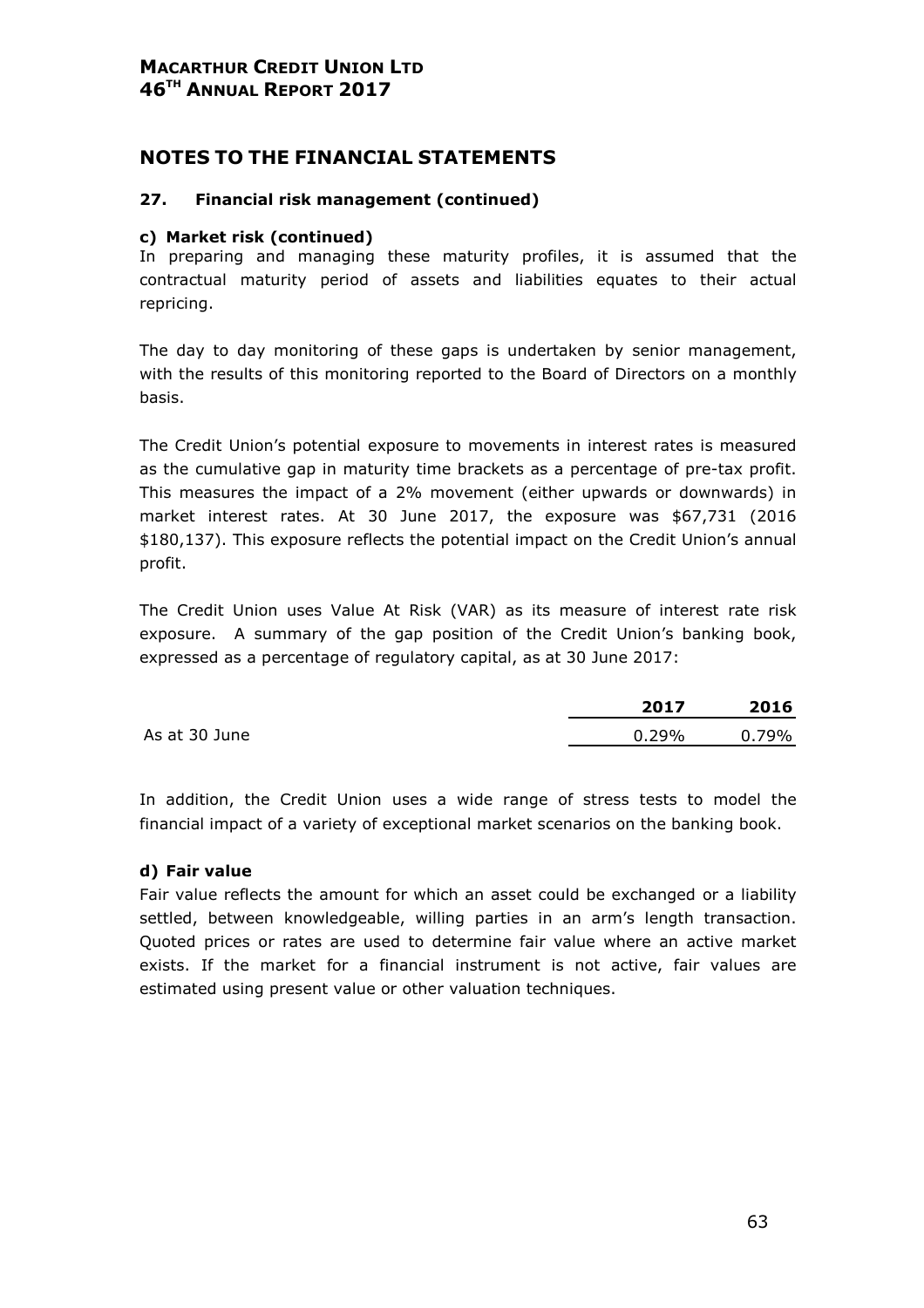# NOTES TO THE FINANCIAL STATEMENTS

### 27. Financial risk management (continued)

**c) Market risk (continued)**

In preparing and managing these maturity profiles, it is assumed that the contractual maturity period of assets and liabilities equates to their actual repricing.

The day to day monitoring of these gaps is undertaken by senior management, with the results of this monitoring reported to the Board of Directors on a monthly basis.

The Credit Union's potential exposure to movements in interest rates is measured as the cumulative gap in maturity time brackets as a percentage of pre-tax profit. This measures the impact of a 2% movement (either upwards or downwards) in market interest rates. At 30 June 2017, the exposure was $67,731 (2016 $180,137). This exposure reflects the potential impact on the Credit Union's annual profit.

The Credit Union uses Value At Risk (VAR) as its measure of interest rate risk exposure. A summary of the gap position of the Credit Union's banking book, expressed as a percentage of regulatory capital, as at 30 June 2017:

| | 2017 | 2016 |
|---|---|---|
| As at 30 June | 0.29% | 0.79% |

In addition, the Credit Union uses a wide range of stress tests to model the financial impact of a variety of exceptional market scenarios on the banking book.

**d) Fair value**

Fair value reflects the amount for which an asset could be exchanged or a liability settled, between knowledgeable, willing parties in an arm's length transaction. Quoted prices or rates are used to determine fair value where an active market exists. If the market for a financial instrument is not active, fair values are estimated using present value or other valuation techniques.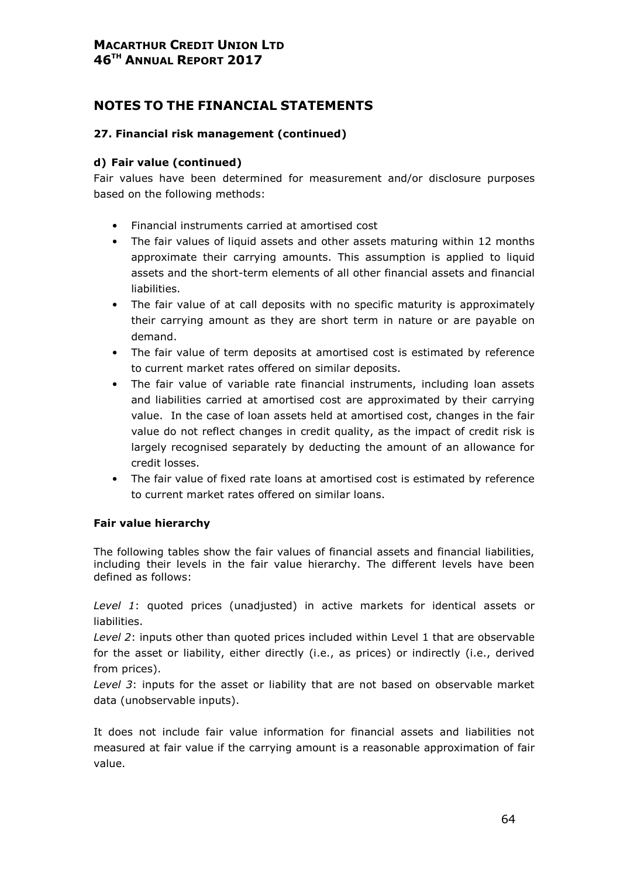# NOTES TO THE FINANCIAL STATEMENTS

## 27. Financial risk management (continued)

### d) Fair value (continued)

Fair values have been determined for measurement and/or disclosure purposes based on the following methods:

- Financial instruments carried at amortised cost
- The fair values of liquid assets and other assets maturing within 12 months approximate their carrying amounts. This assumption is applied to liquid assets and the short-term elements of all other financial assets and financial liabilities.
- The fair value of at call deposits with no specific maturity is approximately their carrying amount as they are short term in nature or are payable on demand.
- The fair value of term deposits at amortised cost is estimated by reference to current market rates offered on similar deposits.
- The fair value of variable rate financial instruments, including loan assets and liabilities carried at amortised cost are approximated by their carrying value. In the case of loan assets held at amortised cost, changes in the fair value do not reflect changes in credit quality, as the impact of credit risk is largely recognised separately by deducting the amount of an allowance for credit losses.
- The fair value of fixed rate loans at amortised cost is estimated by reference to current market rates offered on similar loans.

**Fair value hierarchy**

The following tables show the fair values of financial assets and financial liabilities, including their levels in the fair value hierarchy. The different levels have been defined as follows:

*Level 1*: quoted prices (unadjusted) in active markets for identical assets or liabilities.

*Level 2*: inputs other than quoted prices included within Level 1 that are observable for the asset or liability, either directly (i.e., as prices) or indirectly (i.e., derived from prices).

*Level 3*: inputs for the asset or liability that are not based on observable market data (unobservable inputs).

It does not include fair value information for financial assets and liabilities not measured at fair value if the carrying amount is a reasonable approximation of fair value.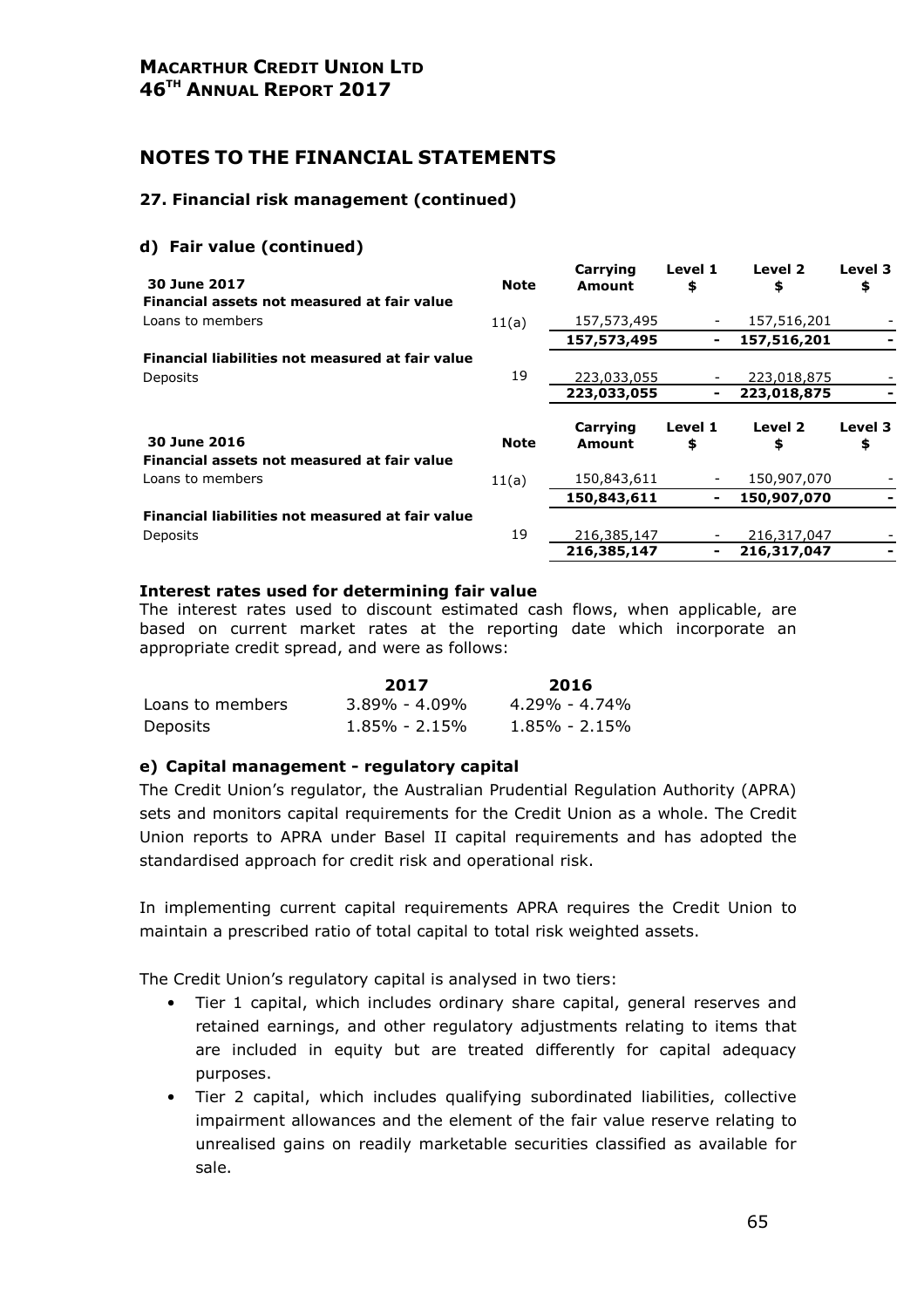# NOTES TO THE FINANCIAL STATEMENTS

## 27. Financial risk management (continued)

### d) Fair value (continued)

| 30 June 2017 | Note | Carrying Amount | Level 1 $ | Level 2 $ | Level 3 $ |
|---|---|---|---|---|---|
| **Financial assets not measured at fair value** | | | | | |
| Loans to members | 11(a) | 157,573,495 | - | 157,516,201 | - |
| | | **157,573,495** | **-** | **157,516,201** | **-** |
| **Financial liabilities not measured at fair value** | | | | | |
| Deposits | 19 | 223,033,055 | - | 223,018,875 | - |
| | | **223,033,055** | **-** | **223,018,875** | **-** |

| 30 June 2016 | Note | Carrying Amount | Level 1 $ | Level 2 $ | Level 3 $ |
|---|---|---|---|---|---|
| **Financial assets not measured at fair value** | | | | | |
| Loans to members | 11(a) | 150,843,611 | - | 150,907,070 | - |
| | | **150,843,611** | **-** | **150,907,070** | **-** |
| **Financial liabilities not measured at fair value** | | | | | |
| Deposits | 19 | 216,385,147 | - | 216,317,047 | - |
| | | **216,385,147** | **-** | **216,317,047** | **-** |

#### Interest rates used for determining fair value

The interest rates used to discount estimated cash flows, when applicable, are based on current market rates at the reporting date which incorporate an appropriate credit spread, and were as follows:

| | 2017 | 2016 |
|---|---|---|
| Loans to members | 3.89% - 4.09% | 4.29% - 4.74% |
| Deposits | 1.85% - 2.15% | 1.85% - 2.15% |

### e) Capital management - regulatory capital

The Credit Union's regulator, the Australian Prudential Regulation Authority (APRA) sets and monitors capital requirements for the Credit Union as a whole. The Credit Union reports to APRA under Basel II capital requirements and has adopted the standardised approach for credit risk and operational risk.

In implementing current capital requirements APRA requires the Credit Union to maintain a prescribed ratio of total capital to total risk weighted assets.

The Credit Union's regulatory capital is analysed in two tiers:

- Tier 1 capital, which includes ordinary share capital, general reserves and retained earnings, and other regulatory adjustments relating to items that are included in equity but are treated differently for capital adequacy purposes.
- Tier 2 capital, which includes qualifying subordinated liabilities, collective impairment allowances and the element of the fair value reserve relating to unrealised gains on readily marketable securities classified as available for sale.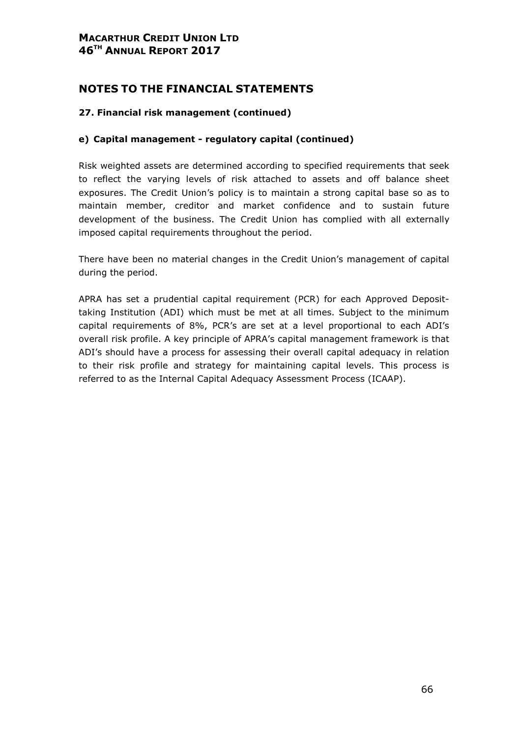# NOTES TO THE FINANCIAL STATEMENTS

### 27. Financial risk management (continued)

### e) Capital management - regulatory capital (continued)

Risk weighted assets are determined according to specified requirements that seek to reflect the varying levels of risk attached to assets and off balance sheet exposures. The Credit Union's policy is to maintain a strong capital base so as to maintain member, creditor and market confidence and to sustain future development of the business. The Credit Union has complied with all externally imposed capital requirements throughout the period.

There have been no material changes in the Credit Union's management of capital during the period.

APRA has set a prudential capital requirement (PCR) for each Approved Deposit-taking Institution (ADI) which must be met at all times. Subject to the minimum capital requirements of 8%, PCR's are set at a level proportional to each ADI's overall risk profile. A key principle of APRA's capital management framework is that ADI's should have a process for assessing their overall capital adequacy in relation to their risk profile and strategy for maintaining capital levels. This process is referred to as the Internal Capital Adequacy Assessment Process (ICAAP).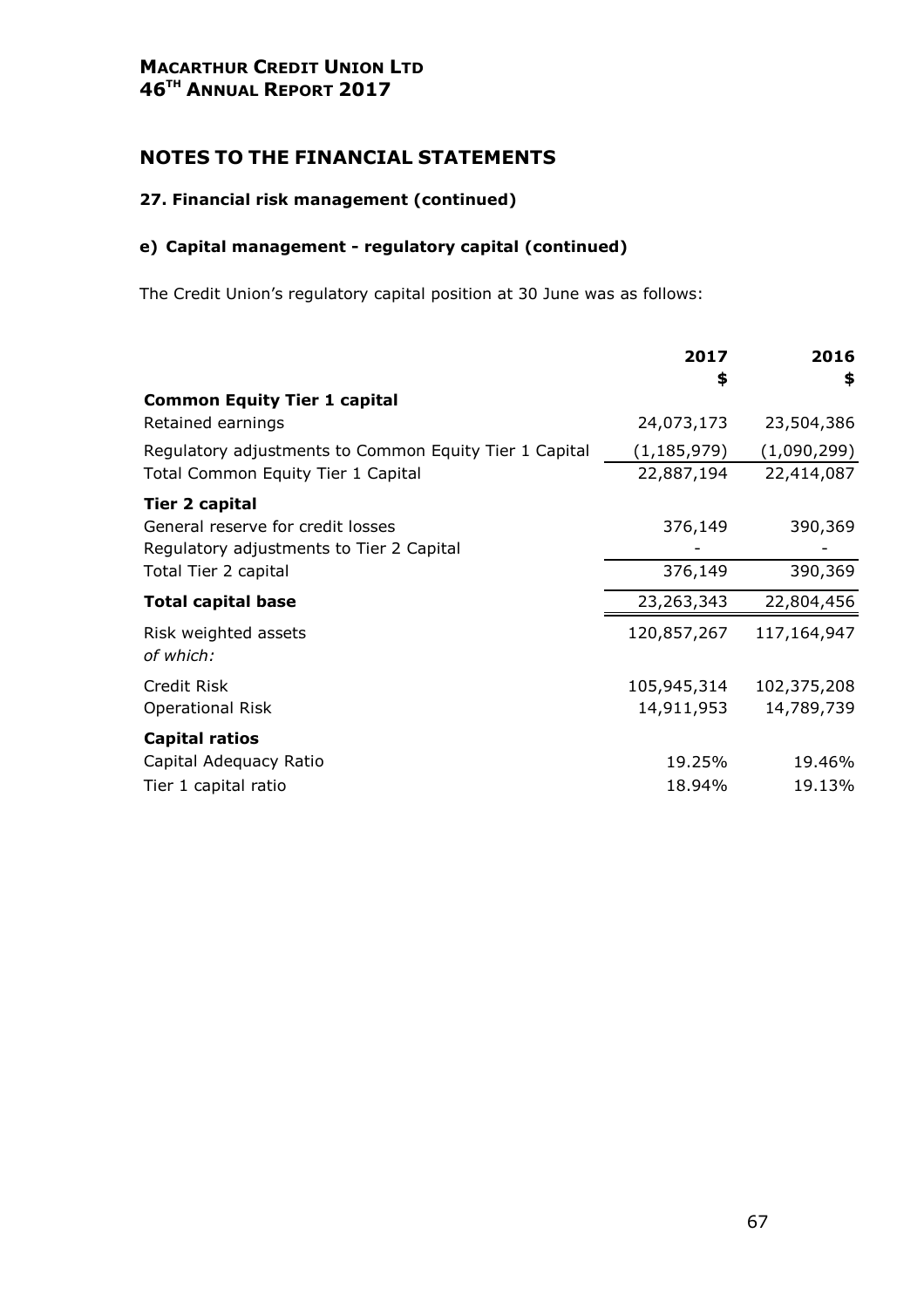## NOTES TO THE FINANCIAL STATEMENTS

### 27. Financial risk management (continued)

#### e) Capital management - regulatory capital (continued)

The Credit Union's regulatory capital position at 30 June was as follows:

| | 2017 $ | 2016 $ |
|---|---|---|
| **Common Equity Tier 1 capital** | | |
| Retained earnings | 24,073,173 | 23,504,386 |
| Regulatory adjustments to Common Equity Tier 1 Capital | (1,185,979) | (1,090,299) |
| Total Common Equity Tier 1 Capital | 22,887,194 | 22,414,087 |
| **Tier 2 capital** | | |
| General reserve for credit losses | 376,149 | 390,369 |
| Regulatory adjustments to Tier 2 Capital | - | - |
| Total Tier 2 capital | 376,149 | 390,369 |
| **Total capital base** | 23,263,343 | 22,804,456 |
| Risk weighted assets | 120,857,267 | 117,164,947 |
| *of which:* | | |
| Credit Risk | 105,945,314 | 102,375,208 |
| Operational Risk | 14,911,953 | 14,789,739 |
| **Capital ratios** | | |
| Capital Adequacy Ratio | 19.25% | 19.46% |
| Tier 1 capital ratio | 18.94% | 19.13% |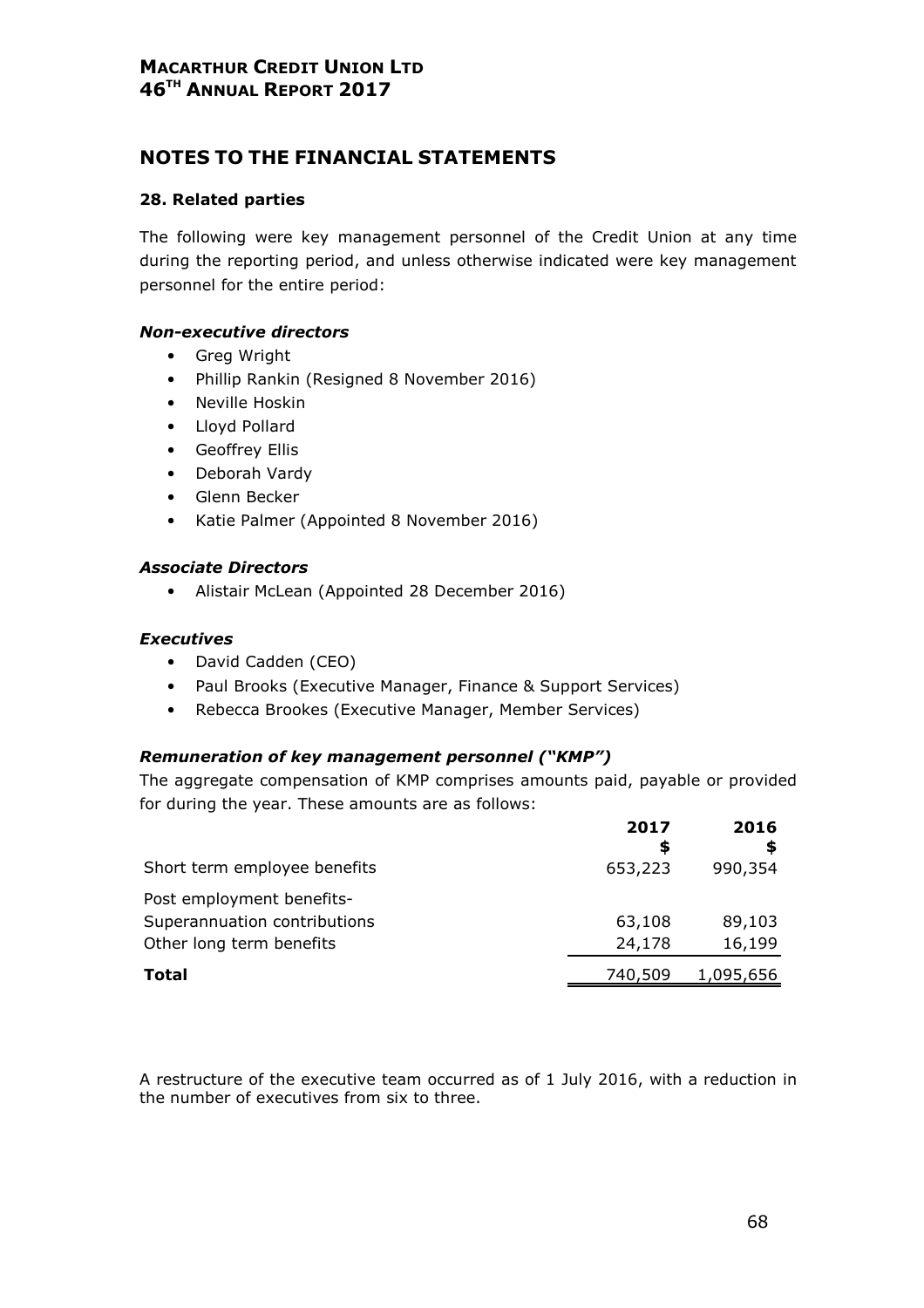# NOTES TO THE FINANCIAL STATEMENTS

### 28. Related parties

The following were key management personnel of the Credit Union at any time during the reporting period, and unless otherwise indicated were key management personnel for the entire period:

#### *Non-executive directors*

- Greg Wright
- Phillip Rankin (Resigned 8 November 2016)
- Neville Hoskin
- Lloyd Pollard
- Geoffrey Ellis
- Deborah Vardy
- Glenn Becker
- Katie Palmer (Appointed 8 November 2016)

#### *Associate Directors*

- Alistair McLean (Appointed 28 December 2016)

#### *Executives*

- David Cadden (CEO)
- Paul Brooks (Executive Manager, Finance & Support Services)
- Rebecca Brookes (Executive Manager, Member Services)

#### *Remuneration of key management personnel ("KMP")*

The aggregate compensation of KMP comprises amounts paid, payable or provided for during the year. These amounts are as follows:

| | 2017 $ | 2016 $ |
|---|---|---|
| Short term employee benefits | 653,223 | 990,354 |
| Post employment benefits- | | |
| Superannuation contributions | 63,108 | 89,103 |
| Other long term benefits | 24,178 | 16,199 |
| **Total** | 740,509 | 1,095,656 |

A restructure of the executive team occurred as of 1 July 2016, with a reduction in the number of executives from six to three.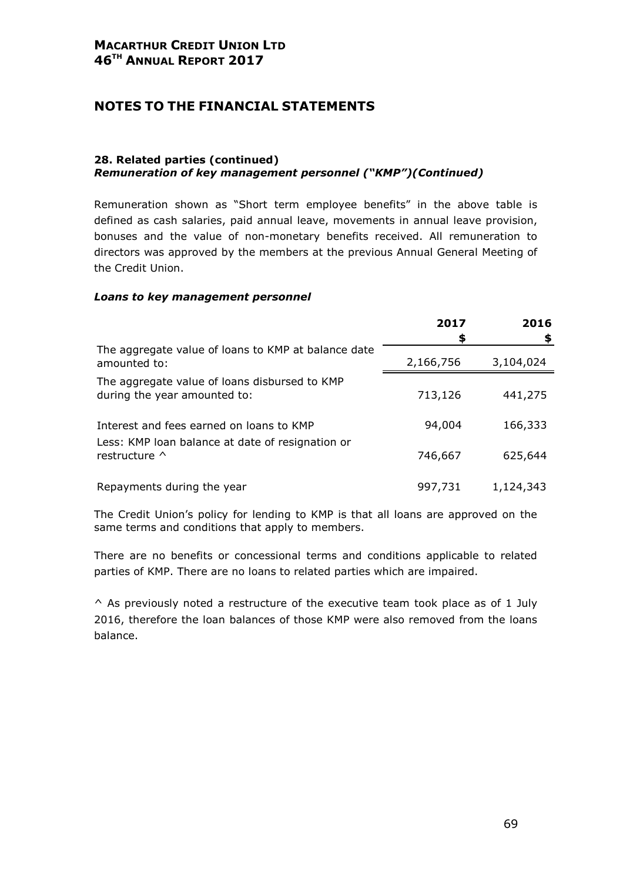# NOTES TO THE FINANCIAL STATEMENTS

### 28. Related parties (continued)

***Remuneration of key management personnel ("KMP")(Continued)***

Remuneration shown as "Short term employee benefits" in the above table is defined as cash salaries, paid annual leave, movements in annual leave provision, bonuses and the value of non-monetary benefits received. All remuneration to directors was approved by the members at the previous Annual General Meeting of the Credit Union.

***Loans to key management personnel***

| | 2017 $ | 2016 $ |
|---|---|---|
| The aggregate value of loans to KMP at balance date amounted to: | 2,166,756 | 3,104,024 |
| The aggregate value of loans disbursed to KMP during the year amounted to: | 713,126 | 441,275 |
| Interest and fees earned on loans to KMP | 94,004 | 166,333 |
| Less: KMP loan balance at date of resignation or restructure ^ | 746,667 | 625,644 |
| Repayments during the year | 997,731 | 1,124,343 |

The Credit Union's policy for lending to KMP is that all loans are approved on the same terms and conditions that apply to members.

There are no benefits or concessional terms and conditions applicable to related parties of KMP. There are no loans to related parties which are impaired.

^ As previously noted a restructure of the executive team took place as of 1 July 2016, therefore the loan balances of those KMP were also removed from the loans balance.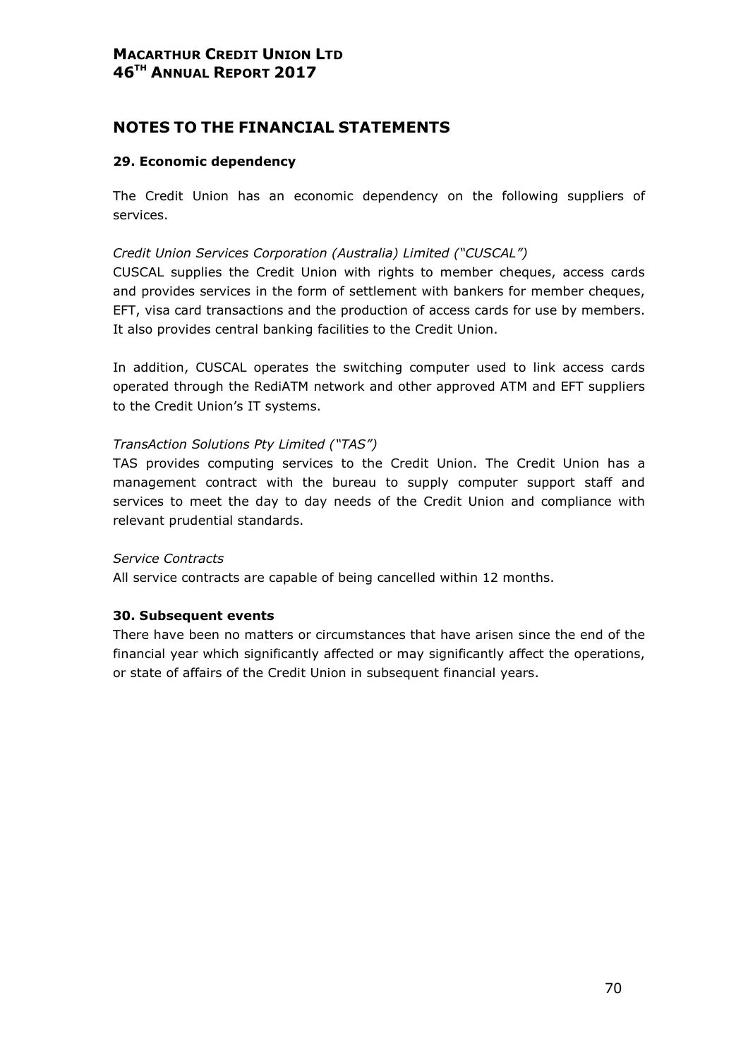## NOTES TO THE FINANCIAL STATEMENTS

### 29. Economic dependency

The Credit Union has an economic dependency on the following suppliers of services.

*Credit Union Services Corporation (Australia) Limited ("CUSCAL")*

CUSCAL supplies the Credit Union with rights to member cheques, access cards and provides services in the form of settlement with bankers for member cheques, EFT, visa card transactions and the production of access cards for use by members. It also provides central banking facilities to the Credit Union.

In addition, CUSCAL operates the switching computer used to link access cards operated through the RediATM network and other approved ATM and EFT suppliers to the Credit Union's IT systems.

*TransAction Solutions Pty Limited ("TAS")*

TAS provides computing services to the Credit Union. The Credit Union has a management contract with the bureau to supply computer support staff and services to meet the day to day needs of the Credit Union and compliance with relevant prudential standards.

*Service Contracts*

All service contracts are capable of being cancelled within 12 months.

### 30. Subsequent events

There have been no matters or circumstances that have arisen since the end of the financial year which significantly affected or may significantly affect the operations, or state of affairs of the Credit Union in subsequent financial years.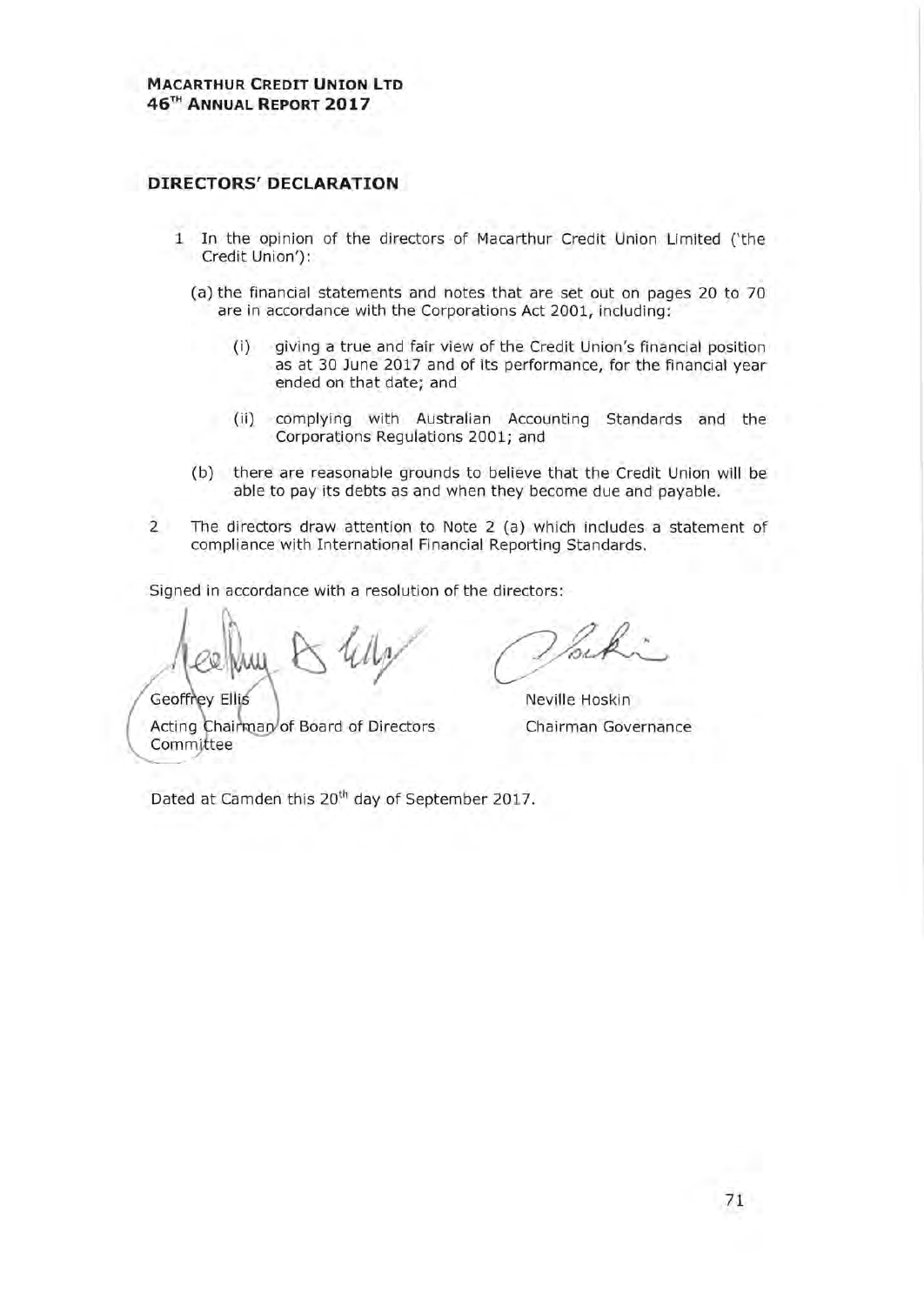## DIRECTORS' DECLARATION

1. In the opinion of the directors of Macarthur Credit Union Limited ('the Credit Union'):

   (a) the financial statements and notes that are set out on pages 20 to 70 are in accordance with the Corporations Act 2001, including:

      (i) giving a true and fair view of the Credit Union's financial position as at 30 June 2017 and of its performance, for the financial year ended on that date; and

      (ii) complying with Australian Accounting Standards and the Corporations Regulations 2001; and

   (b) there are reasonable grounds to believe that the Credit Union will be able to pay its debts as and when they become due and payable.

2. The directors draw attention to Note 2 (a) which includes a statement of compliance with International Financial Reporting Standards.

Signed in accordance with a resolution of the directors:

| | |
|---|---|
| Geoffrey Ellis | Neville Hoskin |
| Acting Chairman of Board of Directors Committee | Chairman Governance |

Dated at Camden this 20th day of September 2017.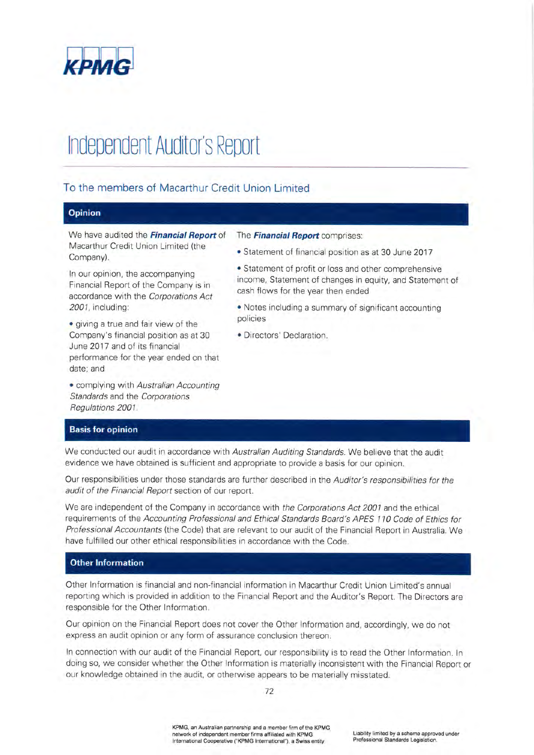KPMG

# Independent Auditor's Report

## To the members of Macarthur Credit Union Limited

### Opinion

We have audited the ***Financial Report*** of Macarthur Credit Union Limited (the Company).

In our opinion, the accompanying Financial Report of the Company is in accordance with the *Corporations Act 2001*, including:

- giving a true and fair view of the Company's financial position as at 30 June 2017 and of its financial performance for the year ended on that date; and
- complying with *Australian Accounting Standards* and the *Corporations Regulations 2001*.

The ***Financial Report*** comprises:

- Statement of financial position as at 30 June 2017
- Statement of profit or loss and other comprehensive income, Statement of changes in equity, and Statement of cash flows for the year then ended
- Notes including a summary of significant accounting policies
- Directors' Declaration.

### Basis for opinion

We conducted our audit in accordance with *Australian Auditing Standards*. We believe that the audit evidence we have obtained is sufficient and appropriate to provide a basis for our opinion.

Our responsibilities under those standards are further described in the *Auditor's responsibilities for the audit of the Financial Report* section of our report.

We are independent of the Company in accordance with *the Corporations Act 2001* and the ethical requirements of the *Accounting Professional and Ethical Standards Board's APES 110 Code of Ethics for Professional Accountants* (the Code) that are relevant to our audit of the Financial Report in Australia. We have fulfilled our other ethical responsibilities in accordance with the Code.

### Other Information

Other Information is financial and non-financial information in Macarthur Credit Union Limited's annual reporting which is provided in addition to the Financial Report and the Auditor's Report. The Directors are responsible for the Other Information.

Our opinion on the Financial Report does not cover the Other Information and, accordingly, we do not express an audit opinion or any form of assurance conclusion thereon.

In connection with our audit of the Financial Report, our responsibility is to read the Other Information. In doing so, we consider whether the Other Information is materially inconsistent with the Financial Report or our knowledge obtained in the audit, or otherwise appears to be materially misstated.

KPMG, an Australian partnership and a member firm of the KPMG network of independent member firms affiliated with KPMG International Cooperative ("KPMG International"), a Swiss entity

Liability limited by a scheme approved under Professional Standards Legislation.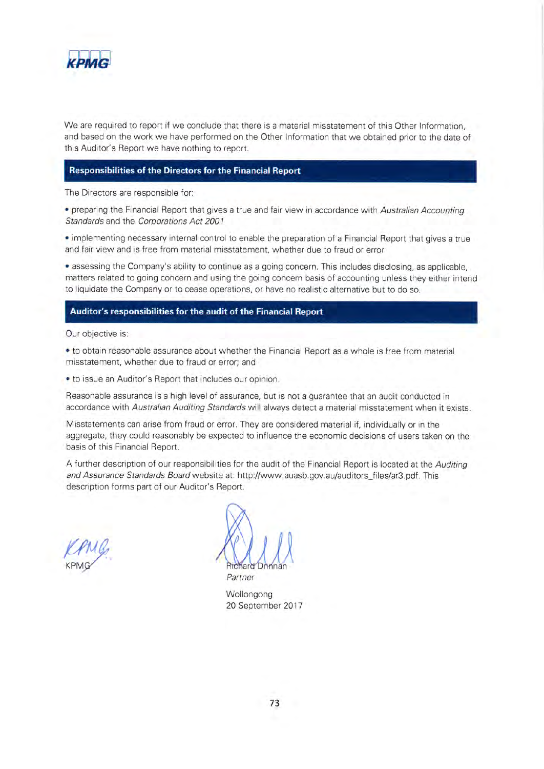We are required to report if we conclude that there is a material misstatement of this Other Information, and based on the work we have performed on the Other Information that we obtained prior to the date of this Auditor's Report we have nothing to report.

## Responsibilities of the Directors for the Financial Report

The Directors are responsible for:

- preparing the Financial Report that gives a true and fair view in accordance with *Australian Accounting Standards* and the *Corporations Act 2001*
- implementing necessary internal control to enable the preparation of a Financial Report that gives a true and fair view and is free from material misstatement, whether due to fraud or error
- assessing the Company's ability to continue as a going concern. This includes disclosing, as applicable, matters related to going concern and using the going concern basis of accounting unless they either intend to liquidate the Company or to cease operations, or have no realistic alternative but to do so.

## Auditor's responsibilities for the audit of the Financial Report

Our objective is:

- to obtain reasonable assurance about whether the Financial Report as a whole is free from material misstatement, whether due to fraud or error; and
- to issue an Auditor's Report that includes our opinion.

Reasonable assurance is a high level of assurance, but is not a guarantee that an audit conducted in accordance with *Australian Auditing Standards* will always detect a material misstatement when it exists.

Misstatements can arise from fraud or error. They are considered material if, individually or in the aggregate, they could reasonably be expected to influence the economic decisions of users taken on the basis of this Financial Report.

A further description of our responsibilities for the audit of the Financial Report is located at the *Auditing and Assurance Standards Board* website at: http://www.auasb.gov.au/auditors_files/ar3.pdf. This description forms part of our Auditor's Report.

KPMG

Richard Drinnan
*Partner*

Wollongong
20 September 2017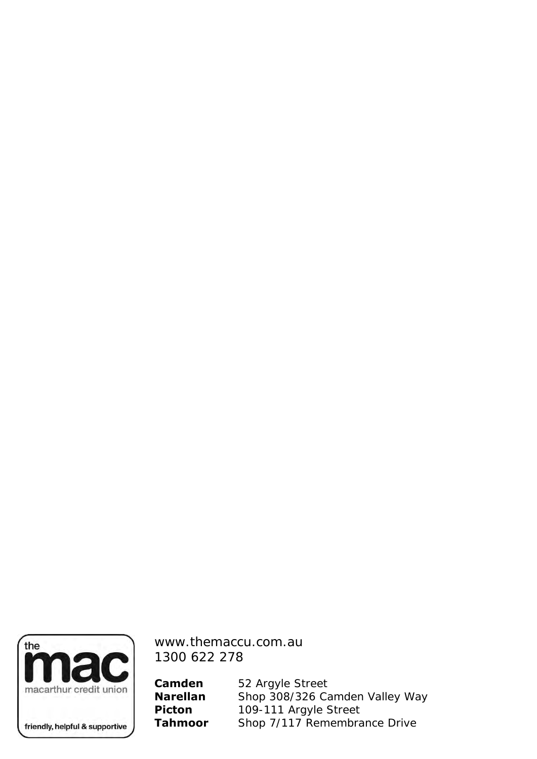the

mac

macarthur credit union

friendly, helpful & supportive

www.themaccu.com.au
1300 622 278

| | |
|---|---|
| **Camden** | 52 Argyle Street |
| **Narellan** | Shop 308/326 Camden Valley Way |
| **Picton** | 109-111 Argyle Street |
| **Tahmoor** | Shop 7/117 Remembrance Drive |